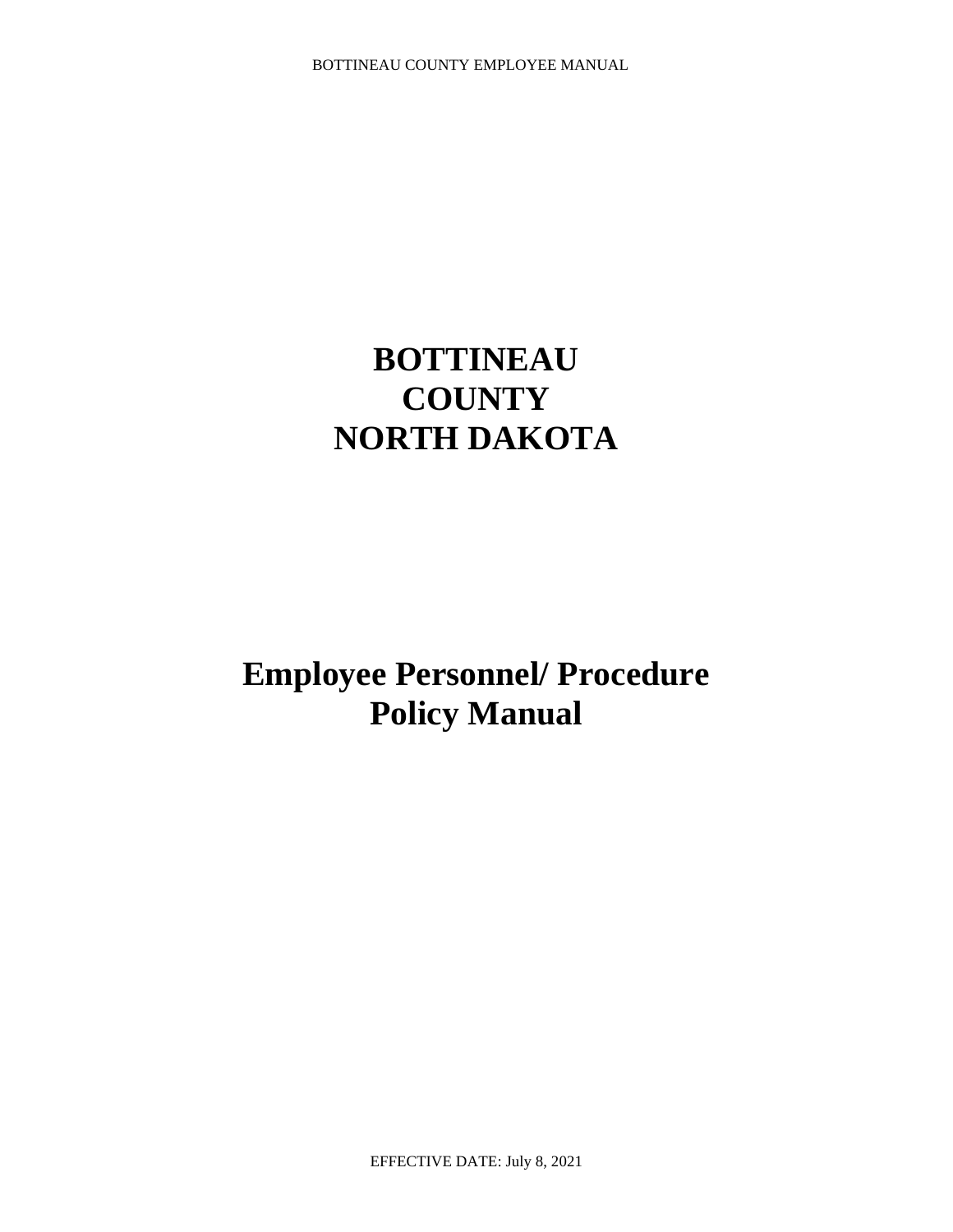# BOTTINEAU COUNTY NORTH DAKOTA

# Employee Personnel/ Procedure Policy Manual

EFFECTIVE DATE: July 8, 2021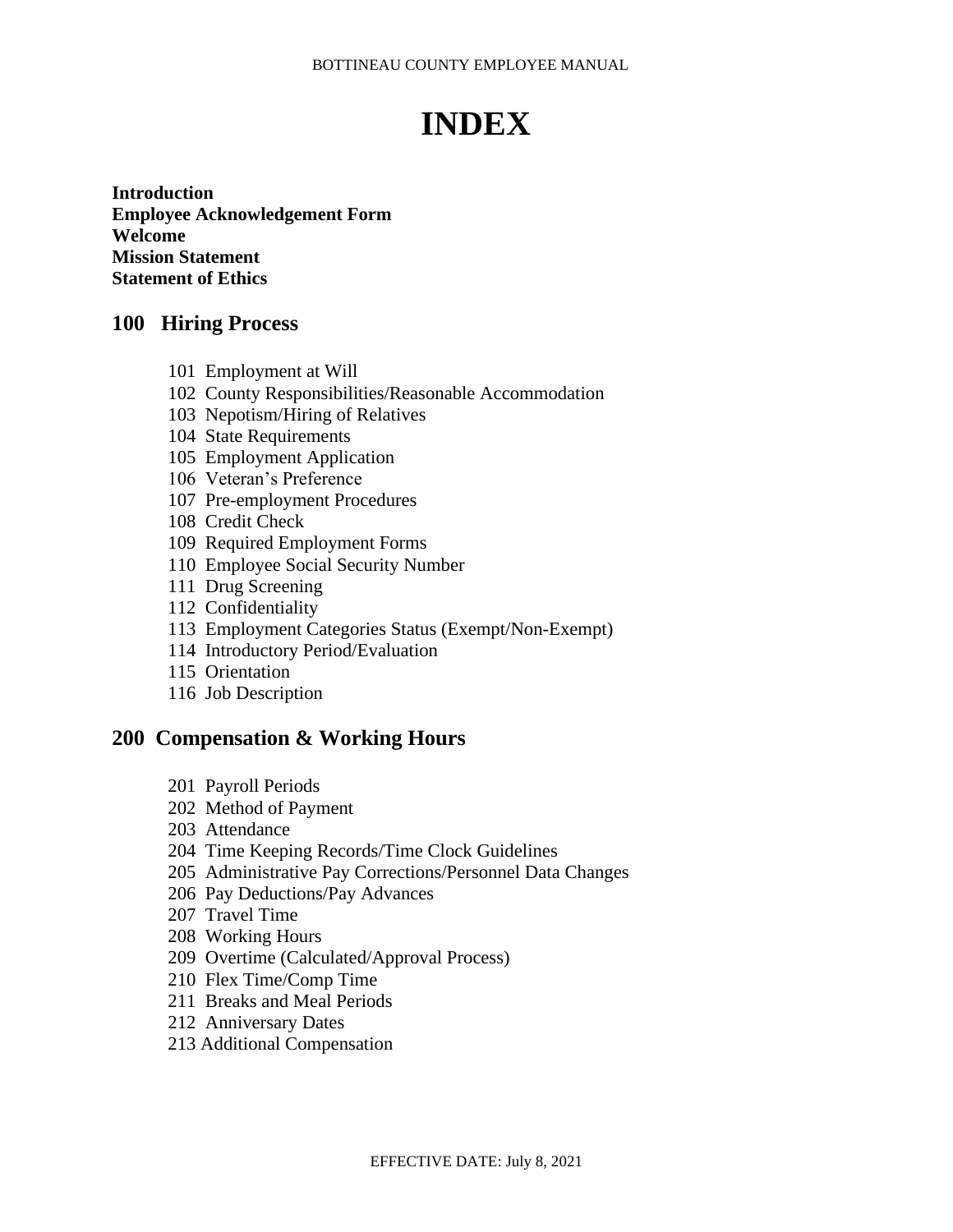# INDEX

**Introduction**
**Employee Acknowledgement Form**
**Welcome**
**Mission Statement**
**Statement of Ethics**

## 100 Hiring Process

- 101 Employment at Will
- 102 County Responsibilities/Reasonable Accommodation
- 103 Nepotism/Hiring of Relatives
- 104 State Requirements
- 105 Employment Application
- 106 Veteran's Preference
- 107 Pre-employment Procedures
- 108 Credit Check
- 109 Required Employment Forms
- 110 Employee Social Security Number
- 111 Drug Screening
- 112 Confidentiality
- 113 Employment Categories Status (Exempt/Non-Exempt)
- 114 Introductory Period/Evaluation
- 115 Orientation
- 116 Job Description

## 200 Compensation & Working Hours

- 201 Payroll Periods
- 202 Method of Payment
- 203 Attendance
- 204 Time Keeping Records/Time Clock Guidelines
- 205 Administrative Pay Corrections/Personnel Data Changes
- 206 Pay Deductions/Pay Advances
- 207 Travel Time
- 208 Working Hours
- 209 Overtime (Calculated/Approval Process)
- 210 Flex Time/Comp Time
- 211 Breaks and Meal Periods
- 212 Anniversary Dates
- 213 Additional Compensation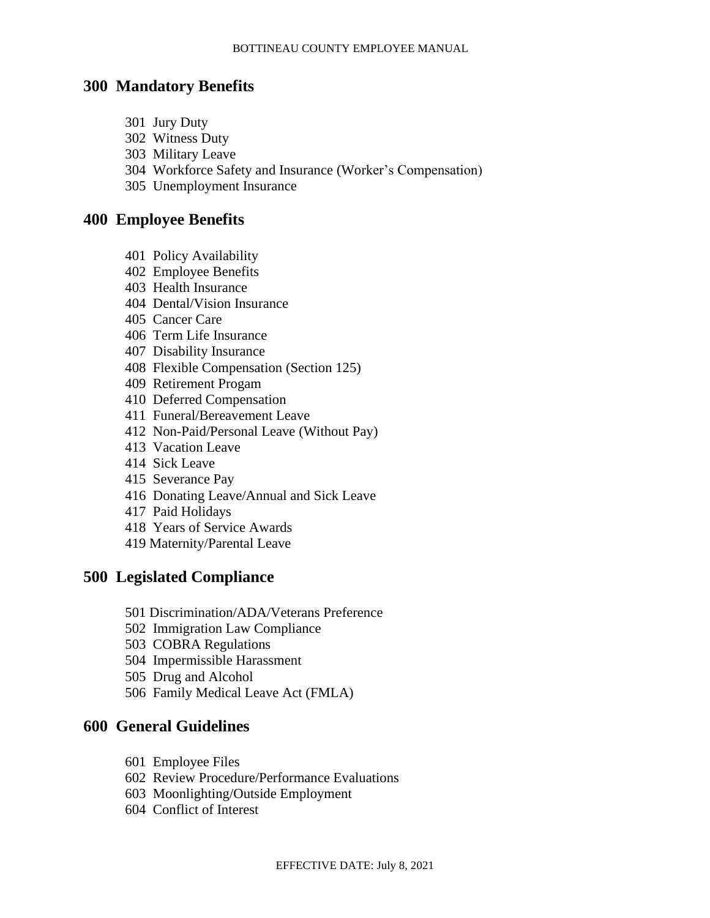## 300 Mandatory Benefits

301 Jury Duty
302 Witness Duty
303 Military Leave
304 Workforce Safety and Insurance (Worker's Compensation)
305 Unemployment Insurance

## 400 Employee Benefits

401 Policy Availability
402 Employee Benefits
403 Health Insurance
404 Dental/Vision Insurance
405 Cancer Care
406 Term Life Insurance
407 Disability Insurance
408 Flexible Compensation (Section 125)
409 Retirement Progam
410 Deferred Compensation
411 Funeral/Bereavement Leave
412 Non-Paid/Personal Leave (Without Pay)
413 Vacation Leave
414 Sick Leave
415 Severance Pay
416 Donating Leave/Annual and Sick Leave
417 Paid Holidays
418 Years of Service Awards
419 Maternity/Parental Leave

## 500 Legislated Compliance

501 Discrimination/ADA/Veterans Preference
502 Immigration Law Compliance
503 COBRA Regulations
504 Impermissible Harassment
505 Drug and Alcohol
506 Family Medical Leave Act (FMLA)

## 600 General Guidelines

601 Employee Files
602 Review Procedure/Performance Evaluations
603 Moonlighting/Outside Employment
604 Conflict of Interest

EFFECTIVE DATE: July 8, 2021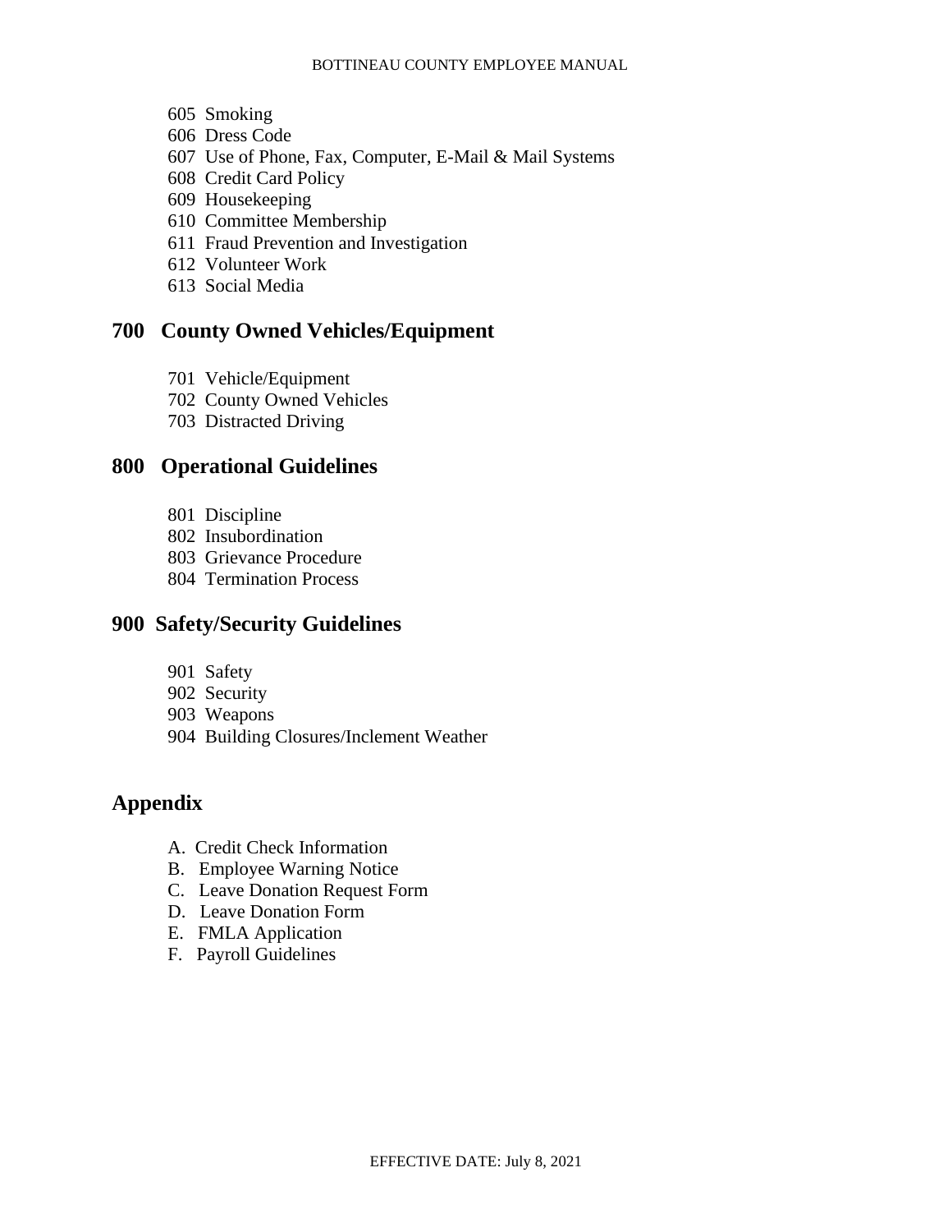605 Smoking
606 Dress Code
607 Use of Phone, Fax, Computer, E-Mail & Mail Systems
608 Credit Card Policy
609 Housekeeping
610 Committee Membership
611 Fraud Prevention and Investigation
612 Volunteer Work
613 Social Media

## 700 County Owned Vehicles/Equipment

701 Vehicle/Equipment
702 County Owned Vehicles
703 Distracted Driving

## 800 Operational Guidelines

801 Discipline
802 Insubordination
803 Grievance Procedure
804 Termination Process

## 900 Safety/Security Guidelines

901 Safety
902 Security
903 Weapons
904 Building Closures/Inclement Weather

## Appendix

A. Credit Check Information
B. Employee Warning Notice
C. Leave Donation Request Form
D. Leave Donation Form
E. FMLA Application
F. Payroll Guidelines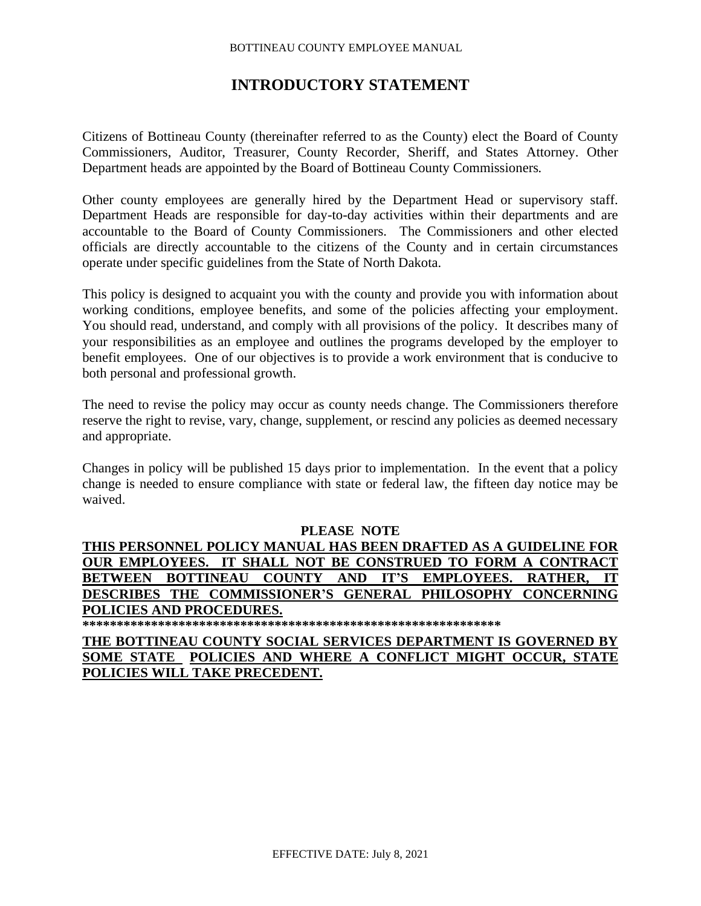# INTRODUCTORY STATEMENT

Citizens of Bottineau County (thereinafter referred to as the County) elect the Board of County Commissioners, Auditor, Treasurer, County Recorder, Sheriff, and States Attorney. Other Department heads are appointed by the Board of Bottineau County Commissioners.

Other county employees are generally hired by the Department Head or supervisory staff. Department Heads are responsible for day-to-day activities within their departments and are accountable to the Board of County Commissioners. The Commissioners and other elected officials are directly accountable to the citizens of the County and in certain circumstances operate under specific guidelines from the State of North Dakota.

This policy is designed to acquaint you with the county and provide you with information about working conditions, employee benefits, and some of the policies affecting your employment. You should read, understand, and comply with all provisions of the policy. It describes many of your responsibilities as an employee and outlines the programs developed by the employer to benefit employees. One of our objectives is to provide a work environment that is conducive to both personal and professional growth.

The need to revise the policy may occur as county needs change. The Commissioners therefore reserve the right to revise, vary, change, supplement, or rescind any policies as deemed necessary and appropriate.

Changes in policy will be published 15 days prior to implementation. In the event that a policy change is needed to ensure compliance with state or federal law, the fifteen day notice may be waived.

**PLEASE NOTE**

**THIS PERSONNEL POLICY MANUAL HAS BEEN DRAFTED AS A GUIDELINE FOR OUR EMPLOYEES. IT SHALL NOT BE CONSTRUED TO FORM A CONTRACT BETWEEN BOTTINEAU COUNTY AND IT'S EMPLOYEES. RATHER, IT DESCRIBES THE COMMISSIONER'S GENERAL PHILOSOPHY CONCERNING POLICIES AND PROCEDURES.**

**************************************************************

**THE BOTTINEAU COUNTY SOCIAL SERVICES DEPARTMENT IS GOVERNED BY SOME STATE POLICIES AND WHERE A CONFLICT MIGHT OCCUR, STATE POLICIES WILL TAKE PRECEDENT.**

EFFECTIVE DATE: July 8, 2021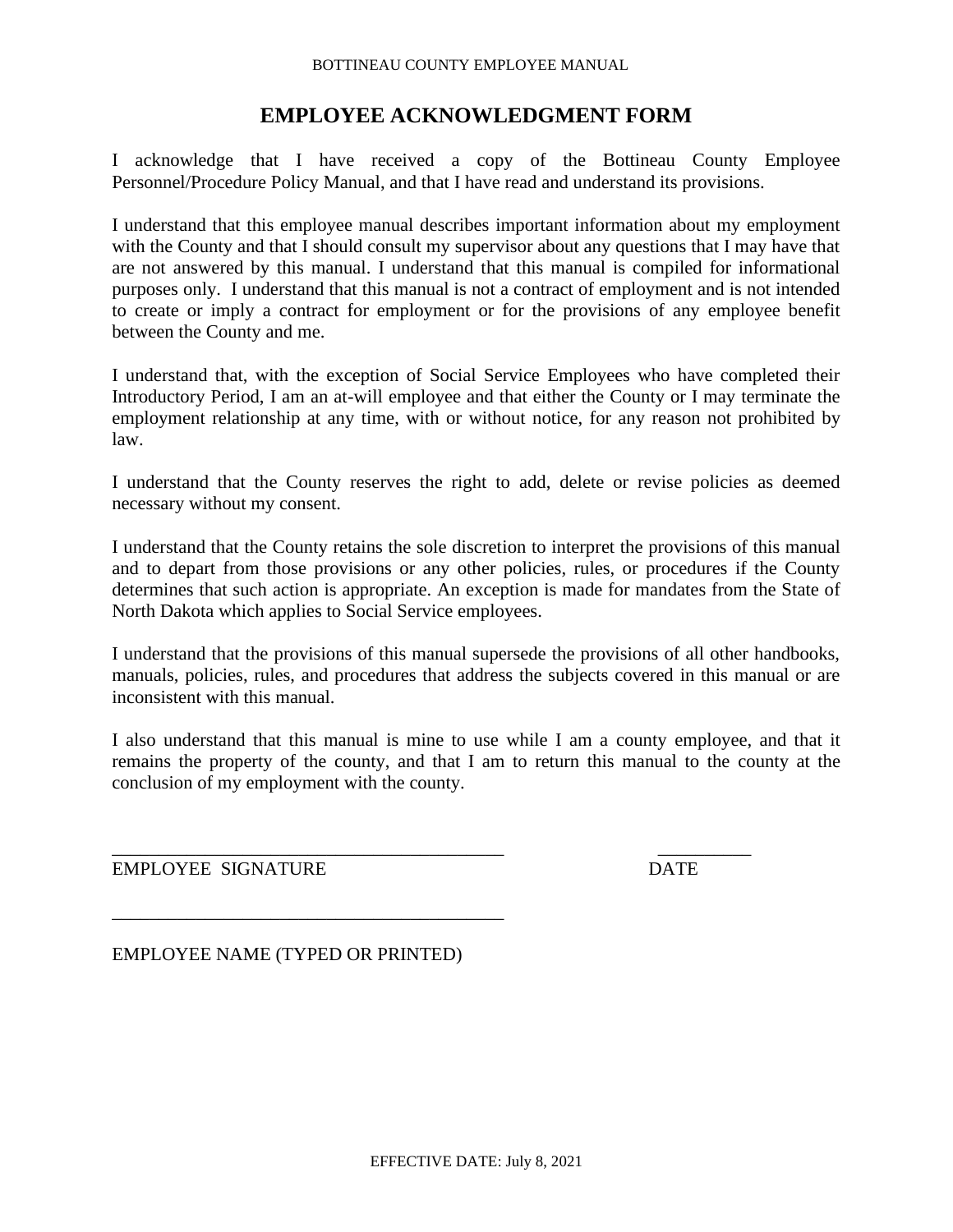# EMPLOYEE ACKNOWLEDGMENT FORM

I acknowledge that I have received a copy of the Bottineau County Employee Personnel/Procedure Policy Manual, and that I have read and understand its provisions.

I understand that this employee manual describes important information about my employment with the County and that I should consult my supervisor about any questions that I may have that are not answered by this manual. I understand that this manual is compiled for informational purposes only. I understand that this manual is not a contract of employment and is not intended to create or imply a contract for employment or for the provisions of any employee benefit between the County and me.

I understand that, with the exception of Social Service Employees who have completed their Introductory Period, I am an at-will employee and that either the County or I may terminate the employment relationship at any time, with or without notice, for any reason not prohibited by law.

I understand that the County reserves the right to add, delete or revise policies as deemed necessary without my consent.

I understand that the County retains the sole discretion to interpret the provisions of this manual and to depart from those provisions or any other policies, rules, or procedures if the County determines that such action is appropriate. An exception is made for mandates from the State of North Dakota which applies to Social Service employees.

I understand that the provisions of this manual supersede the provisions of all other handbooks, manuals, policies, rules, and procedures that address the subjects covered in this manual or are inconsistent with this manual.

I also understand that this manual is mine to use while I am a county employee, and that it remains the property of the county, and that I am to return this manual to the county at the conclusion of my employment with the county.

___________________________________________ __________

EMPLOYEE SIGNATURE DATE

___________________________________________

EMPLOYEE NAME (TYPED OR PRINTED)

EFFECTIVE DATE: July 8, 2021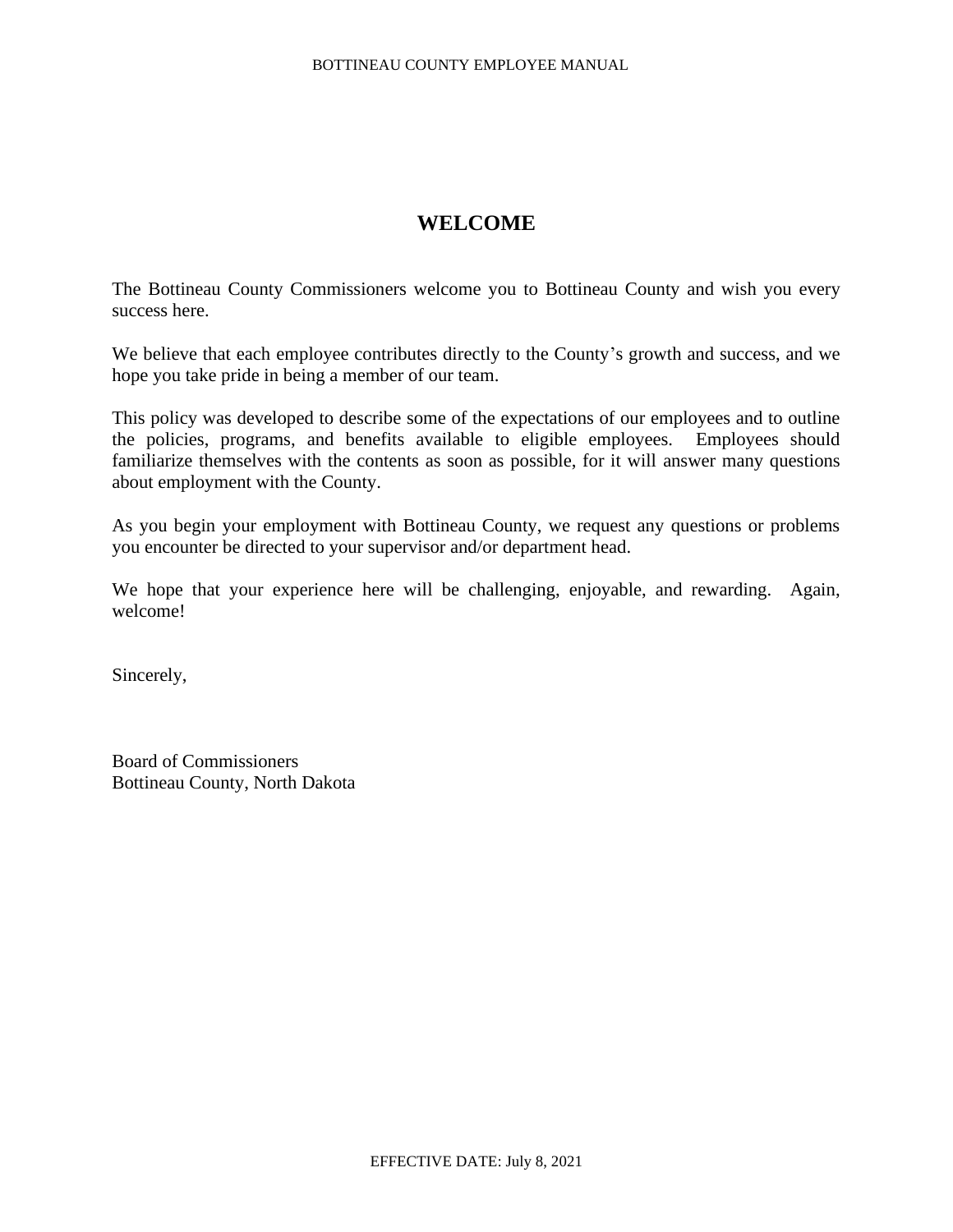# WELCOME

The Bottineau County Commissioners welcome you to Bottineau County and wish you every success here.

We believe that each employee contributes directly to the County's growth and success, and we hope you take pride in being a member of our team.

This policy was developed to describe some of the expectations of our employees and to outline the policies, programs, and benefits available to eligible employees. Employees should familiarize themselves with the contents as soon as possible, for it will answer many questions about employment with the County.

As you begin your employment with Bottineau County, we request any questions or problems you encounter be directed to your supervisor and/or department head.

We hope that your experience here will be challenging, enjoyable, and rewarding. Again, welcome!

Sincerely,

Board of Commissioners
Bottineau County, North Dakota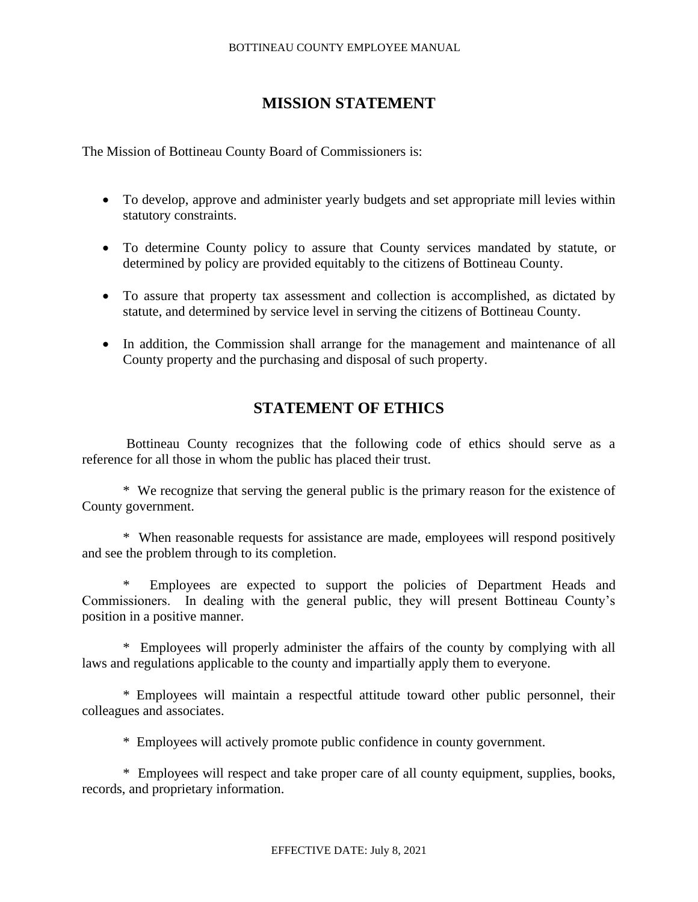## MISSION STATEMENT

The Mission of Bottineau County Board of Commissioners is:

- To develop, approve and administer yearly budgets and set appropriate mill levies within statutory constraints.
- To determine County policy to assure that County services mandated by statute, or determined by policy are provided equitably to the citizens of Bottineau County.
- To assure that property tax assessment and collection is accomplished, as dictated by statute, and determined by service level in serving the citizens of Bottineau County.
- In addition, the Commission shall arrange for the management and maintenance of all County property and the purchasing and disposal of such property.

## STATEMENT OF ETHICS

Bottineau County recognizes that the following code of ethics should serve as a reference for all those in whom the public has placed their trust.

\* We recognize that serving the general public is the primary reason for the existence of County government.

\* When reasonable requests for assistance are made, employees will respond positively and see the problem through to its completion.

\* Employees are expected to support the policies of Department Heads and Commissioners. In dealing with the general public, they will present Bottineau County's position in a positive manner.

\* Employees will properly administer the affairs of the county by complying with all laws and regulations applicable to the county and impartially apply them to everyone.

\* Employees will maintain a respectful attitude toward other public personnel, their colleagues and associates.

\* Employees will actively promote public confidence in county government.

\* Employees will respect and take proper care of all county equipment, supplies, books, records, and proprietary information.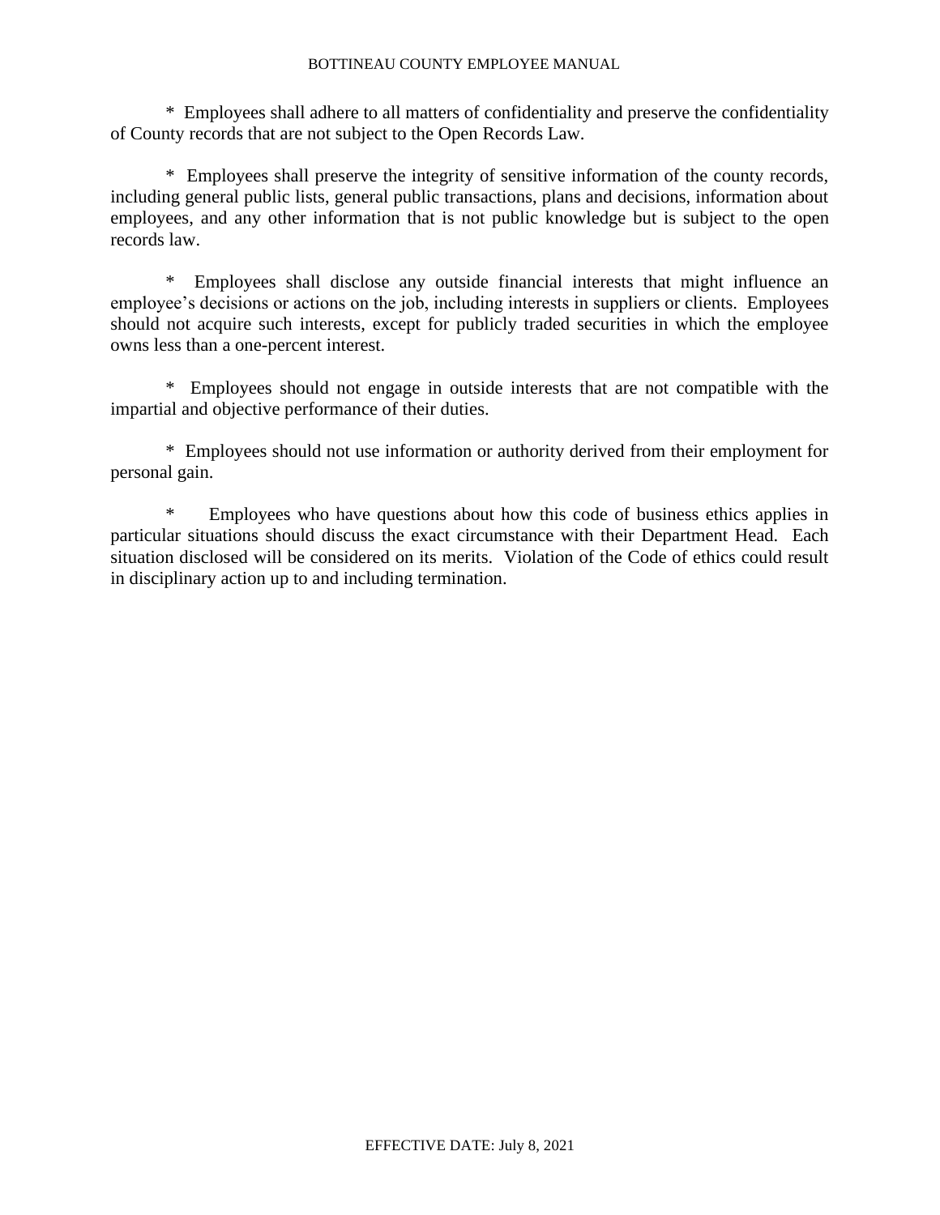* Employees shall adhere to all matters of confidentiality and preserve the confidentiality of County records that are not subject to the Open Records Law.

* Employees shall preserve the integrity of sensitive information of the county records, including general public lists, general public transactions, plans and decisions, information about employees, and any other information that is not public knowledge but is subject to the open records law.

* Employees shall disclose any outside financial interests that might influence an employee's decisions or actions on the job, including interests in suppliers or clients. Employees should not acquire such interests, except for publicly traded securities in which the employee owns less than a one-percent interest.

* Employees should not engage in outside interests that are not compatible with the impartial and objective performance of their duties.

* Employees should not use information or authority derived from their employment for personal gain.

* Employees who have questions about how this code of business ethics applies in particular situations should discuss the exact circumstance with their Department Head. Each situation disclosed will be considered on its merits. Violation of the Code of ethics could result in disciplinary action up to and including termination.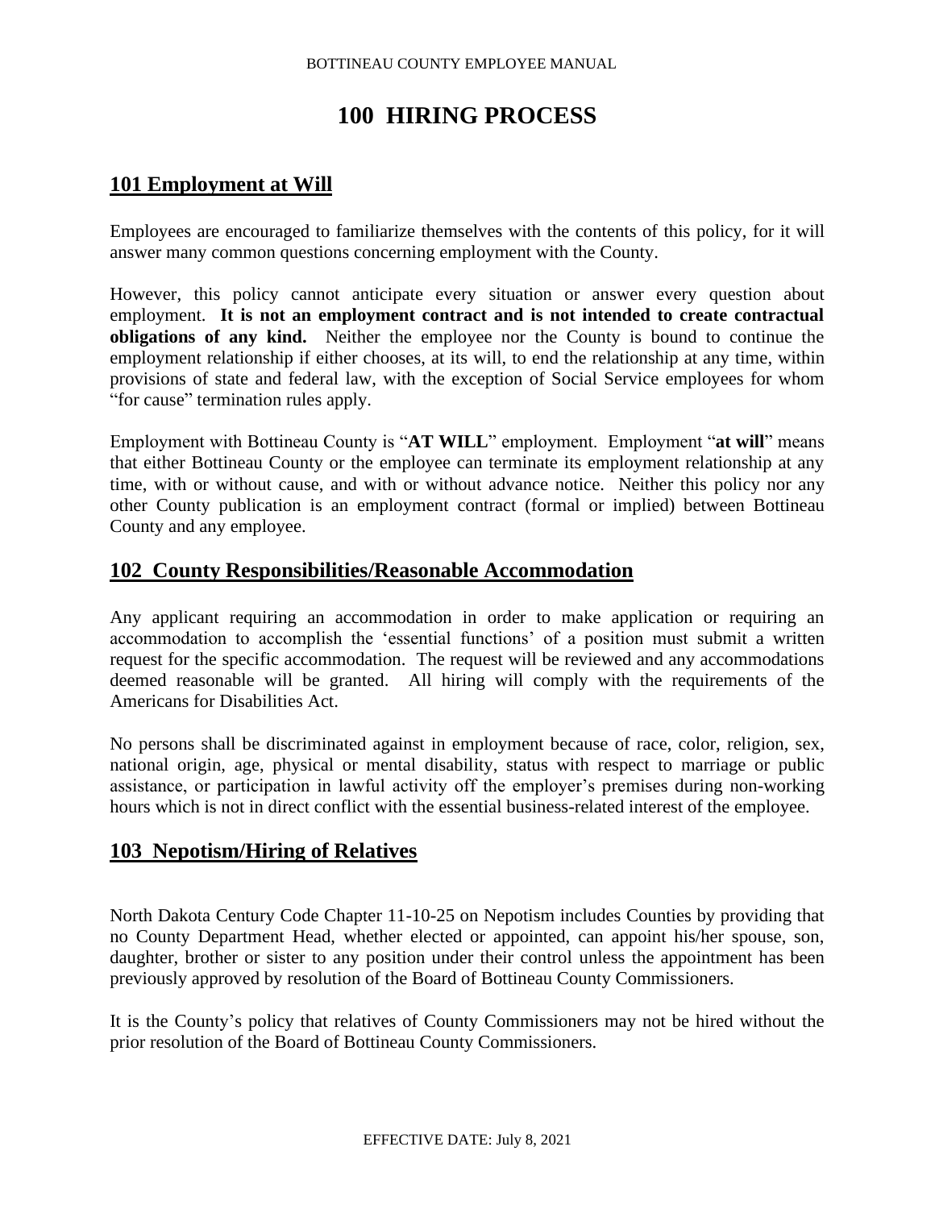# 100 HIRING PROCESS

## 101 Employment at Will

Employees are encouraged to familiarize themselves with the contents of this policy, for it will answer many common questions concerning employment with the County.

However, this policy cannot anticipate every situation or answer every question about employment. **It is not an employment contract and is not intended to create contractual obligations of any kind.** Neither the employee nor the County is bound to continue the employment relationship if either chooses, at its will, to end the relationship at any time, within provisions of state and federal law, with the exception of Social Service employees for whom "for cause" termination rules apply.

Employment with Bottineau County is "**AT WILL**" employment. Employment "**at will**" means that either Bottineau County or the employee can terminate its employment relationship at any time, with or without cause, and with or without advance notice. Neither this policy nor any other County publication is an employment contract (formal or implied) between Bottineau County and any employee.

## 102 County Responsibilities/Reasonable Accommodation

Any applicant requiring an accommodation in order to make application or requiring an accommodation to accomplish the 'essential functions' of a position must submit a written request for the specific accommodation. The request will be reviewed and any accommodations deemed reasonable will be granted. All hiring will comply with the requirements of the Americans for Disabilities Act.

No persons shall be discriminated against in employment because of race, color, religion, sex, national origin, age, physical or mental disability, status with respect to marriage or public assistance, or participation in lawful activity off the employer's premises during non-working hours which is not in direct conflict with the essential business-related interest of the employee.

## 103 Nepotism/Hiring of Relatives

North Dakota Century Code Chapter 11-10-25 on Nepotism includes Counties by providing that no County Department Head, whether elected or appointed, can appoint his/her spouse, son, daughter, brother or sister to any position under their control unless the appointment has been previously approved by resolution of the Board of Bottineau County Commissioners.

It is the County's policy that relatives of County Commissioners may not be hired without the prior resolution of the Board of Bottineau County Commissioners.

EFFECTIVE DATE: July 8, 2021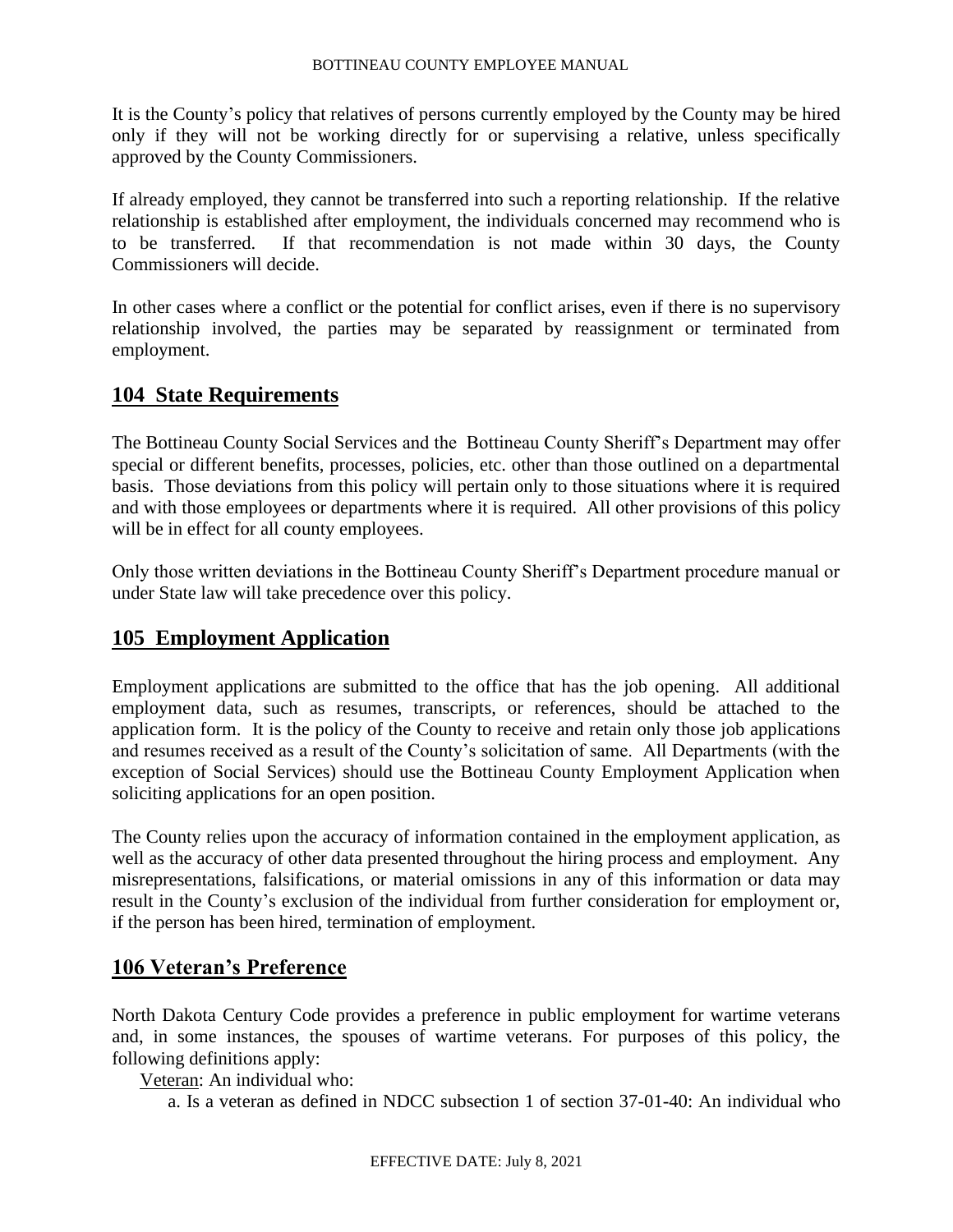It is the County's policy that relatives of persons currently employed by the County may be hired only if they will not be working directly for or supervising a relative, unless specifically approved by the County Commissioners.

If already employed, they cannot be transferred into such a reporting relationship. If the relative relationship is established after employment, the individuals concerned may recommend who is to be transferred. If that recommendation is not made within 30 days, the County Commissioners will decide.

In other cases where a conflict or the potential for conflict arises, even if there is no supervisory relationship involved, the parties may be separated by reassignment or terminated from employment.

## 104 State Requirements

The Bottineau County Social Services and the Bottineau County Sheriff's Department may offer special or different benefits, processes, policies, etc. other than those outlined on a departmental basis. Those deviations from this policy will pertain only to those situations where it is required and with those employees or departments where it is required. All other provisions of this policy will be in effect for all county employees.

Only those written deviations in the Bottineau County Sheriff's Department procedure manual or under State law will take precedence over this policy.

## 105 Employment Application

Employment applications are submitted to the office that has the job opening. All additional employment data, such as resumes, transcripts, or references, should be attached to the application form. It is the policy of the County to receive and retain only those job applications and resumes received as a result of the County's solicitation of same. All Departments (with the exception of Social Services) should use the Bottineau County Employment Application when soliciting applications for an open position.

The County relies upon the accuracy of information contained in the employment application, as well as the accuracy of other data presented throughout the hiring process and employment. Any misrepresentations, falsifications, or material omissions in any of this information or data may result in the County's exclusion of the individual from further consideration for employment or, if the person has been hired, termination of employment.

## 106 Veteran's Preference

North Dakota Century Code provides a preference in public employment for wartime veterans and, in some instances, the spouses of wartime veterans. For purposes of this policy, the following definitions apply:

Veteran: An individual who:

a. Is a veteran as defined in NDCC subsection 1 of section 37-01-40: An individual who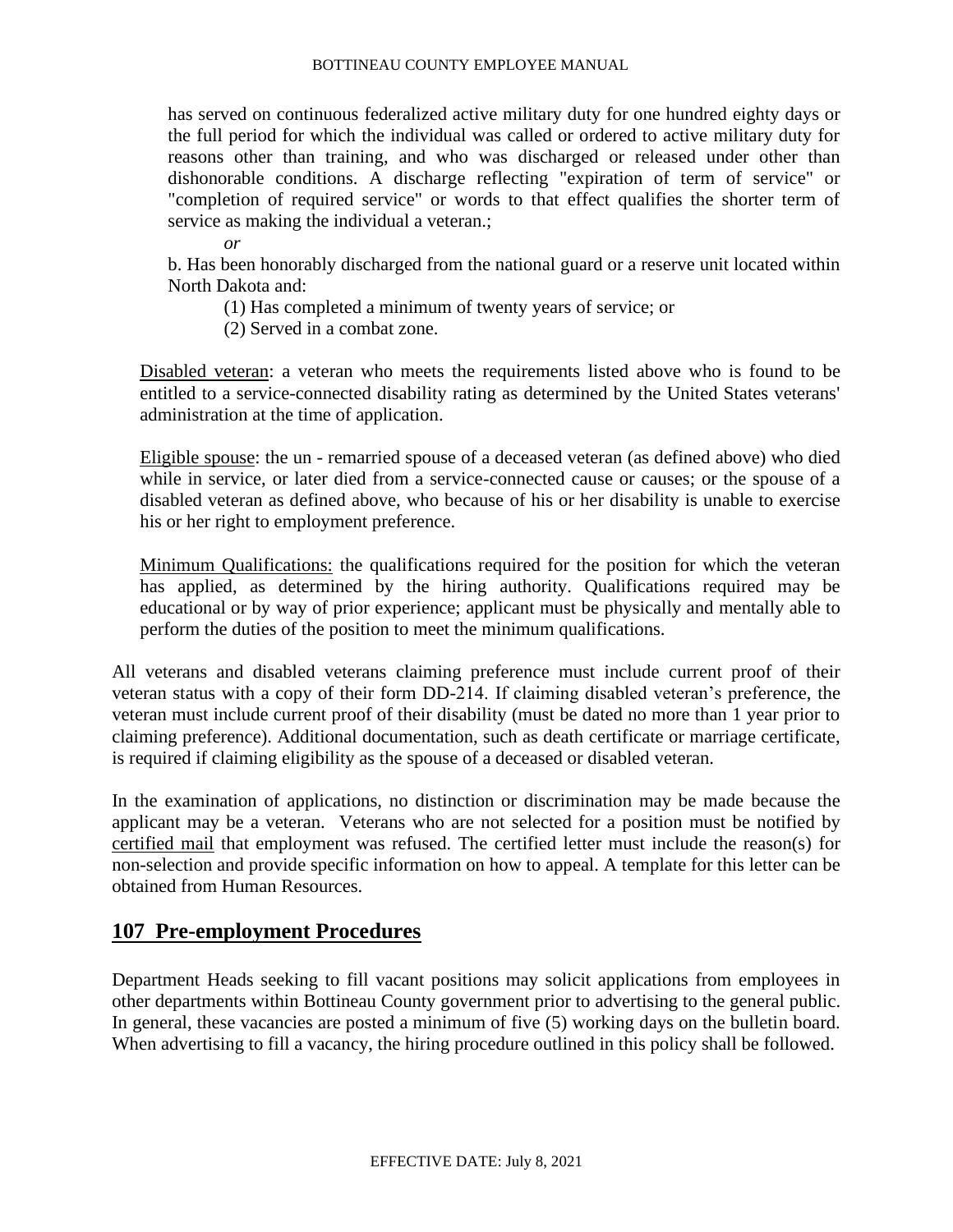has served on continuous federalized active military duty for one hundred eighty days or the full period for which the individual was called or ordered to active military duty for reasons other than training, and who was discharged or released under other than dishonorable conditions. A discharge reflecting "expiration of term of service" or "completion of required service" or words to that effect qualifies the shorter term of service as making the individual a veteran.;

*or*

b. Has been honorably discharged from the national guard or a reserve unit located within North Dakota and:

(1) Has completed a minimum of twenty years of service; or

(2) Served in a combat zone.

<u>Disabled veteran</u>: a veteran who meets the requirements listed above who is found to be entitled to a service-connected disability rating as determined by the United States veterans' administration at the time of application.

<u>Eligible spouse</u>: the un - remarried spouse of a deceased veteran (as defined above) who died while in service, or later died from a service-connected cause or causes; or the spouse of a disabled veteran as defined above, who because of his or her disability is unable to exercise his or her right to employment preference.

<u>Minimum Qualifications:</u> the qualifications required for the position for which the veteran has applied, as determined by the hiring authority. Qualifications required may be educational or by way of prior experience; applicant must be physically and mentally able to perform the duties of the position to meet the minimum qualifications.

All veterans and disabled veterans claiming preference must include current proof of their veteran status with a copy of their form DD-214. If claiming disabled veteran's preference, the veteran must include current proof of their disability (must be dated no more than 1 year prior to claiming preference). Additional documentation, such as death certificate or marriage certificate, is required if claiming eligibility as the spouse of a deceased or disabled veteran.

In the examination of applications, no distinction or discrimination may be made because the applicant may be a veteran. Veterans who are not selected for a position must be notified by <u>certified mail</u> that employment was refused. The certified letter must include the reason(s) for non-selection and provide specific information on how to appeal. A template for this letter can be obtained from Human Resources.

## 107 Pre-employment Procedures

Department Heads seeking to fill vacant positions may solicit applications from employees in other departments within Bottineau County government prior to advertising to the general public. In general, these vacancies are posted a minimum of five (5) working days on the bulletin board. When advertising to fill a vacancy, the hiring procedure outlined in this policy shall be followed.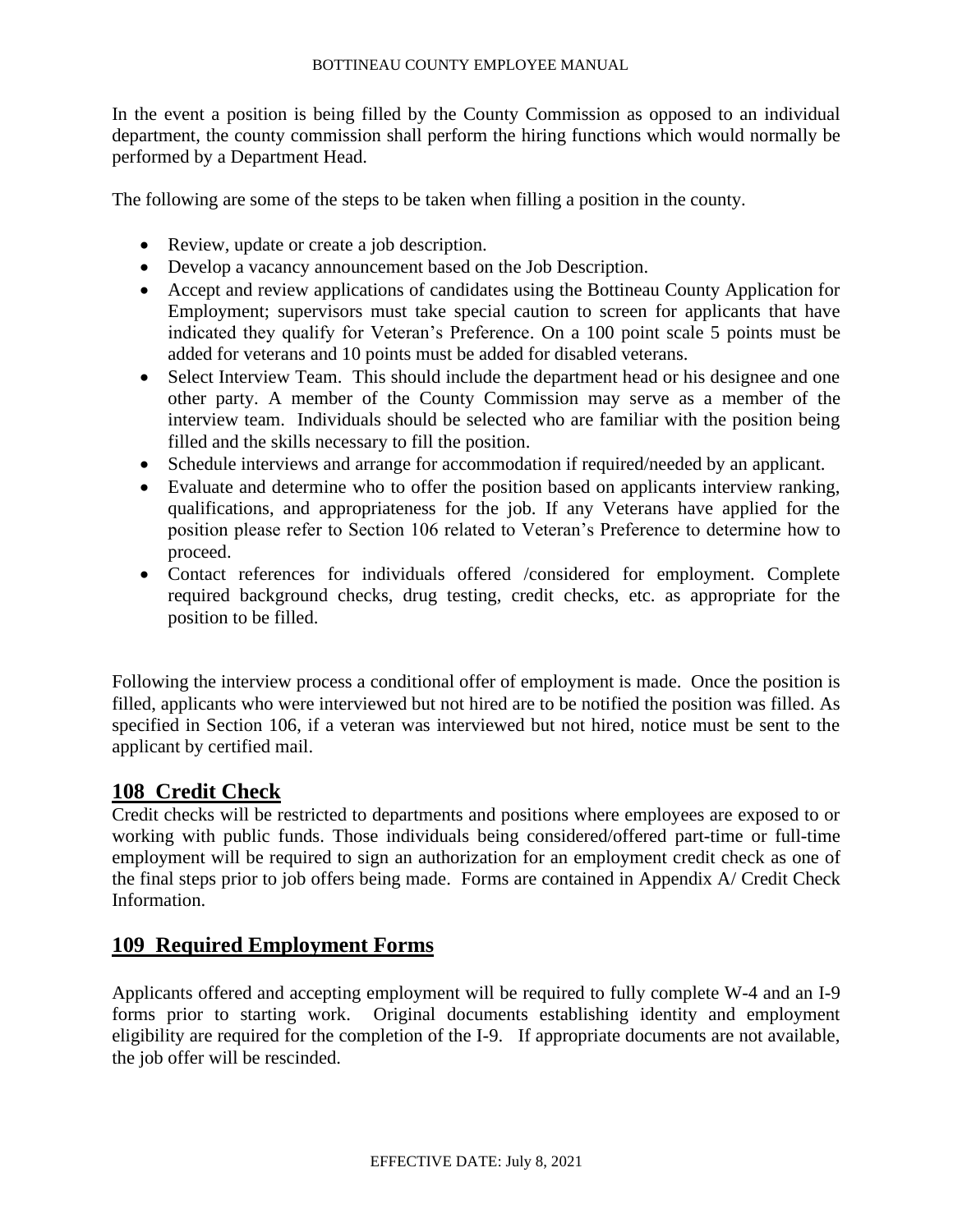In the event a position is being filled by the County Commission as opposed to an individual department, the county commission shall perform the hiring functions which would normally be performed by a Department Head.

The following are some of the steps to be taken when filling a position in the county.

- Review, update or create a job description.
- Develop a vacancy announcement based on the Job Description.
- Accept and review applications of candidates using the Bottineau County Application for Employment; supervisors must take special caution to screen for applicants that have indicated they qualify for Veteran's Preference. On a 100 point scale 5 points must be added for veterans and 10 points must be added for disabled veterans.
- Select Interview Team. This should include the department head or his designee and one other party. A member of the County Commission may serve as a member of the interview team. Individuals should be selected who are familiar with the position being filled and the skills necessary to fill the position.
- Schedule interviews and arrange for accommodation if required/needed by an applicant.
- Evaluate and determine who to offer the position based on applicants interview ranking, qualifications, and appropriateness for the job. If any Veterans have applied for the position please refer to Section 106 related to Veteran's Preference to determine how to proceed.
- Contact references for individuals offered /considered for employment. Complete required background checks, drug testing, credit checks, etc. as appropriate for the position to be filled.

Following the interview process a conditional offer of employment is made. Once the position is filled, applicants who were interviewed but not hired are to be notified the position was filled. As specified in Section 106, if a veteran was interviewed but not hired, notice must be sent to the applicant by certified mail.

## 108 Credit Check

Credit checks will be restricted to departments and positions where employees are exposed to or working with public funds. Those individuals being considered/offered part-time or full-time employment will be required to sign an authorization for an employment credit check as one of the final steps prior to job offers being made. Forms are contained in Appendix A/ Credit Check Information.

## 109 Required Employment Forms

Applicants offered and accepting employment will be required to fully complete W-4 and an I-9 forms prior to starting work. Original documents establishing identity and employment eligibility are required for the completion of the I-9. If appropriate documents are not available, the job offer will be rescinded.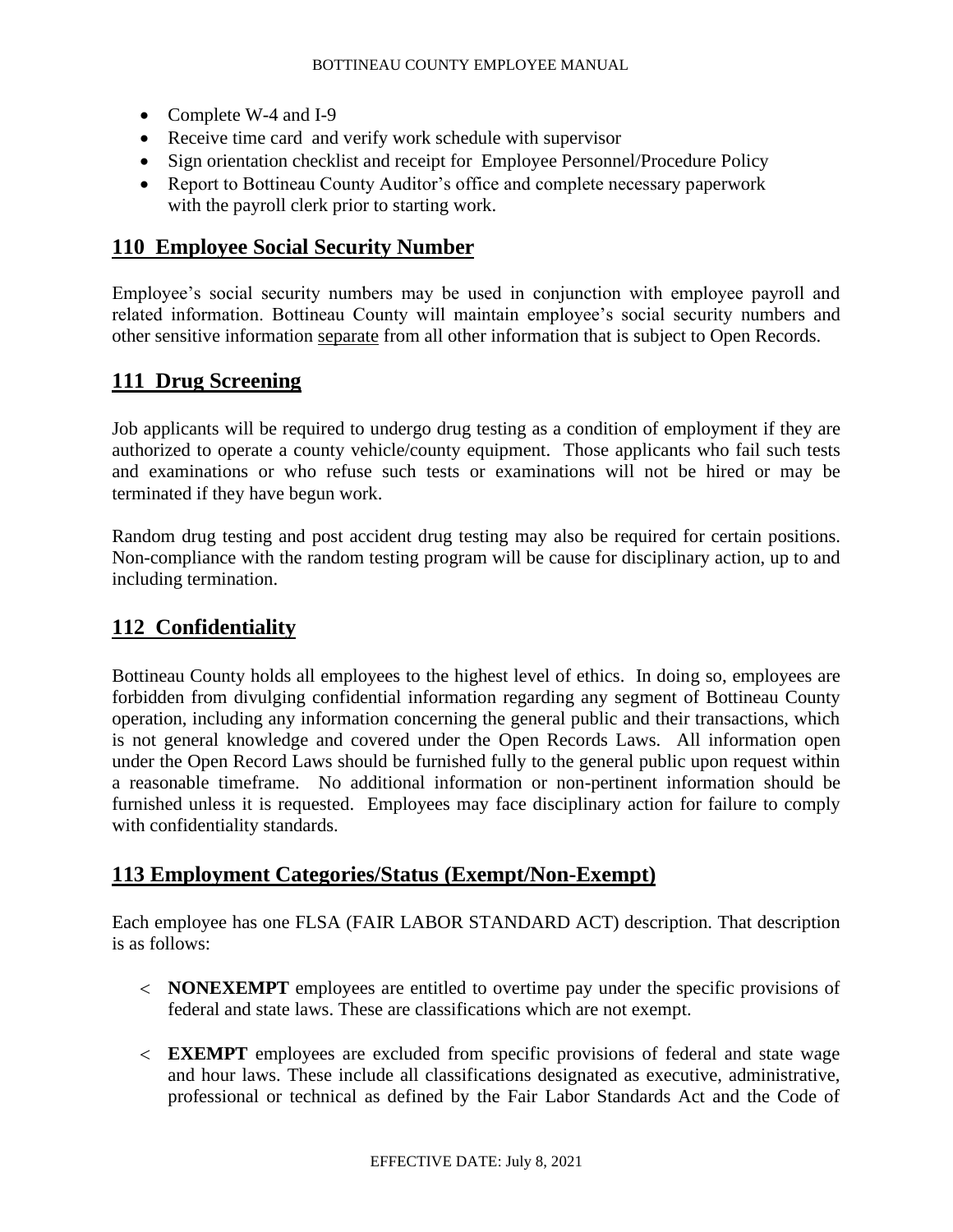- Complete W-4 and I-9
- Receive time card and verify work schedule with supervisor
- Sign orientation checklist and receipt for Employee Personnel/Procedure Policy
- Report to Bottineau County Auditor's office and complete necessary paperwork with the payroll clerk prior to starting work.

## 110 Employee Social Security Number

Employee's social security numbers may be used in conjunction with employee payroll and related information. Bottineau County will maintain employee's social security numbers and other sensitive information separate from all other information that is subject to Open Records.

## 111 Drug Screening

Job applicants will be required to undergo drug testing as a condition of employment if they are authorized to operate a county vehicle/county equipment. Those applicants who fail such tests and examinations or who refuse such tests or examinations will not be hired or may be terminated if they have begun work.

Random drug testing and post accident drug testing may also be required for certain positions. Non-compliance with the random testing program will be cause for disciplinary action, up to and including termination.

## 112 Confidentiality

Bottineau County holds all employees to the highest level of ethics. In doing so, employees are forbidden from divulging confidential information regarding any segment of Bottineau County operation, including any information concerning the general public and their transactions, which is not general knowledge and covered under the Open Records Laws. All information open under the Open Record Laws should be furnished fully to the general public upon request within a reasonable timeframe. No additional information or non-pertinent information should be furnished unless it is requested. Employees may face disciplinary action for failure to comply with confidentiality standards.

## 113 Employment Categories/Status (Exempt/Non-Exempt)

Each employee has one FLSA (FAIR LABOR STANDARD ACT) description. That description is as follows:

- **NONEXEMPT** employees are entitled to overtime pay under the specific provisions of federal and state laws. These are classifications which are not exempt.
- **EXEMPT** employees are excluded from specific provisions of federal and state wage and hour laws. These include all classifications designated as executive, administrative, professional or technical as defined by the Fair Labor Standards Act and the Code of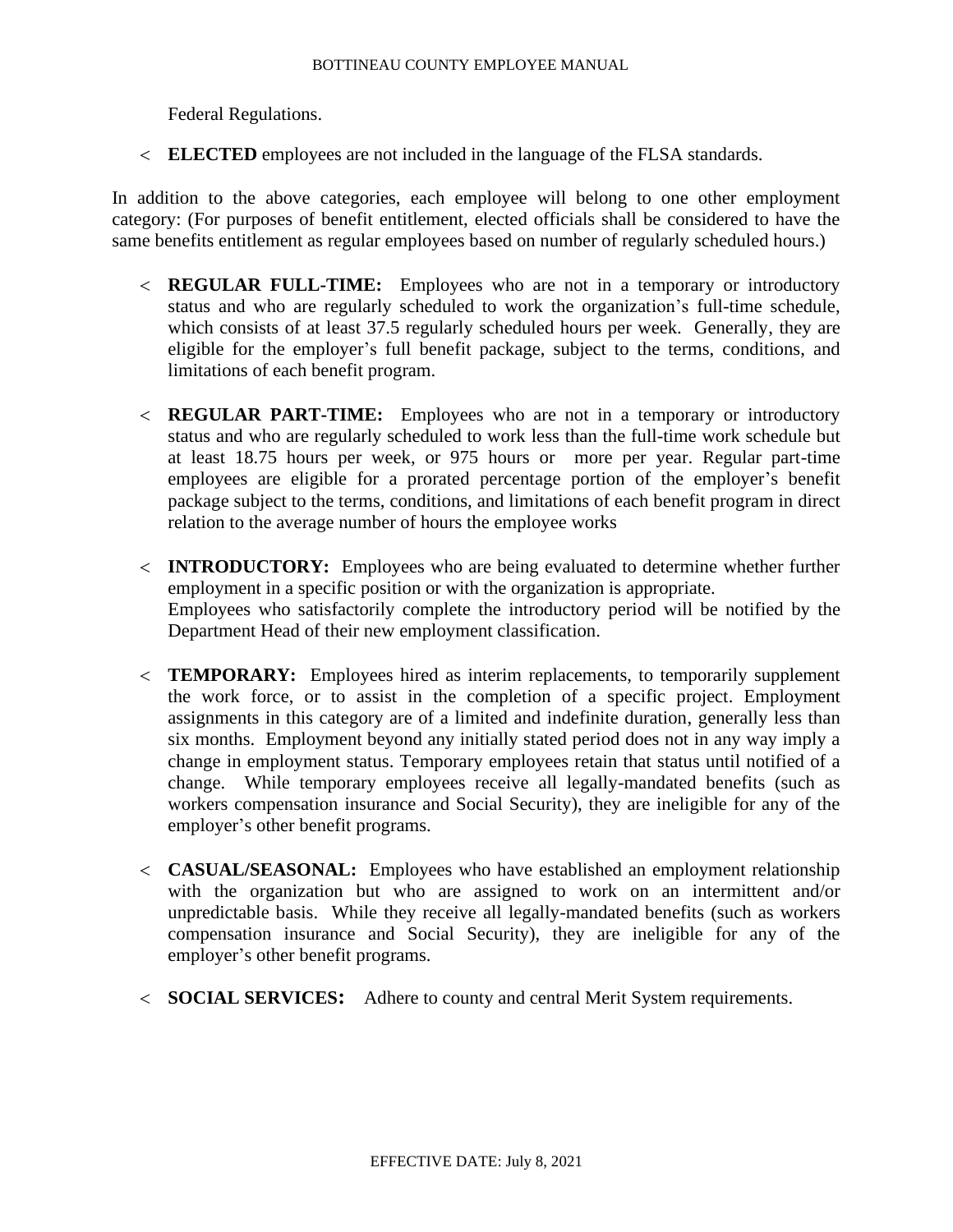Federal Regulations.

- **ELECTED** employees are not included in the language of the FLSA standards.

In addition to the above categories, each employee will belong to one other employment category: (For purposes of benefit entitlement, elected officials shall be considered to have the same benefits entitlement as regular employees based on number of regularly scheduled hours.)

- **REGULAR FULL-TIME:** Employees who are not in a temporary or introductory status and who are regularly scheduled to work the organization's full-time schedule, which consists of at least 37.5 regularly scheduled hours per week. Generally, they are eligible for the employer's full benefit package, subject to the terms, conditions, and limitations of each benefit program.

- **REGULAR PART-TIME:** Employees who are not in a temporary or introductory status and who are regularly scheduled to work less than the full-time work schedule but at least 18.75 hours per week, or 975 hours or more per year. Regular part-time employees are eligible for a prorated percentage portion of the employer's benefit package subject to the terms, conditions, and limitations of each benefit program in direct relation to the average number of hours the employee works

- **INTRODUCTORY:** Employees who are being evaluated to determine whether further employment in a specific position or with the organization is appropriate.
  Employees who satisfactorily complete the introductory period will be notified by the Department Head of their new employment classification.

- **TEMPORARY:** Employees hired as interim replacements, to temporarily supplement the work force, or to assist in the completion of a specific project. Employment assignments in this category are of a limited and indefinite duration, generally less than six months. Employment beyond any initially stated period does not in any way imply a change in employment status. Temporary employees retain that status until notified of a change. While temporary employees receive all legally-mandated benefits (such as workers compensation insurance and Social Security), they are ineligible for any of the employer's other benefit programs.

- **CASUAL/SEASONAL:** Employees who have established an employment relationship with the organization but who are assigned to work on an intermittent and/or unpredictable basis. While they receive all legally-mandated benefits (such as workers compensation insurance and Social Security), they are ineligible for any of the employer's other benefit programs.

- **SOCIAL SERVICES:** Adhere to county and central Merit System requirements.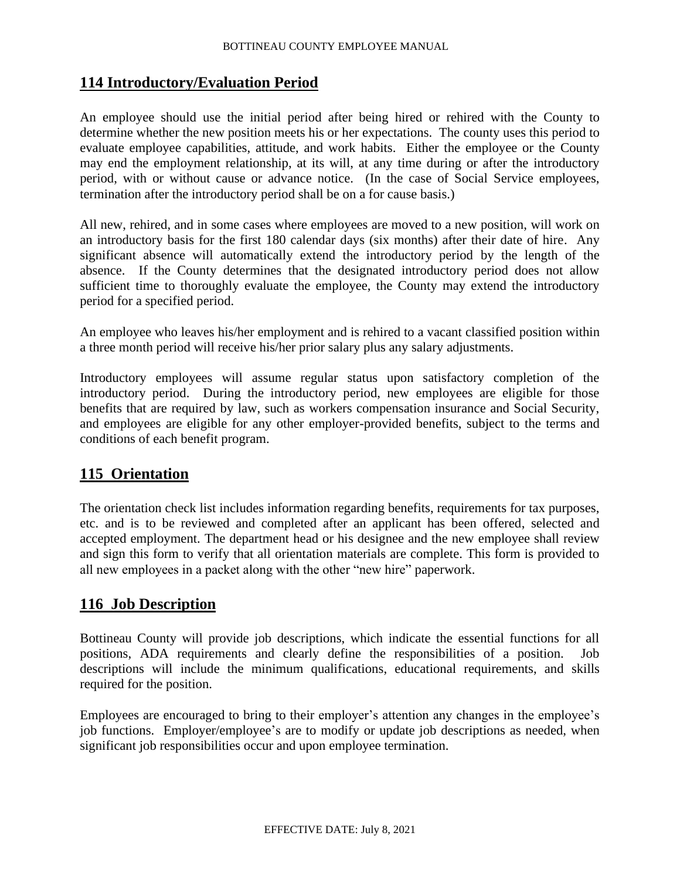## 114 Introductory/Evaluation Period

An employee should use the initial period after being hired or rehired with the County to determine whether the new position meets his or her expectations. The county uses this period to evaluate employee capabilities, attitude, and work habits. Either the employee or the County may end the employment relationship, at its will, at any time during or after the introductory period, with or without cause or advance notice. (In the case of Social Service employees, termination after the introductory period shall be on a for cause basis.)

All new, rehired, and in some cases where employees are moved to a new position, will work on an introductory basis for the first 180 calendar days (six months) after their date of hire. Any significant absence will automatically extend the introductory period by the length of the absence. If the County determines that the designated introductory period does not allow sufficient time to thoroughly evaluate the employee, the County may extend the introductory period for a specified period.

An employee who leaves his/her employment and is rehired to a vacant classified position within a three month period will receive his/her prior salary plus any salary adjustments.

Introductory employees will assume regular status upon satisfactory completion of the introductory period. During the introductory period, new employees are eligible for those benefits that are required by law, such as workers compensation insurance and Social Security, and employees are eligible for any other employer-provided benefits, subject to the terms and conditions of each benefit program.

## 115 Orientation

The orientation check list includes information regarding benefits, requirements for tax purposes, etc. and is to be reviewed and completed after an applicant has been offered, selected and accepted employment. The department head or his designee and the new employee shall review and sign this form to verify that all orientation materials are complete. This form is provided to all new employees in a packet along with the other "new hire" paperwork.

## 116 Job Description

Bottineau County will provide job descriptions, which indicate the essential functions for all positions, ADA requirements and clearly define the responsibilities of a position. Job descriptions will include the minimum qualifications, educational requirements, and skills required for the position.

Employees are encouraged to bring to their employer's attention any changes in the employee's job functions. Employer/employee's are to modify or update job descriptions as needed, when significant job responsibilities occur and upon employee termination.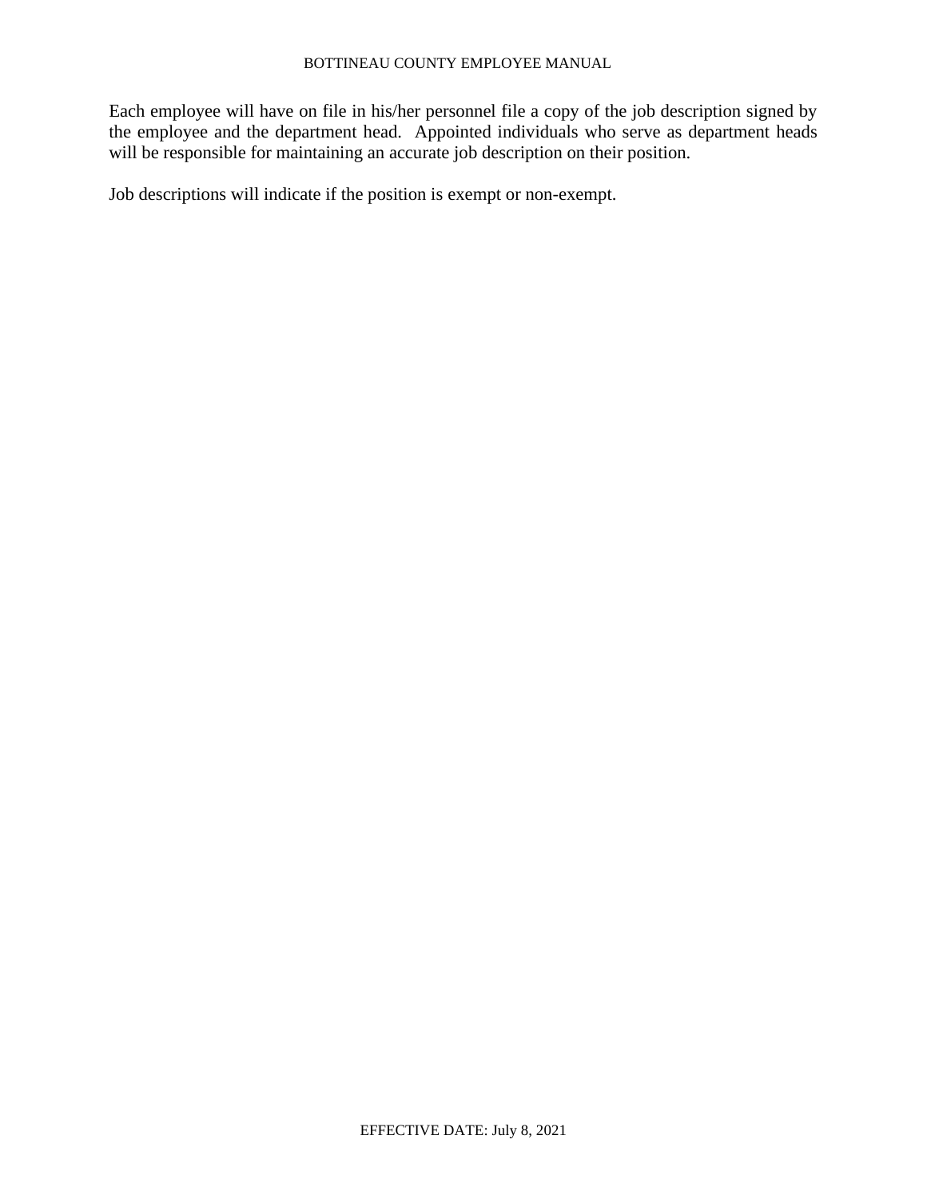Each employee will have on file in his/her personnel file a copy of the job description signed by the employee and the department head. Appointed individuals who serve as department heads will be responsible for maintaining an accurate job description on their position.

Job descriptions will indicate if the position is exempt or non-exempt.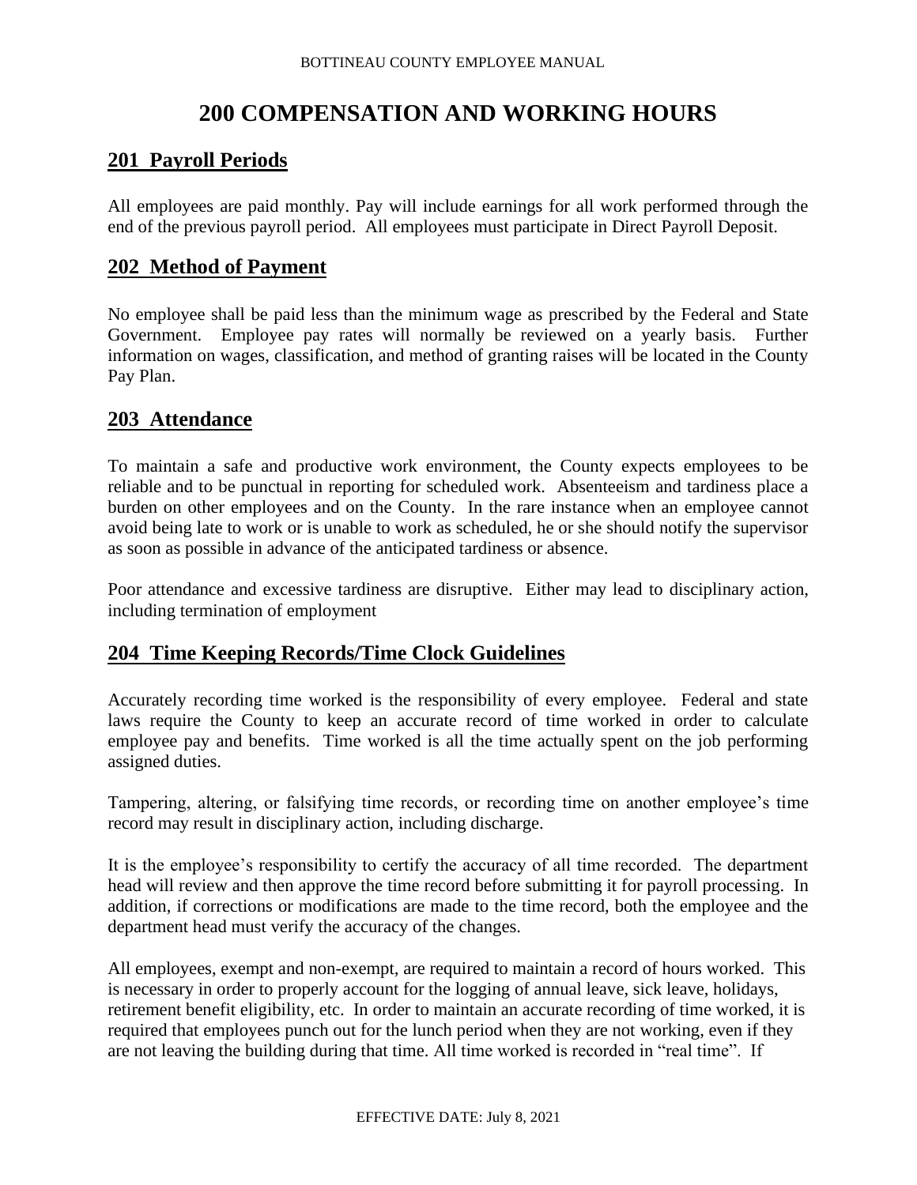# 200 COMPENSATION AND WORKING HOURS

## 201 Payroll Periods

All employees are paid monthly. Pay will include earnings for all work performed through the end of the previous payroll period. All employees must participate in Direct Payroll Deposit.

## 202 Method of Payment

No employee shall be paid less than the minimum wage as prescribed by the Federal and State Government. Employee pay rates will normally be reviewed on a yearly basis. Further information on wages, classification, and method of granting raises will be located in the County Pay Plan.

## 203 Attendance

To maintain a safe and productive work environment, the County expects employees to be reliable and to be punctual in reporting for scheduled work. Absenteeism and tardiness place a burden on other employees and on the County. In the rare instance when an employee cannot avoid being late to work or is unable to work as scheduled, he or she should notify the supervisor as soon as possible in advance of the anticipated tardiness or absence.

Poor attendance and excessive tardiness are disruptive. Either may lead to disciplinary action, including termination of employment

## 204 Time Keeping Records/Time Clock Guidelines

Accurately recording time worked is the responsibility of every employee. Federal and state laws require the County to keep an accurate record of time worked in order to calculate employee pay and benefits. Time worked is all the time actually spent on the job performing assigned duties.

Tampering, altering, or falsifying time records, or recording time on another employee's time record may result in disciplinary action, including discharge.

It is the employee's responsibility to certify the accuracy of all time recorded. The department head will review and then approve the time record before submitting it for payroll processing. In addition, if corrections or modifications are made to the time record, both the employee and the department head must verify the accuracy of the changes.

All employees, exempt and non-exempt, are required to maintain a record of hours worked. This is necessary in order to properly account for the logging of annual leave, sick leave, holidays, retirement benefit eligibility, etc. In order to maintain an accurate recording of time worked, it is required that employees punch out for the lunch period when they are not working, even if they are not leaving the building during that time. All time worked is recorded in "real time". If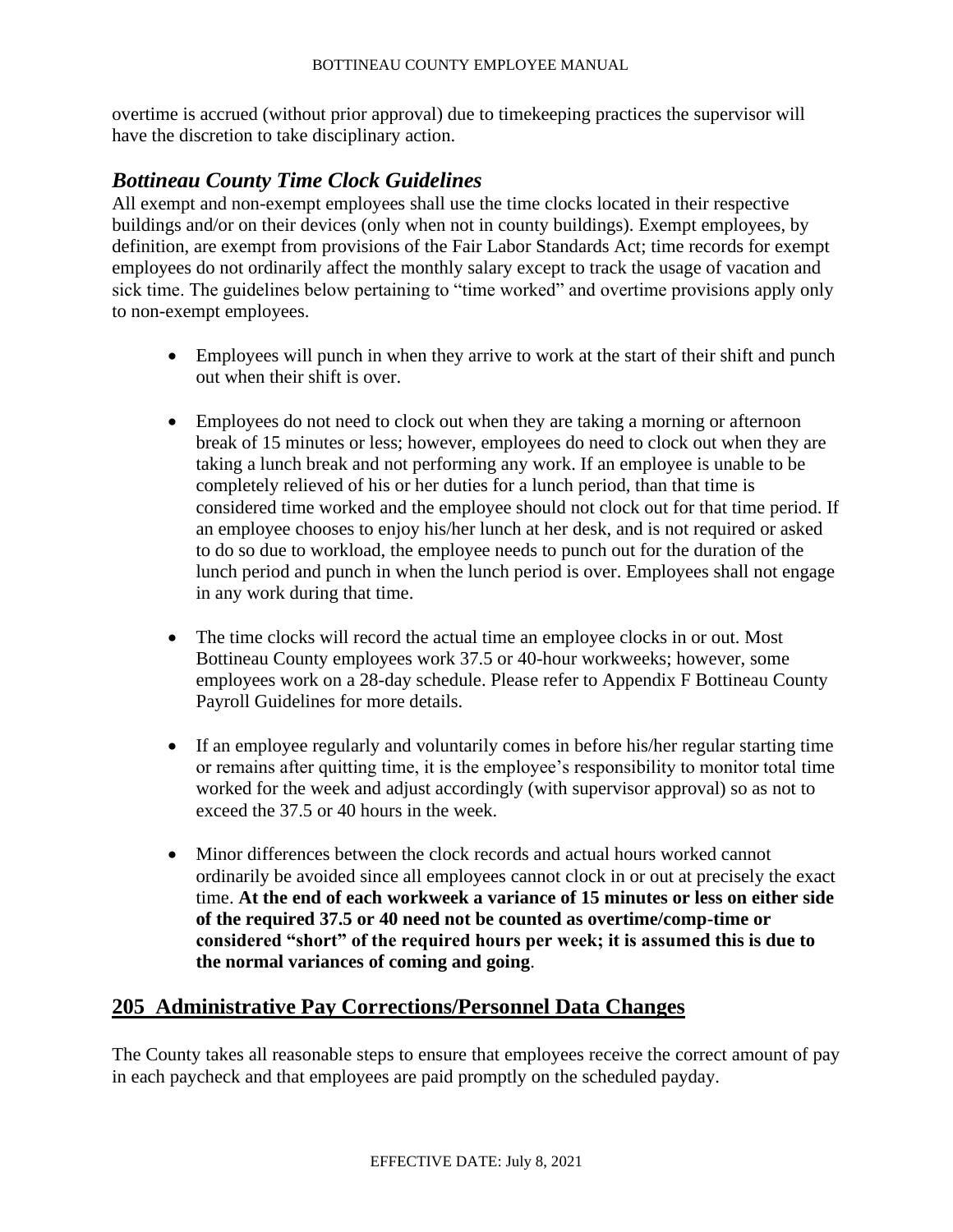overtime is accrued (without prior approval) due to timekeeping practices the supervisor will have the discretion to take disciplinary action.

### *Bottineau County Time Clock Guidelines*

All exempt and non-exempt employees shall use the time clocks located in their respective buildings and/or on their devices (only when not in county buildings). Exempt employees, by definition, are exempt from provisions of the Fair Labor Standards Act; time records for exempt employees do not ordinarily affect the monthly salary except to track the usage of vacation and sick time. The guidelines below pertaining to "time worked" and overtime provisions apply only to non-exempt employees.

- Employees will punch in when they arrive to work at the start of their shift and punch out when their shift is over.

- Employees do not need to clock out when they are taking a morning or afternoon break of 15 minutes or less; however, employees do need to clock out when they are taking a lunch break and not performing any work. If an employee is unable to be completely relieved of his or her duties for a lunch period, than that time is considered time worked and the employee should not clock out for that time period. If an employee chooses to enjoy his/her lunch at her desk, and is not required or asked to do so due to workload, the employee needs to punch out for the duration of the lunch period and punch in when the lunch period is over. Employees shall not engage in any work during that time.

- The time clocks will record the actual time an employee clocks in or out. Most Bottineau County employees work 37.5 or 40-hour workweeks; however, some employees work on a 28-day schedule. Please refer to Appendix F Bottineau County Payroll Guidelines for more details.

- If an employee regularly and voluntarily comes in before his/her regular starting time or remains after quitting time, it is the employee's responsibility to monitor total time worked for the week and adjust accordingly (with supervisor approval) so as not to exceed the 37.5 or 40 hours in the week.

- Minor differences between the clock records and actual hours worked cannot ordinarily be avoided since all employees cannot clock in or out at precisely the exact time. **At the end of each workweek a variance of 15 minutes or less on either side of the required 37.5 or 40 need not be counted as overtime/comp-time or considered "short" of the required hours per week; it is assumed this is due to the normal variances of coming and going**.

## 205 Administrative Pay Corrections/Personnel Data Changes

The County takes all reasonable steps to ensure that employees receive the correct amount of pay in each paycheck and that employees are paid promptly on the scheduled payday.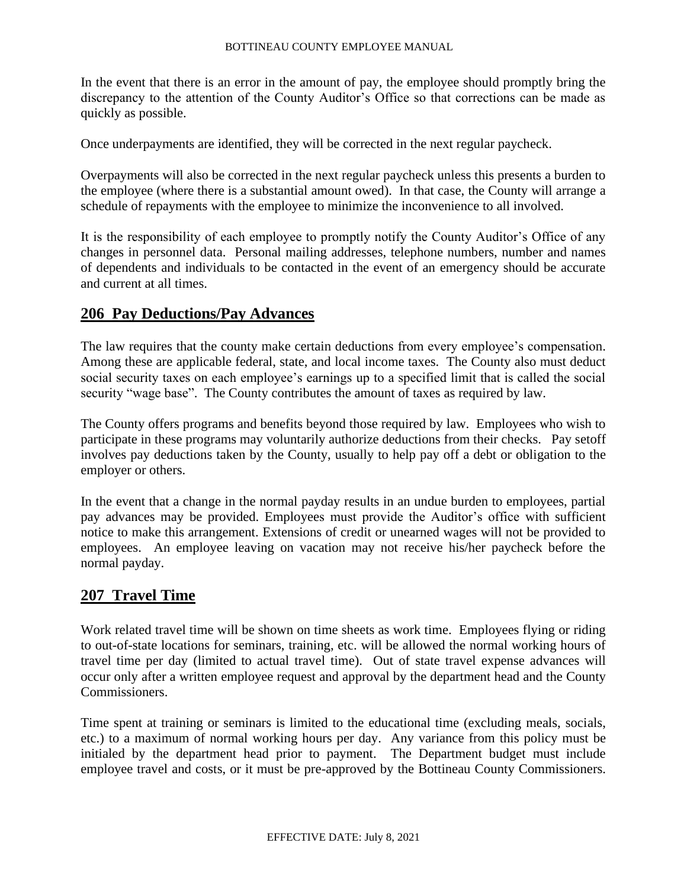In the event that there is an error in the amount of pay, the employee should promptly bring the discrepancy to the attention of the County Auditor's Office so that corrections can be made as quickly as possible.

Once underpayments are identified, they will be corrected in the next regular paycheck.

Overpayments will also be corrected in the next regular paycheck unless this presents a burden to the employee (where there is a substantial amount owed). In that case, the County will arrange a schedule of repayments with the employee to minimize the inconvenience to all involved.

It is the responsibility of each employee to promptly notify the County Auditor's Office of any changes in personnel data. Personal mailing addresses, telephone numbers, number and names of dependents and individuals to be contacted in the event of an emergency should be accurate and current at all times.

## 206 Pay Deductions/Pay Advances

The law requires that the county make certain deductions from every employee's compensation. Among these are applicable federal, state, and local income taxes. The County also must deduct social security taxes on each employee's earnings up to a specified limit that is called the social security "wage base". The County contributes the amount of taxes as required by law.

The County offers programs and benefits beyond those required by law. Employees who wish to participate in these programs may voluntarily authorize deductions from their checks. Pay setoff involves pay deductions taken by the County, usually to help pay off a debt or obligation to the employer or others.

In the event that a change in the normal payday results in an undue burden to employees, partial pay advances may be provided. Employees must provide the Auditor's office with sufficient notice to make this arrangement. Extensions of credit or unearned wages will not be provided to employees. An employee leaving on vacation may not receive his/her paycheck before the normal payday.

## 207 Travel Time

Work related travel time will be shown on time sheets as work time. Employees flying or riding to out-of-state locations for seminars, training, etc. will be allowed the normal working hours of travel time per day (limited to actual travel time). Out of state travel expense advances will occur only after a written employee request and approval by the department head and the County Commissioners.

Time spent at training or seminars is limited to the educational time (excluding meals, socials, etc.) to a maximum of normal working hours per day. Any variance from this policy must be initialed by the department head prior to payment. The Department budget must include employee travel and costs, or it must be pre-approved by the Bottineau County Commissioners.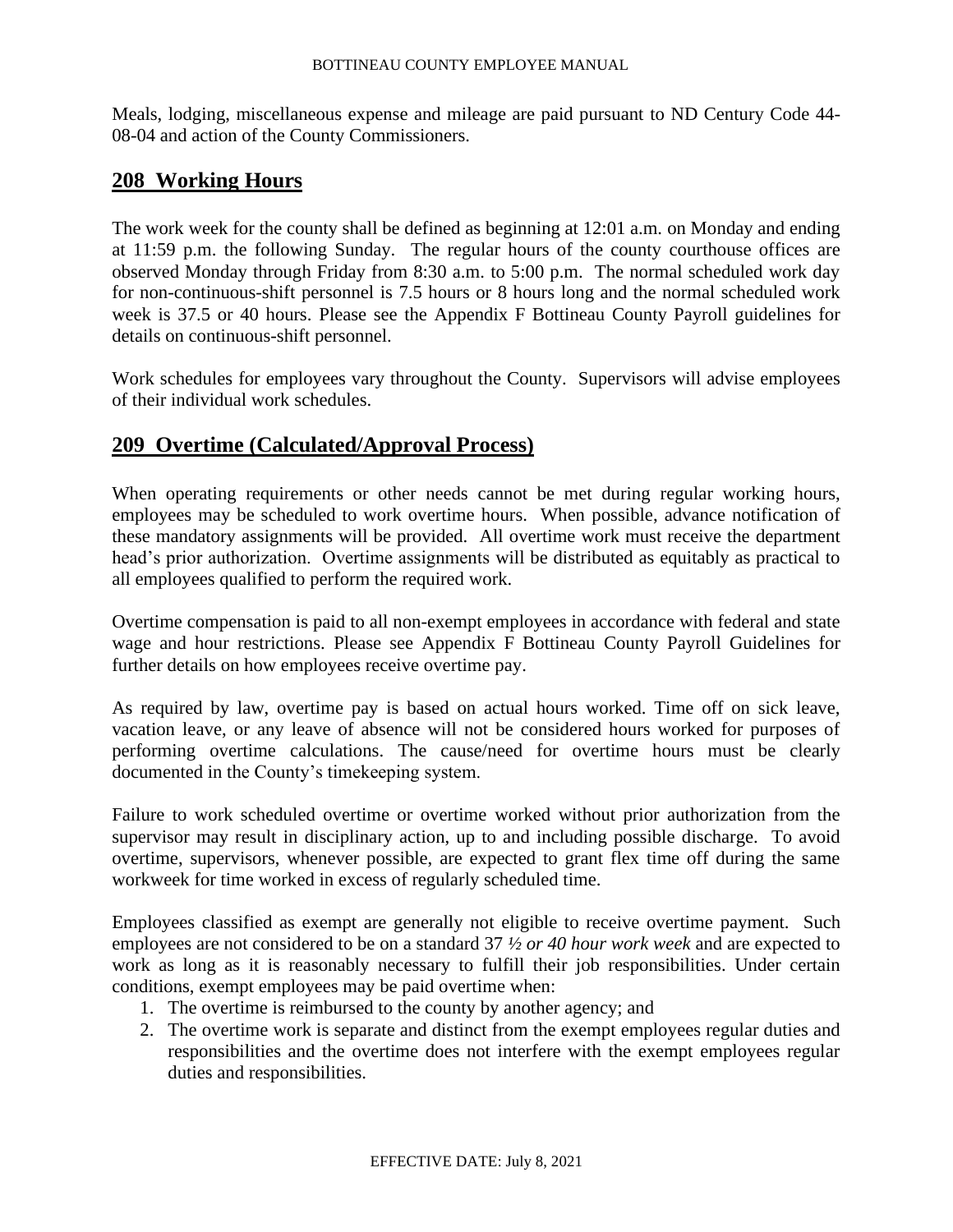Meals, lodging, miscellaneous expense and mileage are paid pursuant to ND Century Code 44-08-04 and action of the County Commissioners.

## 208 Working Hours

The work week for the county shall be defined as beginning at 12:01 a.m. on Monday and ending at 11:59 p.m. the following Sunday. The regular hours of the county courthouse offices are observed Monday through Friday from 8:30 a.m. to 5:00 p.m. The normal scheduled work day for non-continuous-shift personnel is 7.5 hours or 8 hours long and the normal scheduled work week is 37.5 or 40 hours. Please see the Appendix F Bottineau County Payroll guidelines for details on continuous-shift personnel.

Work schedules for employees vary throughout the County. Supervisors will advise employees of their individual work schedules.

## 209 Overtime (Calculated/Approval Process)

When operating requirements or other needs cannot be met during regular working hours, employees may be scheduled to work overtime hours. When possible, advance notification of these mandatory assignments will be provided. All overtime work must receive the department head's prior authorization. Overtime assignments will be distributed as equitably as practical to all employees qualified to perform the required work.

Overtime compensation is paid to all non-exempt employees in accordance with federal and state wage and hour restrictions. Please see Appendix F Bottineau County Payroll Guidelines for further details on how employees receive overtime pay.

As required by law, overtime pay is based on actual hours worked. Time off on sick leave, vacation leave, or any leave of absence will not be considered hours worked for purposes of performing overtime calculations. The cause/need for overtime hours must be clearly documented in the County's timekeeping system.

Failure to work scheduled overtime or overtime worked without prior authorization from the supervisor may result in disciplinary action, up to and including possible discharge. To avoid overtime, supervisors, whenever possible, are expected to grant flex time off during the same workweek for time worked in excess of regularly scheduled time.

Employees classified as exempt are generally not eligible to receive overtime payment. Such employees are not considered to be on a standard 37 *½ or 40 hour work week* and are expected to work as long as it is reasonably necessary to fulfill their job responsibilities. Under certain conditions, exempt employees may be paid overtime when:

1. The overtime is reimbursed to the county by another agency; and
2. The overtime work is separate and distinct from the exempt employees regular duties and responsibilities and the overtime does not interfere with the exempt employees regular duties and responsibilities.

EFFECTIVE DATE: July 8, 2021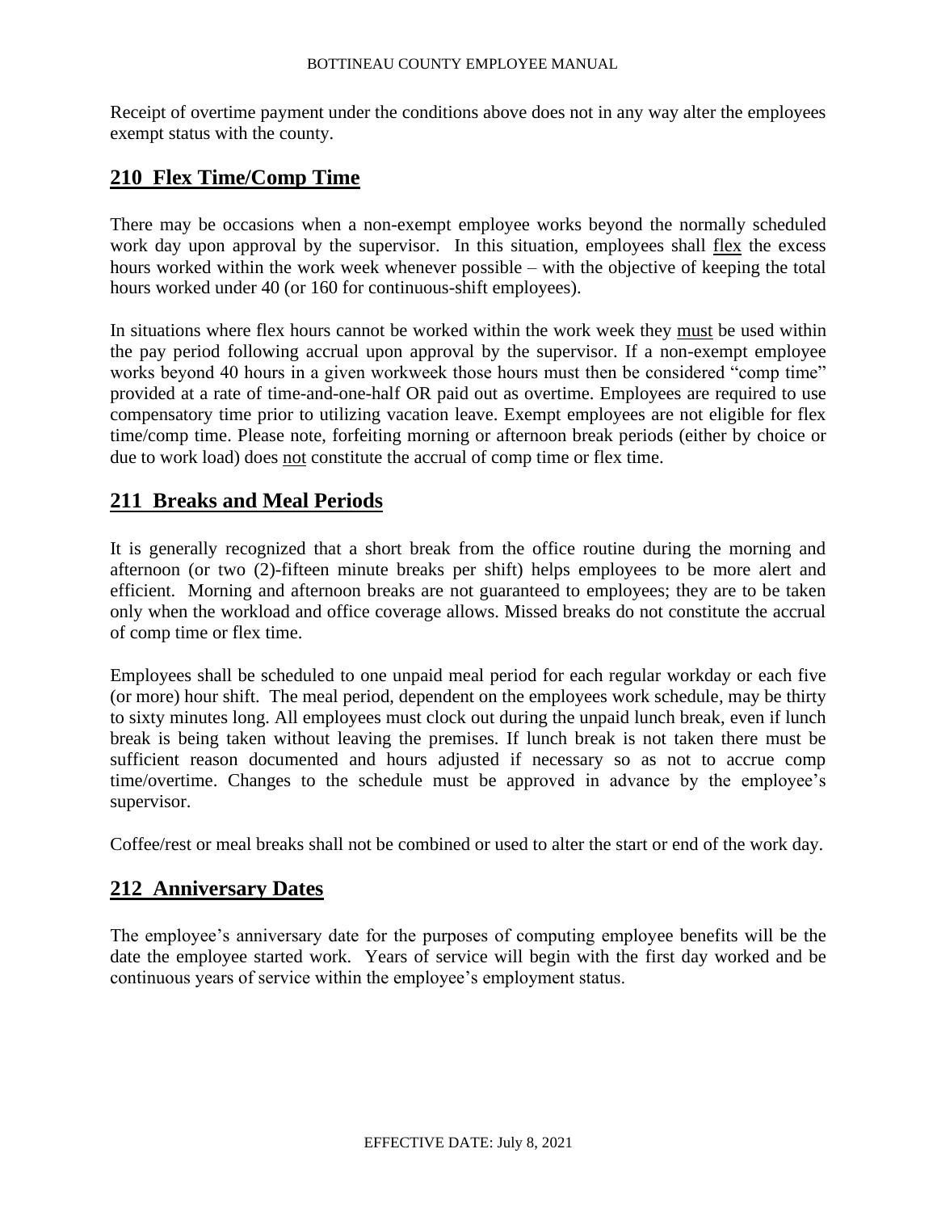Receipt of overtime payment under the conditions above does not in any way alter the employees exempt status with the county.

## 210 Flex Time/Comp Time

There may be occasions when a non-exempt employee works beyond the normally scheduled work day upon approval by the supervisor. In this situation, employees shall flex the excess hours worked within the work week whenever possible – with the objective of keeping the total hours worked under 40 (or 160 for continuous-shift employees).

In situations where flex hours cannot be worked within the work week they must be used within the pay period following accrual upon approval by the supervisor. If a non-exempt employee works beyond 40 hours in a given workweek those hours must then be considered "comp time" provided at a rate of time-and-one-half OR paid out as overtime. Employees are required to use compensatory time prior to utilizing vacation leave. Exempt employees are not eligible for flex time/comp time. Please note, forfeiting morning or afternoon break periods (either by choice or due to work load) does not constitute the accrual of comp time or flex time.

## 211 Breaks and Meal Periods

It is generally recognized that a short break from the office routine during the morning and afternoon (or two (2)-fifteen minute breaks per shift) helps employees to be more alert and efficient. Morning and afternoon breaks are not guaranteed to employees; they are to be taken only when the workload and office coverage allows. Missed breaks do not constitute the accrual of comp time or flex time.

Employees shall be scheduled to one unpaid meal period for each regular workday or each five (or more) hour shift. The meal period, dependent on the employees work schedule, may be thirty to sixty minutes long. All employees must clock out during the unpaid lunch break, even if lunch break is being taken without leaving the premises. If lunch break is not taken there must be sufficient reason documented and hours adjusted if necessary so as not to accrue comp time/overtime. Changes to the schedule must be approved in advance by the employee's supervisor.

Coffee/rest or meal breaks shall not be combined or used to alter the start or end of the work day.

## 212 Anniversary Dates

The employee's anniversary date for the purposes of computing employee benefits will be the date the employee started work. Years of service will begin with the first day worked and be continuous years of service within the employee's employment status.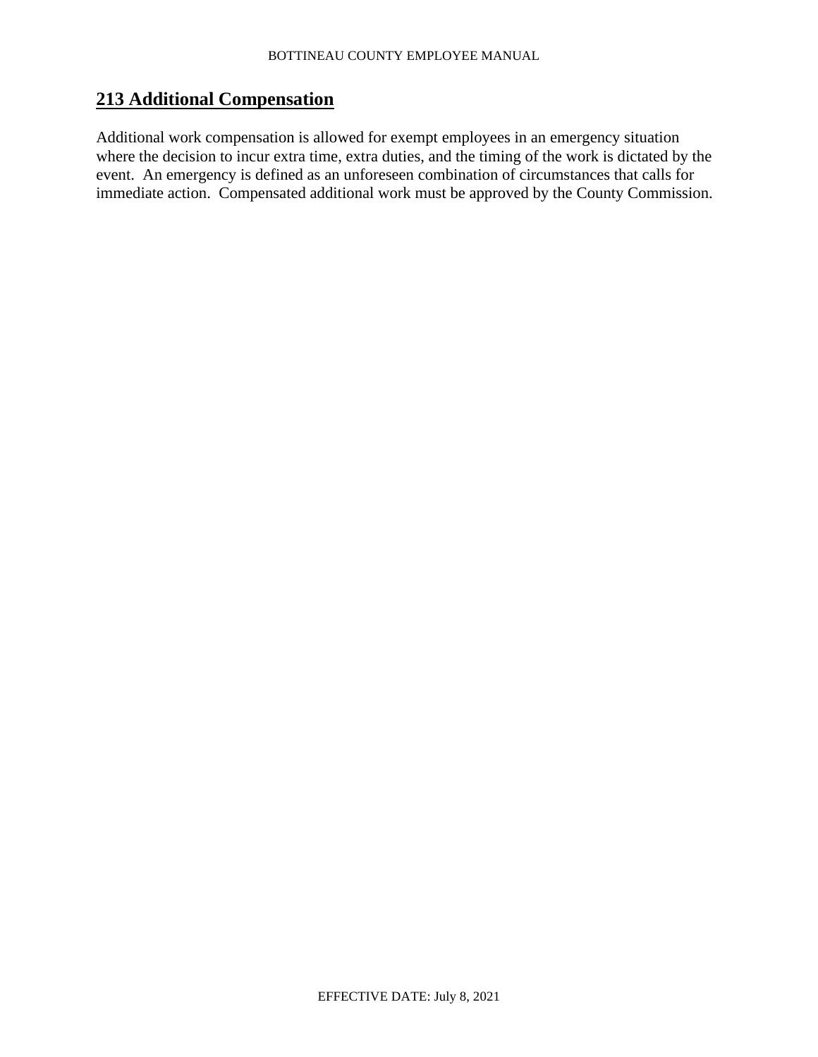## 213 Additional Compensation

Additional work compensation is allowed for exempt employees in an emergency situation where the decision to incur extra time, extra duties, and the timing of the work is dictated by the event. An emergency is defined as an unforeseen combination of circumstances that calls for immediate action. Compensated additional work must be approved by the County Commission.

EFFECTIVE DATE: July 8, 2021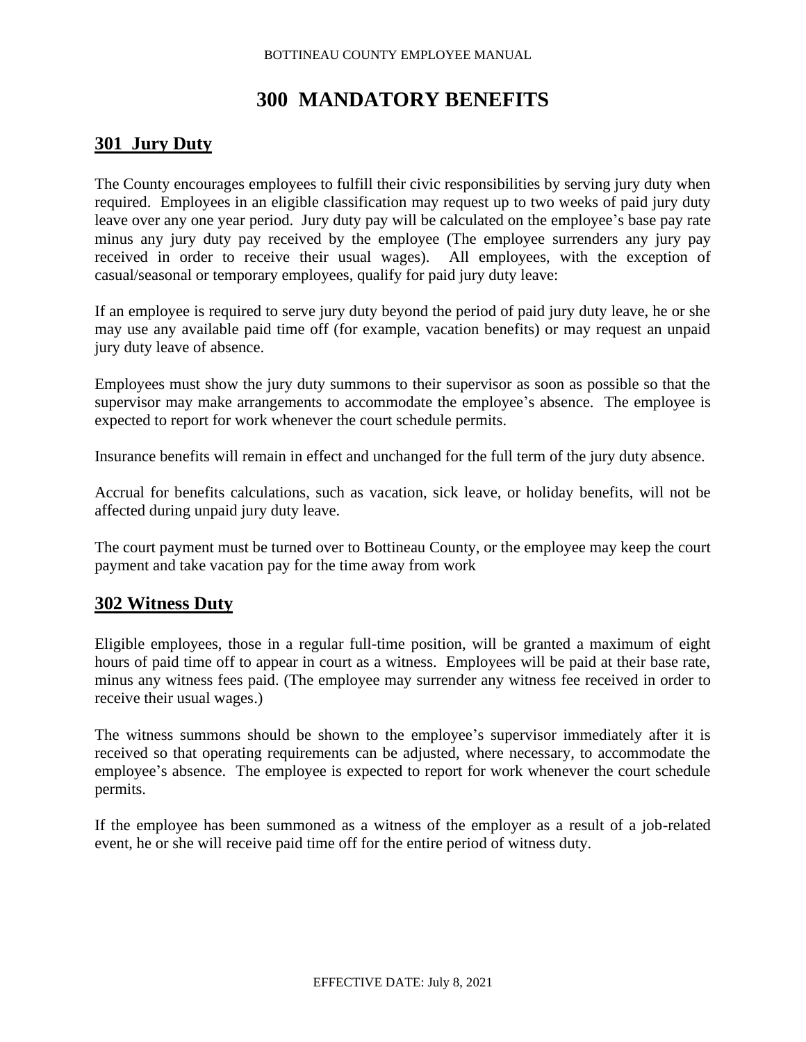# 300 MANDATORY BENEFITS

## 301 Jury Duty

The County encourages employees to fulfill their civic responsibilities by serving jury duty when required. Employees in an eligible classification may request up to two weeks of paid jury duty leave over any one year period. Jury duty pay will be calculated on the employee's base pay rate minus any jury duty pay received by the employee (The employee surrenders any jury pay received in order to receive their usual wages). All employees, with the exception of casual/seasonal or temporary employees, qualify for paid jury duty leave:

If an employee is required to serve jury duty beyond the period of paid jury duty leave, he or she may use any available paid time off (for example, vacation benefits) or may request an unpaid jury duty leave of absence.

Employees must show the jury duty summons to their supervisor as soon as possible so that the supervisor may make arrangements to accommodate the employee's absence. The employee is expected to report for work whenever the court schedule permits.

Insurance benefits will remain in effect and unchanged for the full term of the jury duty absence.

Accrual for benefits calculations, such as vacation, sick leave, or holiday benefits, will not be affected during unpaid jury duty leave.

The court payment must be turned over to Bottineau County, or the employee may keep the court payment and take vacation pay for the time away from work

## 302 Witness Duty

Eligible employees, those in a regular full-time position, will be granted a maximum of eight hours of paid time off to appear in court as a witness. Employees will be paid at their base rate, minus any witness fees paid. (The employee may surrender any witness fee received in order to receive their usual wages.)

The witness summons should be shown to the employee's supervisor immediately after it is received so that operating requirements can be adjusted, where necessary, to accommodate the employee's absence. The employee is expected to report for work whenever the court schedule permits.

If the employee has been summoned as a witness of the employer as a result of a job-related event, he or she will receive paid time off for the entire period of witness duty.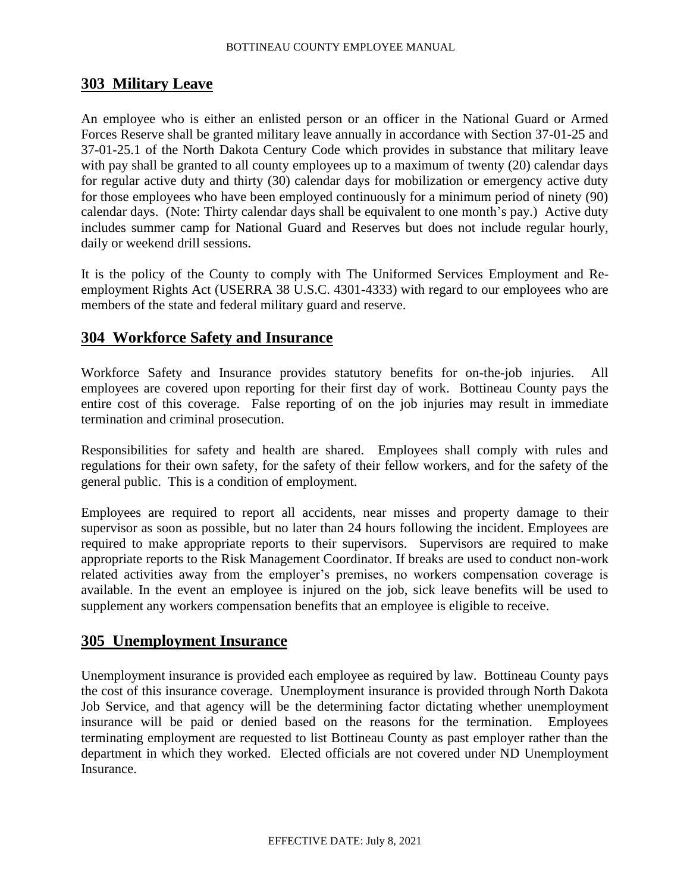## 303 Military Leave

An employee who is either an enlisted person or an officer in the National Guard or Armed Forces Reserve shall be granted military leave annually in accordance with Section 37-01-25 and 37-01-25.1 of the North Dakota Century Code which provides in substance that military leave with pay shall be granted to all county employees up to a maximum of twenty (20) calendar days for regular active duty and thirty (30) calendar days for mobilization or emergency active duty for those employees who have been employed continuously for a minimum period of ninety (90) calendar days. (Note: Thirty calendar days shall be equivalent to one month's pay.) Active duty includes summer camp for National Guard and Reserves but does not include regular hourly, daily or weekend drill sessions.

It is the policy of the County to comply with The Uniformed Services Employment and Re-employment Rights Act (USERRA 38 U.S.C. 4301-4333) with regard to our employees who are members of the state and federal military guard and reserve.

## 304 Workforce Safety and Insurance

Workforce Safety and Insurance provides statutory benefits for on-the-job injuries. All employees are covered upon reporting for their first day of work. Bottineau County pays the entire cost of this coverage. False reporting of on the job injuries may result in immediate termination and criminal prosecution.

Responsibilities for safety and health are shared. Employees shall comply with rules and regulations for their own safety, for the safety of their fellow workers, and for the safety of the general public. This is a condition of employment.

Employees are required to report all accidents, near misses and property damage to their supervisor as soon as possible, but no later than 24 hours following the incident. Employees are required to make appropriate reports to their supervisors. Supervisors are required to make appropriate reports to the Risk Management Coordinator. If breaks are used to conduct non-work related activities away from the employer's premises, no workers compensation coverage is available. In the event an employee is injured on the job, sick leave benefits will be used to supplement any workers compensation benefits that an employee is eligible to receive.

## 305 Unemployment Insurance

Unemployment insurance is provided each employee as required by law. Bottineau County pays the cost of this insurance coverage. Unemployment insurance is provided through North Dakota Job Service, and that agency will be the determining factor dictating whether unemployment insurance will be paid or denied based on the reasons for the termination. Employees terminating employment are requested to list Bottineau County as past employer rather than the department in which they worked. Elected officials are not covered under ND Unemployment Insurance.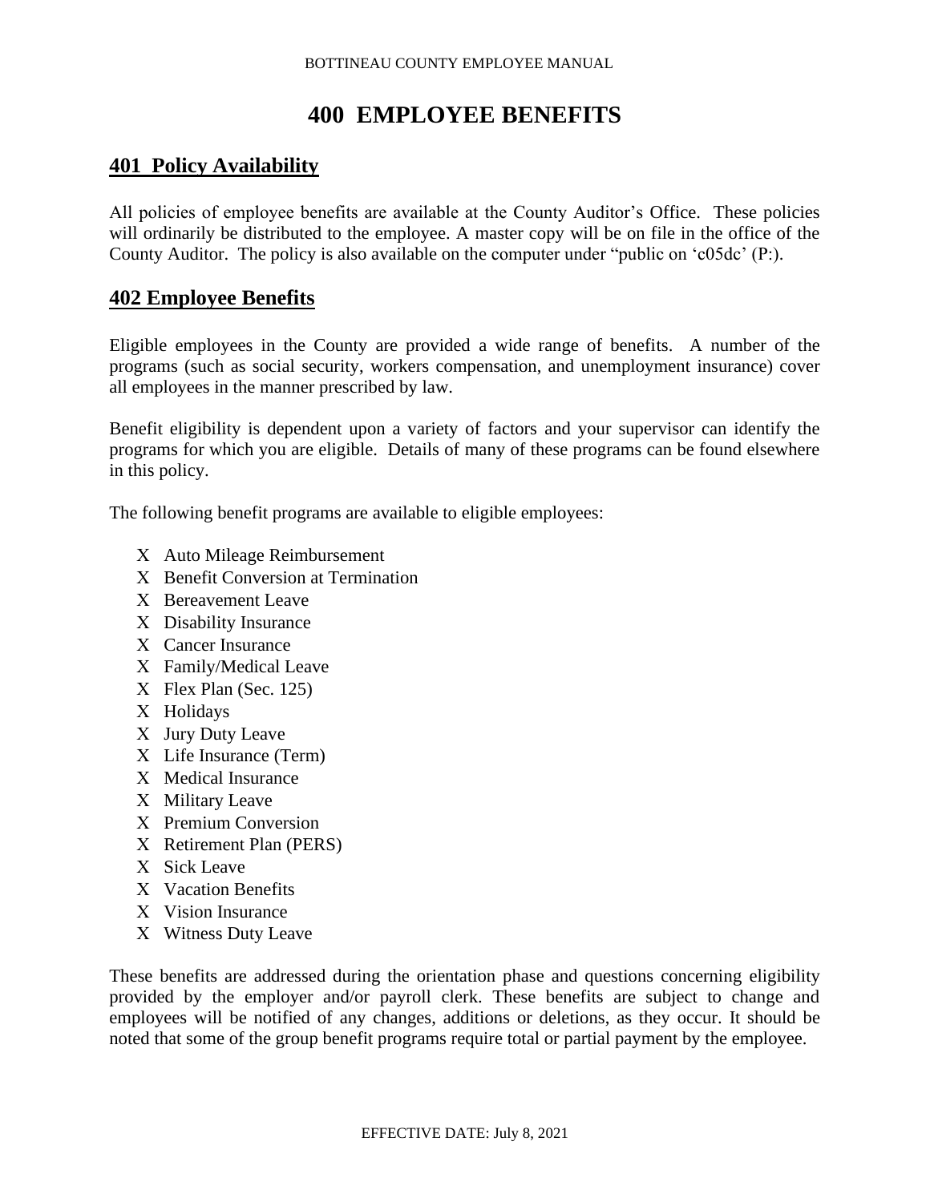# 400 EMPLOYEE BENEFITS

## 401 Policy Availability

All policies of employee benefits are available at the County Auditor's Office. These policies will ordinarily be distributed to the employee. A master copy will be on file in the office of the County Auditor. The policy is also available on the computer under "public on 'c05dc' (P:).

## 402 Employee Benefits

Eligible employees in the County are provided a wide range of benefits. A number of the programs (such as social security, workers compensation, and unemployment insurance) cover all employees in the manner prescribed by law.

Benefit eligibility is dependent upon a variety of factors and your supervisor can identify the programs for which you are eligible. Details of many of these programs can be found elsewhere in this policy.

The following benefit programs are available to eligible employees:

- Auto Mileage Reimbursement
- Benefit Conversion at Termination
- Bereavement Leave
- Disability Insurance
- Cancer Insurance
- Family/Medical Leave
- Flex Plan (Sec. 125)
- Holidays
- Jury Duty Leave
- Life Insurance (Term)
- Medical Insurance
- Military Leave
- Premium Conversion
- Retirement Plan (PERS)
- Sick Leave
- Vacation Benefits
- Vision Insurance
- Witness Duty Leave

These benefits are addressed during the orientation phase and questions concerning eligibility provided by the employer and/or payroll clerk. These benefits are subject to change and employees will be notified of any changes, additions or deletions, as they occur. It should be noted that some of the group benefit programs require total or partial payment by the employee.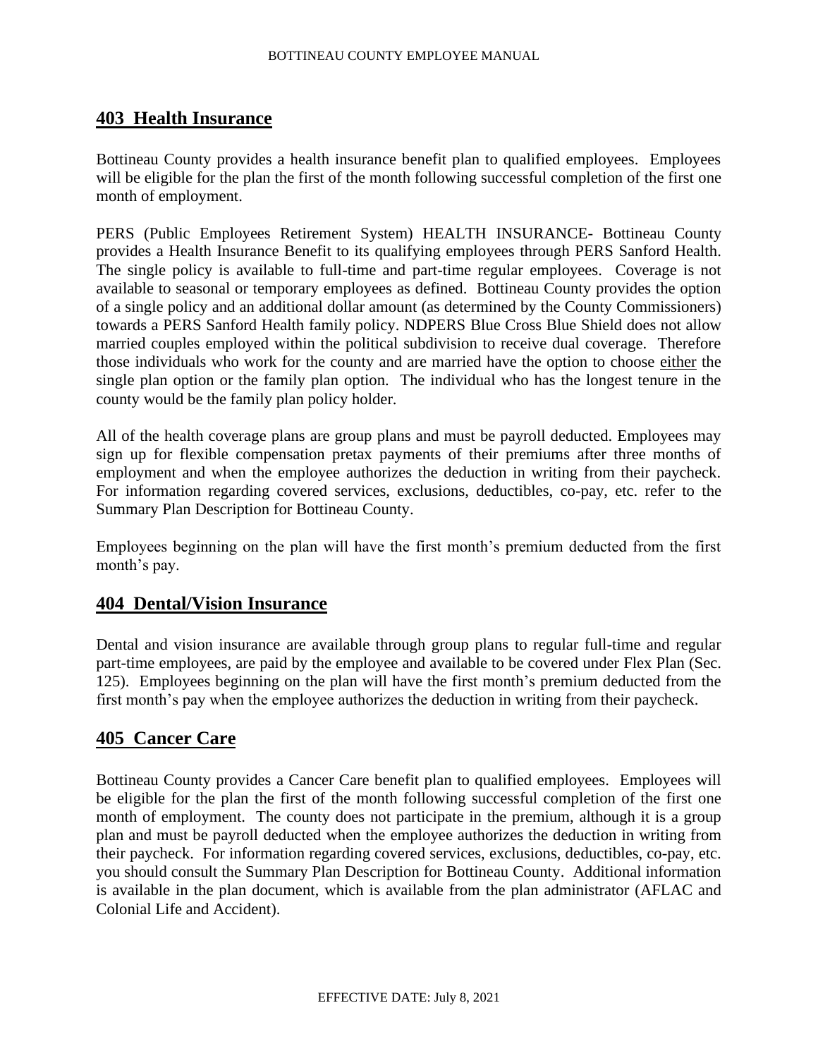## 403 Health Insurance

Bottineau County provides a health insurance benefit plan to qualified employees. Employees will be eligible for the plan the first of the month following successful completion of the first one month of employment.

PERS (Public Employees Retirement System) HEALTH INSURANCE- Bottineau County provides a Health Insurance Benefit to its qualifying employees through PERS Sanford Health. The single policy is available to full-time and part-time regular employees. Coverage is not available to seasonal or temporary employees as defined. Bottineau County provides the option of a single policy and an additional dollar amount (as determined by the County Commissioners) towards a PERS Sanford Health family policy. NDPERS Blue Cross Blue Shield does not allow married couples employed within the political subdivision to receive dual coverage. Therefore those individuals who work for the county and are married have the option to choose either the single plan option or the family plan option. The individual who has the longest tenure in the county would be the family plan policy holder.

All of the health coverage plans are group plans and must be payroll deducted. Employees may sign up for flexible compensation pretax payments of their premiums after three months of employment and when the employee authorizes the deduction in writing from their paycheck. For information regarding covered services, exclusions, deductibles, co-pay, etc. refer to the Summary Plan Description for Bottineau County.

Employees beginning on the plan will have the first month's premium deducted from the first month's pay.

## 404 Dental/Vision Insurance

Dental and vision insurance are available through group plans to regular full-time and regular part-time employees, are paid by the employee and available to be covered under Flex Plan (Sec. 125). Employees beginning on the plan will have the first month's premium deducted from the first month's pay when the employee authorizes the deduction in writing from their paycheck.

## 405 Cancer Care

Bottineau County provides a Cancer Care benefit plan to qualified employees. Employees will be eligible for the plan the first of the month following successful completion of the first one month of employment. The county does not participate in the premium, although it is a group plan and must be payroll deducted when the employee authorizes the deduction in writing from their paycheck. For information regarding covered services, exclusions, deductibles, co-pay, etc. you should consult the Summary Plan Description for Bottineau County. Additional information is available in the plan document, which is available from the plan administrator (AFLAC and Colonial Life and Accident).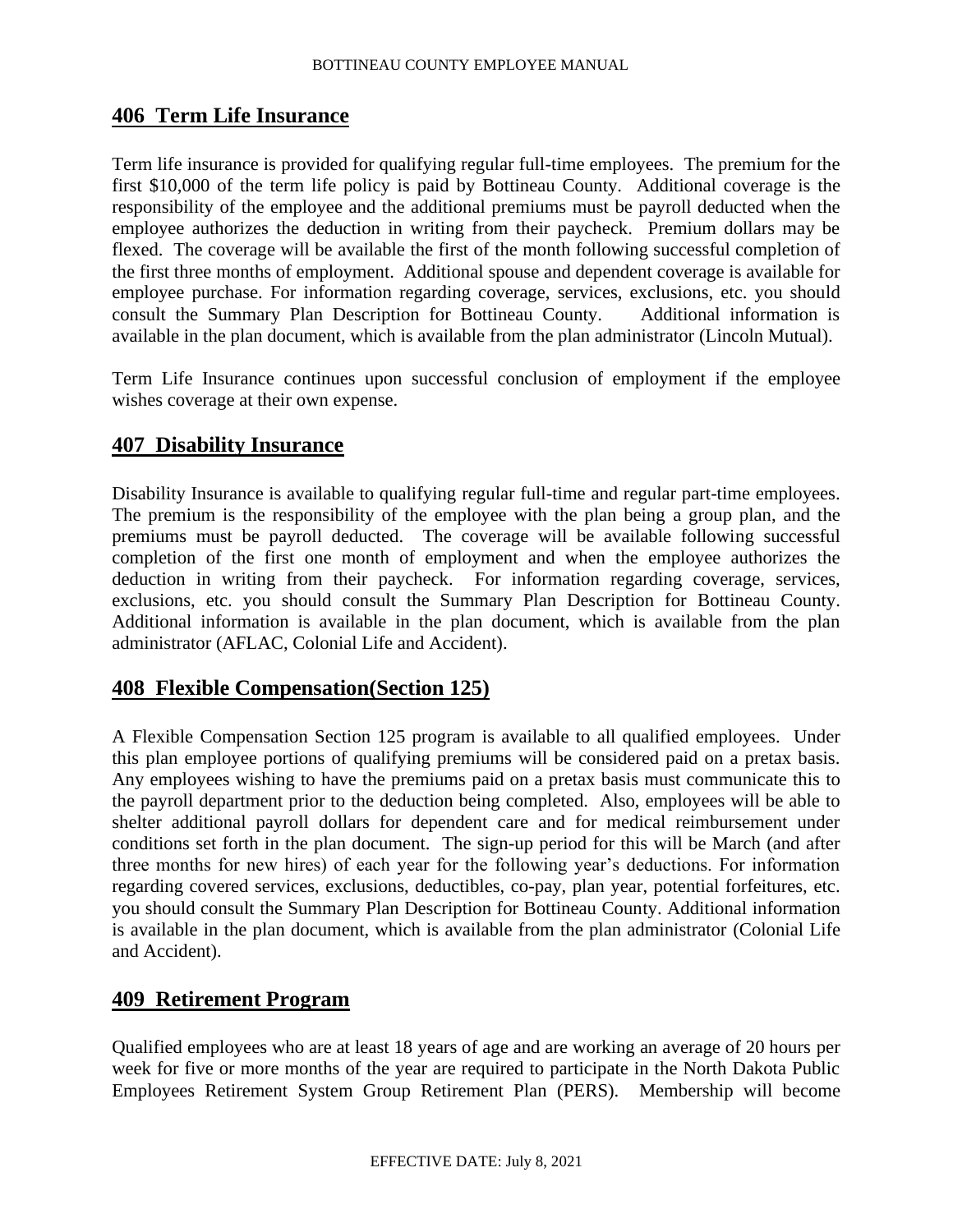## 406 Term Life Insurance

Term life insurance is provided for qualifying regular full-time employees. The premium for the first $10,000 of the term life policy is paid by Bottineau County. Additional coverage is the responsibility of the employee and the additional premiums must be payroll deducted when the employee authorizes the deduction in writing from their paycheck. Premium dollars may be flexed. The coverage will be available the first of the month following successful completion of the first three months of employment. Additional spouse and dependent coverage is available for employee purchase. For information regarding coverage, services, exclusions, etc. you should consult the Summary Plan Description for Bottineau County. Additional information is available in the plan document, which is available from the plan administrator (Lincoln Mutual).

Term Life Insurance continues upon successful conclusion of employment if the employee wishes coverage at their own expense.

## 407 Disability Insurance

Disability Insurance is available to qualifying regular full-time and regular part-time employees. The premium is the responsibility of the employee with the plan being a group plan, and the premiums must be payroll deducted. The coverage will be available following successful completion of the first one month of employment and when the employee authorizes the deduction in writing from their paycheck. For information regarding coverage, services, exclusions, etc. you should consult the Summary Plan Description for Bottineau County. Additional information is available in the plan document, which is available from the plan administrator (AFLAC, Colonial Life and Accident).

## 408 Flexible Compensation(Section 125)

A Flexible Compensation Section 125 program is available to all qualified employees. Under this plan employee portions of qualifying premiums will be considered paid on a pretax basis. Any employees wishing to have the premiums paid on a pretax basis must communicate this to the payroll department prior to the deduction being completed. Also, employees will be able to shelter additional payroll dollars for dependent care and for medical reimbursement under conditions set forth in the plan document. The sign-up period for this will be March (and after three months for new hires) of each year for the following year's deductions. For information regarding covered services, exclusions, deductibles, co-pay, plan year, potential forfeitures, etc. you should consult the Summary Plan Description for Bottineau County. Additional information is available in the plan document, which is available from the plan administrator (Colonial Life and Accident).

## 409 Retirement Program

Qualified employees who are at least 18 years of age and are working an average of 20 hours per week for five or more months of the year are required to participate in the North Dakota Public Employees Retirement System Group Retirement Plan (PERS). Membership will become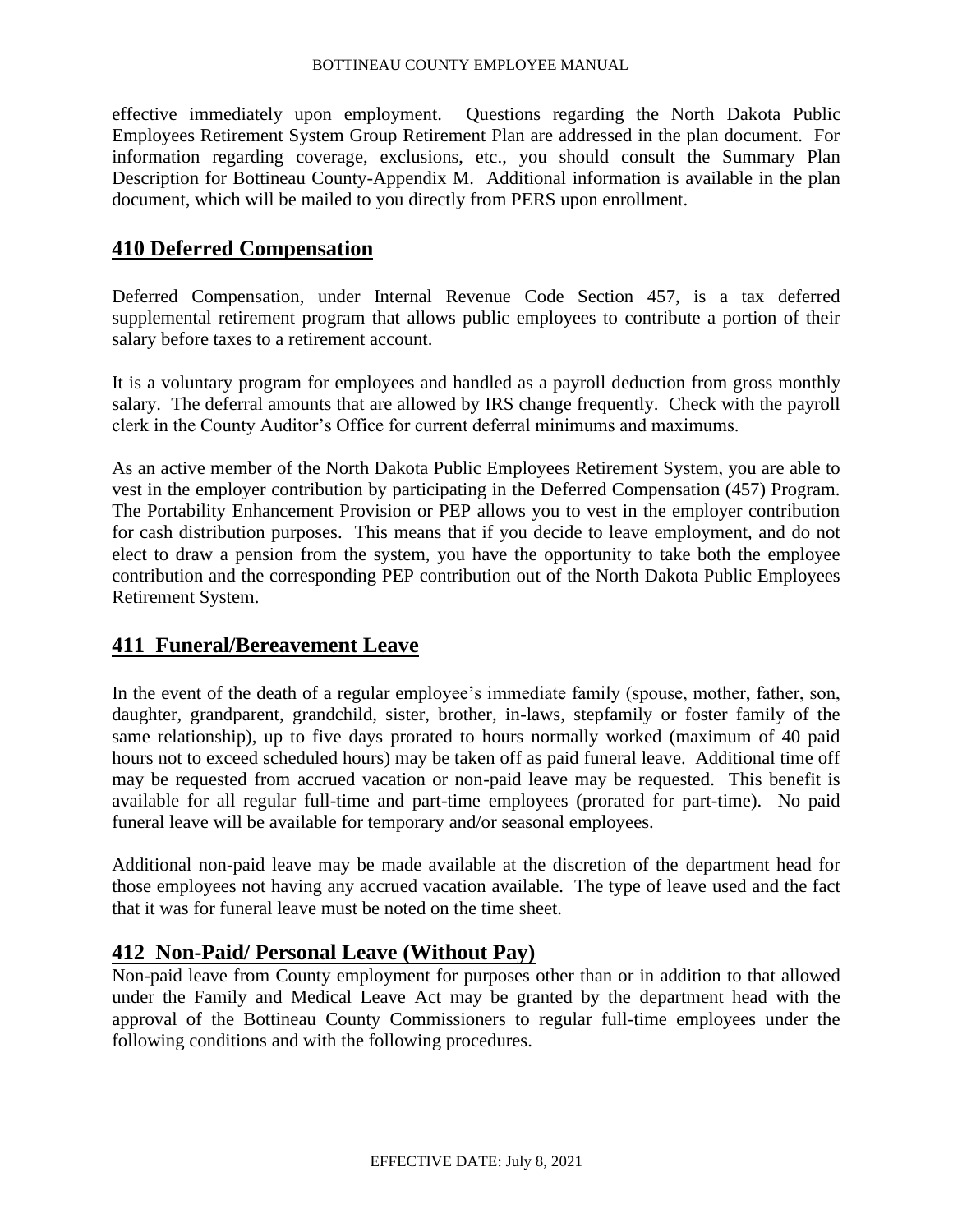effective immediately upon employment. Questions regarding the North Dakota Public Employees Retirement System Group Retirement Plan are addressed in the plan document. For information regarding coverage, exclusions, etc., you should consult the Summary Plan Description for Bottineau County-Appendix M. Additional information is available in the plan document, which will be mailed to you directly from PERS upon enrollment.

## 410 Deferred Compensation

Deferred Compensation, under Internal Revenue Code Section 457, is a tax deferred supplemental retirement program that allows public employees to contribute a portion of their salary before taxes to a retirement account.

It is a voluntary program for employees and handled as a payroll deduction from gross monthly salary. The deferral amounts that are allowed by IRS change frequently. Check with the payroll clerk in the County Auditor's Office for current deferral minimums and maximums.

As an active member of the North Dakota Public Employees Retirement System, you are able to vest in the employer contribution by participating in the Deferred Compensation (457) Program. The Portability Enhancement Provision or PEP allows you to vest in the employer contribution for cash distribution purposes. This means that if you decide to leave employment, and do not elect to draw a pension from the system, you have the opportunity to take both the employee contribution and the corresponding PEP contribution out of the North Dakota Public Employees Retirement System.

## 411 Funeral/Bereavement Leave

In the event of the death of a regular employee's immediate family (spouse, mother, father, son, daughter, grandparent, grandchild, sister, brother, in-laws, stepfamily or foster family of the same relationship), up to five days prorated to hours normally worked (maximum of 40 paid hours not to exceed scheduled hours) may be taken off as paid funeral leave. Additional time off may be requested from accrued vacation or non-paid leave may be requested. This benefit is available for all regular full-time and part-time employees (prorated for part-time). No paid funeral leave will be available for temporary and/or seasonal employees.

Additional non-paid leave may be made available at the discretion of the department head for those employees not having any accrued vacation available. The type of leave used and the fact that it was for funeral leave must be noted on the time sheet.

## 412 Non-Paid/ Personal Leave (Without Pay)

Non-paid leave from County employment for purposes other than or in addition to that allowed under the Family and Medical Leave Act may be granted by the department head with the approval of the Bottineau County Commissioners to regular full-time employees under the following conditions and with the following procedures.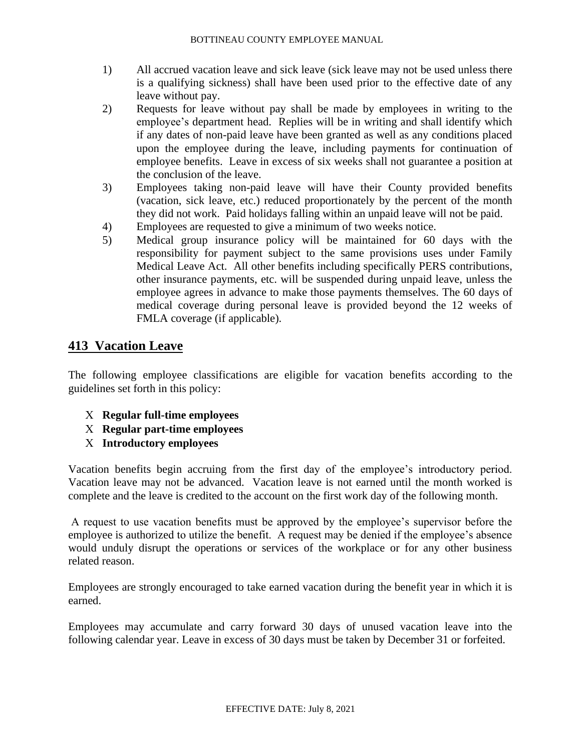1) All accrued vacation leave and sick leave (sick leave may not be used unless there is a qualifying sickness) shall have been used prior to the effective date of any leave without pay.
2) Requests for leave without pay shall be made by employees in writing to the employee's department head. Replies will be in writing and shall identify which if any dates of non-paid leave have been granted as well as any conditions placed upon the employee during the leave, including payments for continuation of employee benefits. Leave in excess of six weeks shall not guarantee a position at the conclusion of the leave.
3) Employees taking non-paid leave will have their County provided benefits (vacation, sick leave, etc.) reduced proportionately by the percent of the month they did not work. Paid holidays falling within an unpaid leave will not be paid.
4) Employees are requested to give a minimum of two weeks notice.
5) Medical group insurance policy will be maintained for 60 days with the responsibility for payment subject to the same provisions uses under Family Medical Leave Act. All other benefits including specifically PERS contributions, other insurance payments, etc. will be suspended during unpaid leave, unless the employee agrees in advance to make those payments themselves. The 60 days of medical coverage during personal leave is provided beyond the 12 weeks of FMLA coverage (if applicable).

## 413 Vacation Leave

The following employee classifications are eligible for vacation benefits according to the guidelines set forth in this policy:

- **Regular full-time employees**
- **Regular part-time employees**
- **Introductory employees**

Vacation benefits begin accruing from the first day of the employee's introductory period. Vacation leave may not be advanced. Vacation leave is not earned until the month worked is complete and the leave is credited to the account on the first work day of the following month.

A request to use vacation benefits must be approved by the employee's supervisor before the employee is authorized to utilize the benefit. A request may be denied if the employee's absence would unduly disrupt the operations or services of the workplace or for any other business related reason.

Employees are strongly encouraged to take earned vacation during the benefit year in which it is earned.

Employees may accumulate and carry forward 30 days of unused vacation leave into the following calendar year. Leave in excess of 30 days must be taken by December 31 or forfeited.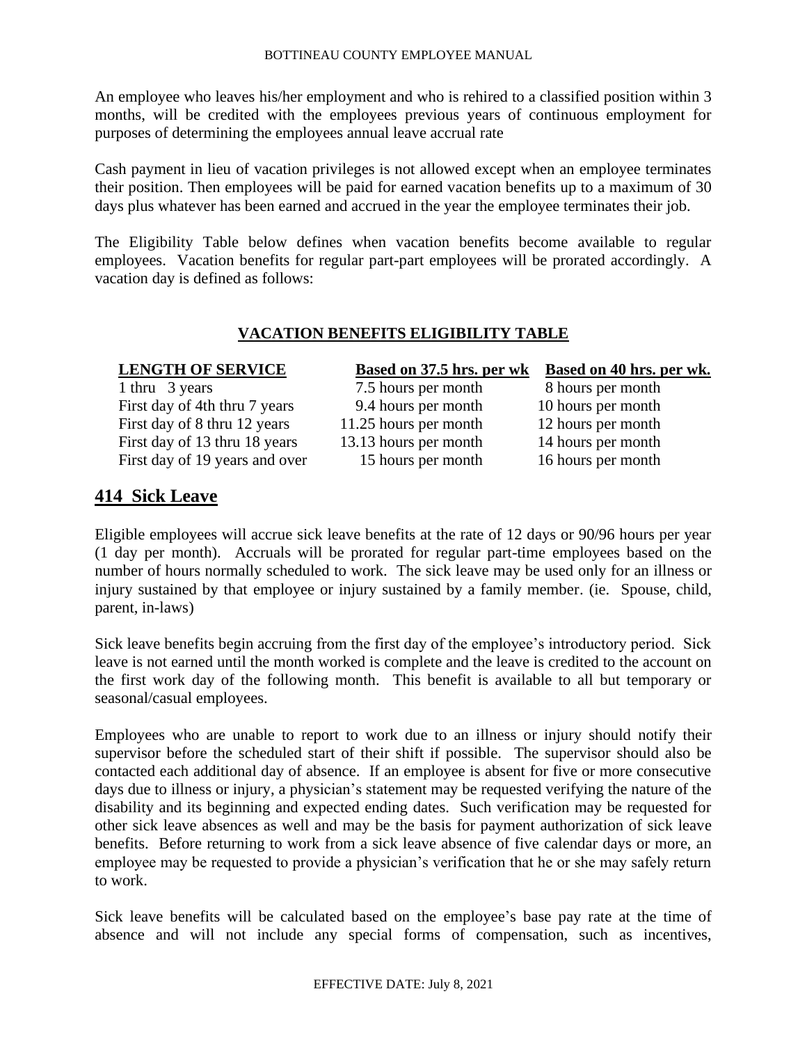An employee who leaves his/her employment and who is rehired to a classified position within 3 months, will be credited with the employees previous years of continuous employment for purposes of determining the employees annual leave accrual rate

Cash payment in lieu of vacation privileges is not allowed except when an employee terminates their position. Then employees will be paid for earned vacation benefits up to a maximum of 30 days plus whatever has been earned and accrued in the year the employee terminates their job.

The Eligibility Table below defines when vacation benefits become available to regular employees. Vacation benefits for regular part-part employees will be prorated accordingly. A vacation day is defined as follows:

**VACATION BENEFITS ELIGIBILITY TABLE**

| LENGTH OF SERVICE | Based on 37.5 hrs. per wk | Based on 40 hrs. per wk. |
|---|---|---|
| 1 thru 3 years | 7.5 hours per month | 8 hours per month |
| First day of 4th thru 7 years | 9.4 hours per month | 10 hours per month |
| First day of 8 thru 12 years | 11.25 hours per month | 12 hours per month |
| First day of 13 thru 18 years | 13.13 hours per month | 14 hours per month |
| First day of 19 years and over | 15 hours per month | 16 hours per month |

## 414 Sick Leave

Eligible employees will accrue sick leave benefits at the rate of 12 days or 90/96 hours per year (1 day per month). Accruals will be prorated for regular part-time employees based on the number of hours normally scheduled to work. The sick leave may be used only for an illness or injury sustained by that employee or injury sustained by a family member. (ie. Spouse, child, parent, in-laws)

Sick leave benefits begin accruing from the first day of the employee's introductory period. Sick leave is not earned until the month worked is complete and the leave is credited to the account on the first work day of the following month. This benefit is available to all but temporary or seasonal/casual employees.

Employees who are unable to report to work due to an illness or injury should notify their supervisor before the scheduled start of their shift if possible. The supervisor should also be contacted each additional day of absence. If an employee is absent for five or more consecutive days due to illness or injury, a physician's statement may be requested verifying the nature of the disability and its beginning and expected ending dates. Such verification may be requested for other sick leave absences as well and may be the basis for payment authorization of sick leave benefits. Before returning to work from a sick leave absence of five calendar days or more, an employee may be requested to provide a physician's verification that he or she may safely return to work.

Sick leave benefits will be calculated based on the employee's base pay rate at the time of absence and will not include any special forms of compensation, such as incentives,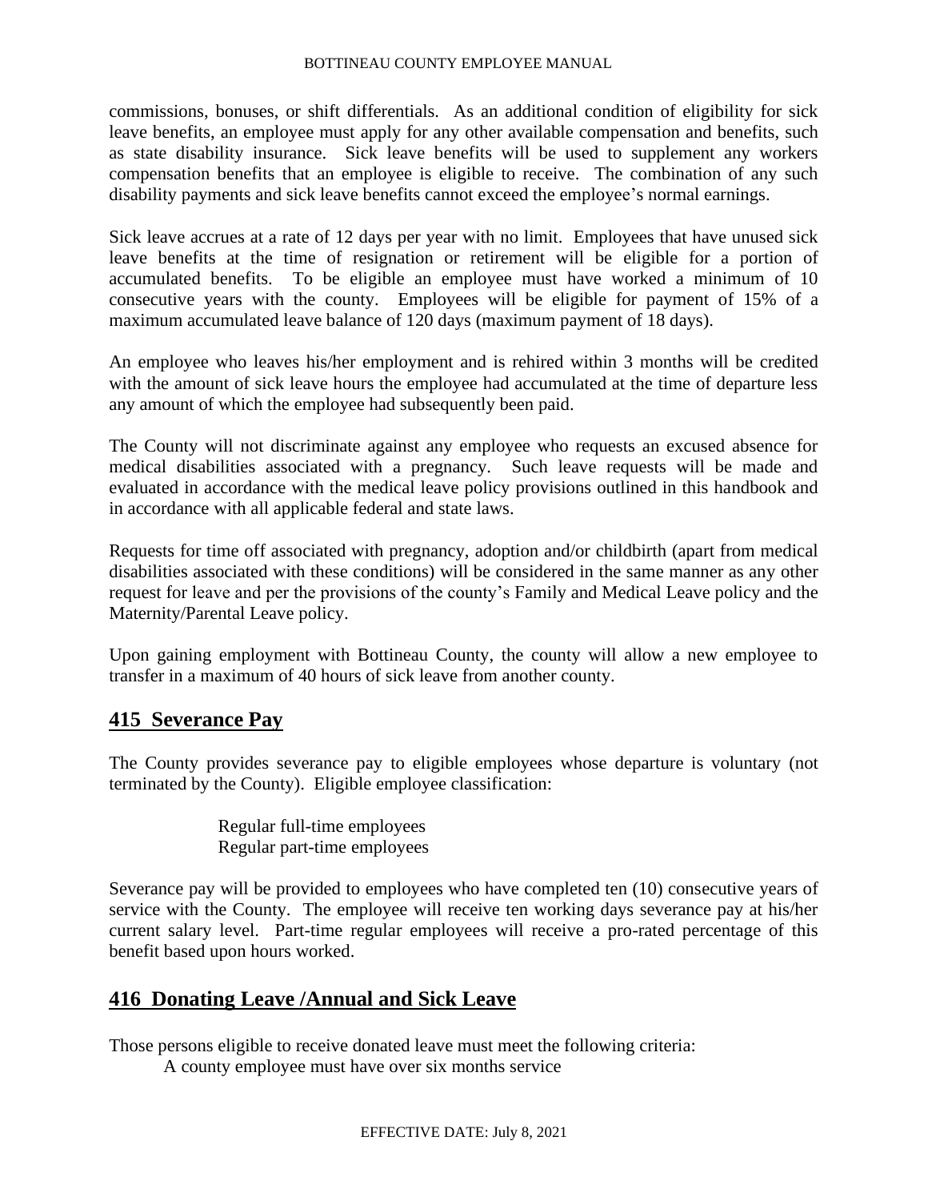commissions, bonuses, or shift differentials. As an additional condition of eligibility for sick leave benefits, an employee must apply for any other available compensation and benefits, such as state disability insurance. Sick leave benefits will be used to supplement any workers compensation benefits that an employee is eligible to receive. The combination of any such disability payments and sick leave benefits cannot exceed the employee's normal earnings.

Sick leave accrues at a rate of 12 days per year with no limit. Employees that have unused sick leave benefits at the time of resignation or retirement will be eligible for a portion of accumulated benefits. To be eligible an employee must have worked a minimum of 10 consecutive years with the county. Employees will be eligible for payment of 15% of a maximum accumulated leave balance of 120 days (maximum payment of 18 days).

An employee who leaves his/her employment and is rehired within 3 months will be credited with the amount of sick leave hours the employee had accumulated at the time of departure less any amount of which the employee had subsequently been paid.

The County will not discriminate against any employee who requests an excused absence for medical disabilities associated with a pregnancy. Such leave requests will be made and evaluated in accordance with the medical leave policy provisions outlined in this handbook and in accordance with all applicable federal and state laws.

Requests for time off associated with pregnancy, adoption and/or childbirth (apart from medical disabilities associated with these conditions) will be considered in the same manner as any other request for leave and per the provisions of the county's Family and Medical Leave policy and the Maternity/Parental Leave policy.

Upon gaining employment with Bottineau County, the county will allow a new employee to transfer in a maximum of 40 hours of sick leave from another county.

## 415 Severance Pay

The County provides severance pay to eligible employees whose departure is voluntary (not terminated by the County). Eligible employee classification:

Regular full-time employees
Regular part-time employees

Severance pay will be provided to employees who have completed ten (10) consecutive years of service with the County. The employee will receive ten working days severance pay at his/her current salary level. Part-time regular employees will receive a pro-rated percentage of this benefit based upon hours worked.

## 416 Donating Leave /Annual and Sick Leave

Those persons eligible to receive donated leave must meet the following criteria:

A county employee must have over six months service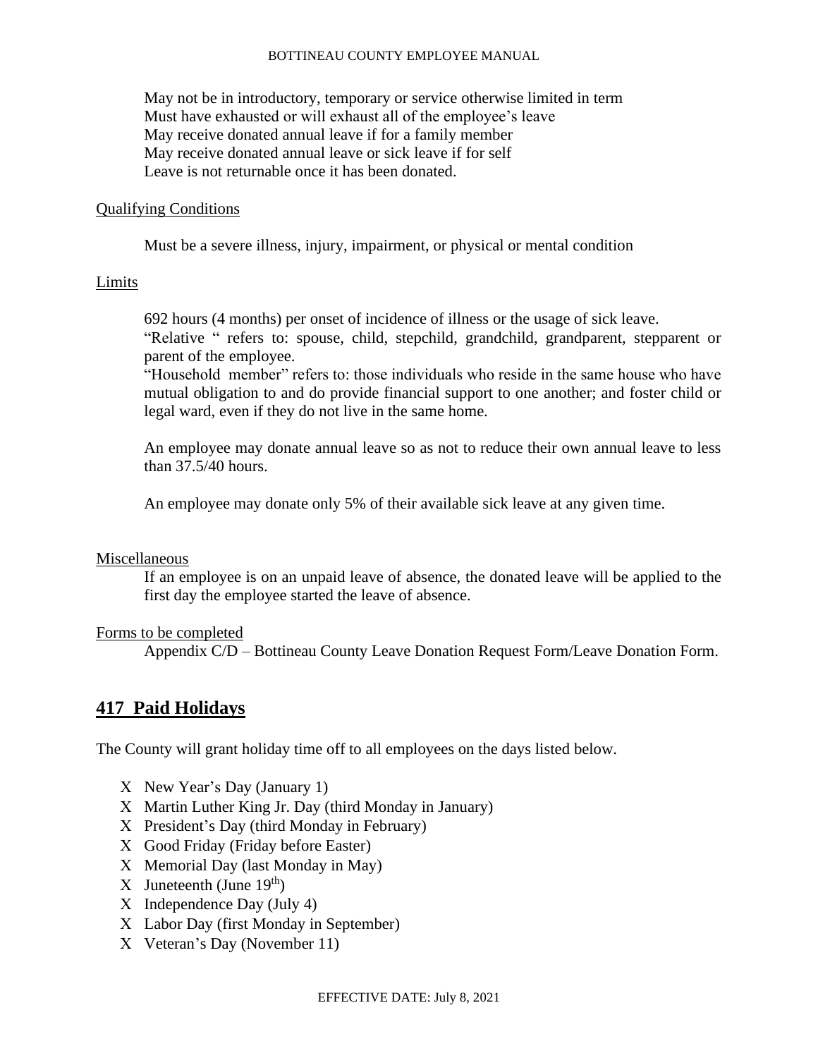May not be in introductory, temporary or service otherwise limited in term
Must have exhausted or will exhaust all of the employee's leave
May receive donated annual leave if for a family member
May receive donated annual leave or sick leave if for self
Leave is not returnable once it has been donated.

<u>Qualifying Conditions</u>

Must be a severe illness, injury, impairment, or physical or mental condition

<u>Limits</u>

692 hours (4 months) per onset of incidence of illness or the usage of sick leave.
"Relative " refers to: spouse, child, stepchild, grandchild, grandparent, stepparent or parent of the employee.
"Household member" refers to: those individuals who reside in the same house who have mutual obligation to and do provide financial support to one another; and foster child or legal ward, even if they do not live in the same home.

An employee may donate annual leave so as not to reduce their own annual leave to less than 37.5/40 hours.

An employee may donate only 5% of their available sick leave at any given time.

<u>Miscellaneous</u>

If an employee is on an unpaid leave of absence, the donated leave will be applied to the first day the employee started the leave of absence.

<u>Forms to be completed</u>

Appendix C/D – Bottineau County Leave Donation Request Form/Leave Donation Form.

## 417 Paid Holidays

The County will grant holiday time off to all employees on the days listed below.

- New Year's Day (January 1)
- Martin Luther King Jr. Day (third Monday in January)
- President's Day (third Monday in February)
- Good Friday (Friday before Easter)
- Memorial Day (last Monday in May)
- Juneteenth (June 19th)
- Independence Day (July 4)
- Labor Day (first Monday in September)
- Veteran's Day (November 11)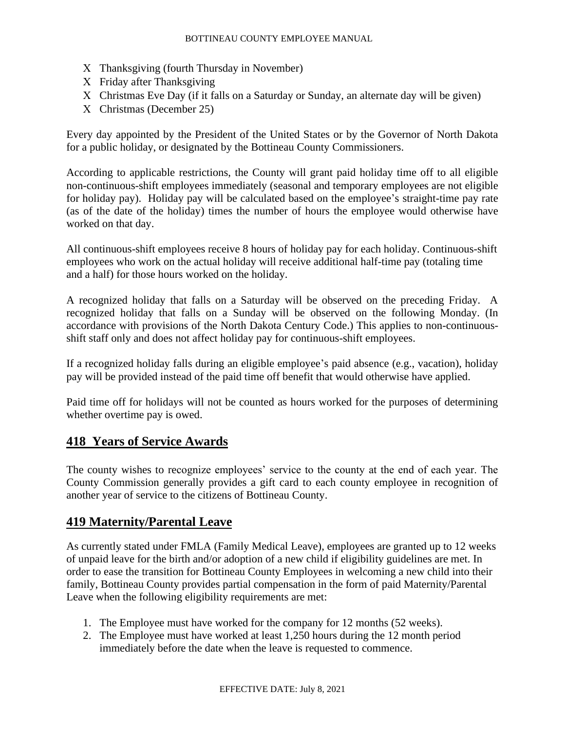- X Thanksgiving (fourth Thursday in November)
- X Friday after Thanksgiving
- X Christmas Eve Day (if it falls on a Saturday or Sunday, an alternate day will be given)
- X Christmas (December 25)

Every day appointed by the President of the United States or by the Governor of North Dakota for a public holiday, or designated by the Bottineau County Commissioners.

According to applicable restrictions, the County will grant paid holiday time off to all eligible non-continuous-shift employees immediately (seasonal and temporary employees are not eligible for holiday pay). Holiday pay will be calculated based on the employee's straight-time pay rate (as of the date of the holiday) times the number of hours the employee would otherwise have worked on that day.

All continuous-shift employees receive 8 hours of holiday pay for each holiday. Continuous-shift employees who work on the actual holiday will receive additional half-time pay (totaling time and a half) for those hours worked on the holiday.

A recognized holiday that falls on a Saturday will be observed on the preceding Friday. A recognized holiday that falls on a Sunday will be observed on the following Monday. (In accordance with provisions of the North Dakota Century Code.) This applies to non-continuous-shift staff only and does not affect holiday pay for continuous-shift employees.

If a recognized holiday falls during an eligible employee's paid absence (e.g., vacation), holiday pay will be provided instead of the paid time off benefit that would otherwise have applied.

Paid time off for holidays will not be counted as hours worked for the purposes of determining whether overtime pay is owed.

## 418 Years of Service Awards

The county wishes to recognize employees' service to the county at the end of each year. The County Commission generally provides a gift card to each county employee in recognition of another year of service to the citizens of Bottineau County.

## 419 Maternity/Parental Leave

As currently stated under FMLA (Family Medical Leave), employees are granted up to 12 weeks of unpaid leave for the birth and/or adoption of a new child if eligibility guidelines are met. In order to ease the transition for Bottineau County Employees in welcoming a new child into their family, Bottineau County provides partial compensation in the form of paid Maternity/Parental Leave when the following eligibility requirements are met:

1. The Employee must have worked for the company for 12 months (52 weeks).
2. The Employee must have worked at least 1,250 hours during the 12 month period immediately before the date when the leave is requested to commence.

EFFECTIVE DATE: July 8, 2021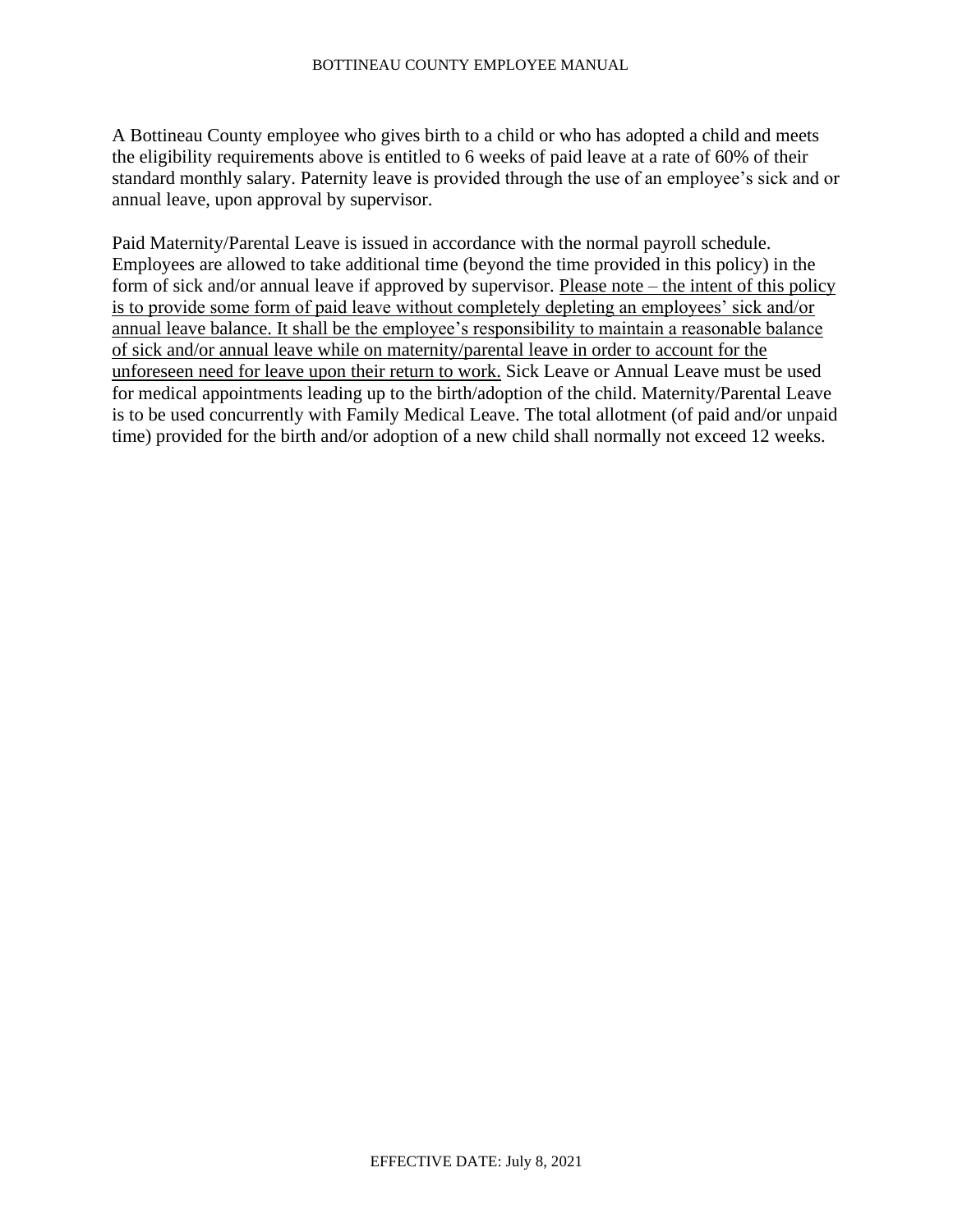A Bottineau County employee who gives birth to a child or who has adopted a child and meets the eligibility requirements above is entitled to 6 weeks of paid leave at a rate of 60% of their standard monthly salary. Paternity leave is provided through the use of an employee's sick and or annual leave, upon approval by supervisor.

Paid Maternity/Parental Leave is issued in accordance with the normal payroll schedule. Employees are allowed to take additional time (beyond the time provided in this policy) in the form of sick and/or annual leave if approved by supervisor. <u>Please note – the intent of this policy is to provide some form of paid leave without completely depleting an employees' sick and/or annual leave balance. It shall be the employee's responsibility to maintain a reasonable balance of sick and/or annual leave while on maternity/parental leave in order to account for the unforeseen need for leave upon their return to work.</u> Sick Leave or Annual Leave must be used for medical appointments leading up to the birth/adoption of the child. Maternity/Parental Leave is to be used concurrently with Family Medical Leave. The total allotment (of paid and/or unpaid time) provided for the birth and/or adoption of a new child shall normally not exceed 12 weeks.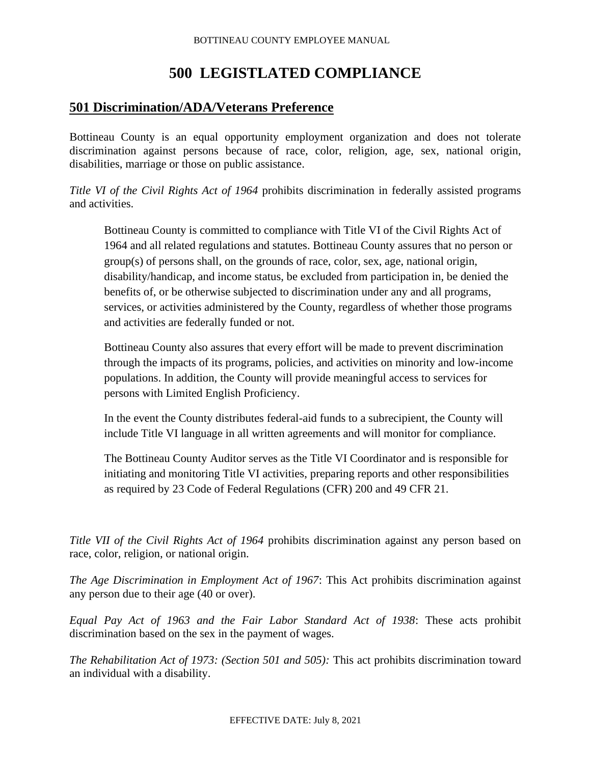# 500 LEGISTLATED COMPLIANCE

## 501 Discrimination/ADA/Veterans Preference

Bottineau County is an equal opportunity employment organization and does not tolerate discrimination against persons because of race, color, religion, age, sex, national origin, disabilities, marriage or those on public assistance.

*Title VI of the Civil Rights Act of 1964* prohibits discrimination in federally assisted programs and activities.

> Bottineau County is committed to compliance with Title VI of the Civil Rights Act of 1964 and all related regulations and statutes. Bottineau County assures that no person or group(s) of persons shall, on the grounds of race, color, sex, age, national origin, disability/handicap, and income status, be excluded from participation in, be denied the benefits of, or be otherwise subjected to discrimination under any and all programs, services, or activities administered by the County, regardless of whether those programs and activities are federally funded or not.
>
> Bottineau County also assures that every effort will be made to prevent discrimination through the impacts of its programs, policies, and activities on minority and low-income populations. In addition, the County will provide meaningful access to services for persons with Limited English Proficiency.
>
> In the event the County distributes federal-aid funds to a subrecipient, the County will include Title VI language in all written agreements and will monitor for compliance.
>
> The Bottineau County Auditor serves as the Title VI Coordinator and is responsible for initiating and monitoring Title VI activities, preparing reports and other responsibilities as required by 23 Code of Federal Regulations (CFR) 200 and 49 CFR 21.

*Title VII of the Civil Rights Act of 1964* prohibits discrimination against any person based on race, color, religion, or national origin.

*The Age Discrimination in Employment Act of 1967*: This Act prohibits discrimination against any person due to their age (40 or over).

*Equal Pay Act of 1963 and the Fair Labor Standard Act of 1938*: These acts prohibit discrimination based on the sex in the payment of wages.

*The Rehabilitation Act of 1973: (Section 501 and 505):* This act prohibits discrimination toward an individual with a disability.

EFFECTIVE DATE: July 8, 2021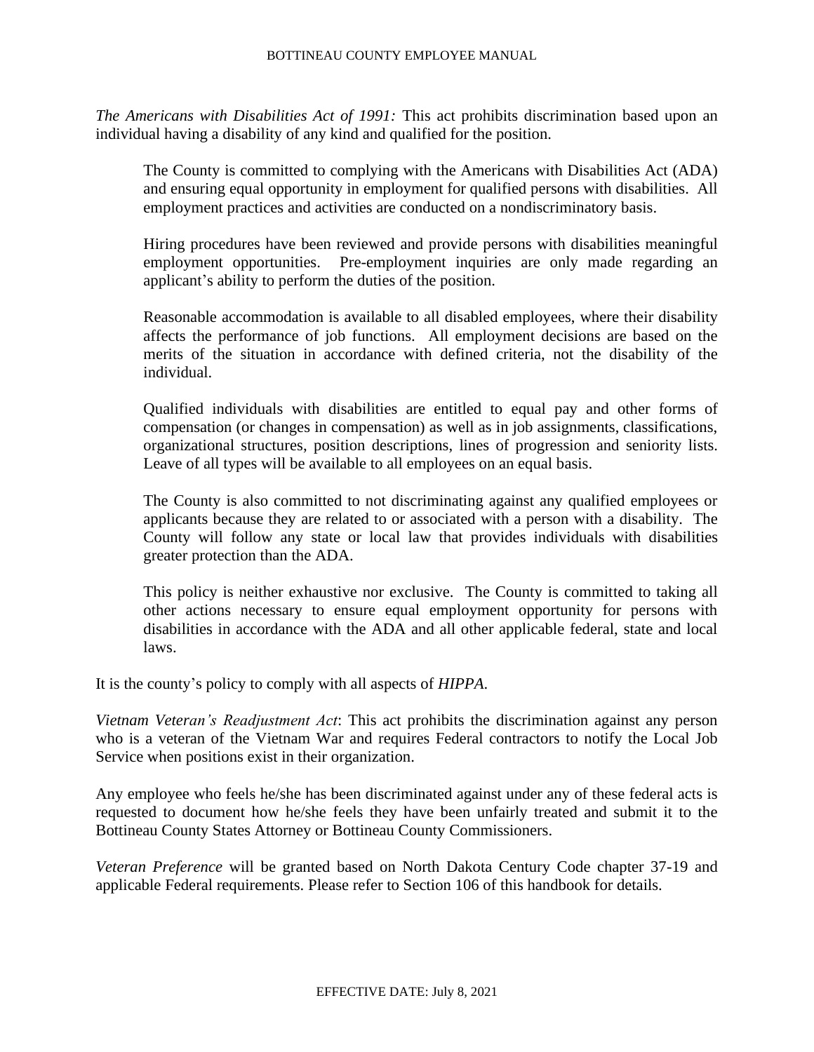*The Americans with Disabilities Act of 1991:* This act prohibits discrimination based upon an individual having a disability of any kind and qualified for the position.

> The County is committed to complying with the Americans with Disabilities Act (ADA) and ensuring equal opportunity in employment for qualified persons with disabilities. All employment practices and activities are conducted on a nondiscriminatory basis.
>
> Hiring procedures have been reviewed and provide persons with disabilities meaningful employment opportunities. Pre-employment inquiries are only made regarding an applicant's ability to perform the duties of the position.
>
> Reasonable accommodation is available to all disabled employees, where their disability affects the performance of job functions. All employment decisions are based on the merits of the situation in accordance with defined criteria, not the disability of the individual.
>
> Qualified individuals with disabilities are entitled to equal pay and other forms of compensation (or changes in compensation) as well as in job assignments, classifications, organizational structures, position descriptions, lines of progression and seniority lists. Leave of all types will be available to all employees on an equal basis.
>
> The County is also committed to not discriminating against any qualified employees or applicants because they are related to or associated with a person with a disability. The County will follow any state or local law that provides individuals with disabilities greater protection than the ADA.
>
> This policy is neither exhaustive nor exclusive. The County is committed to taking all other actions necessary to ensure equal employment opportunity for persons with disabilities in accordance with the ADA and all other applicable federal, state and local laws.

It is the county's policy to comply with all aspects of *HIPPA.*

*Vietnam Veteran's Readjustment Act*: This act prohibits the discrimination against any person who is a veteran of the Vietnam War and requires Federal contractors to notify the Local Job Service when positions exist in their organization.

Any employee who feels he/she has been discriminated against under any of these federal acts is requested to document how he/she feels they have been unfairly treated and submit it to the Bottineau County States Attorney or Bottineau County Commissioners.

*Veteran Preference* will be granted based on North Dakota Century Code chapter 37-19 and applicable Federal requirements. Please refer to Section 106 of this handbook for details.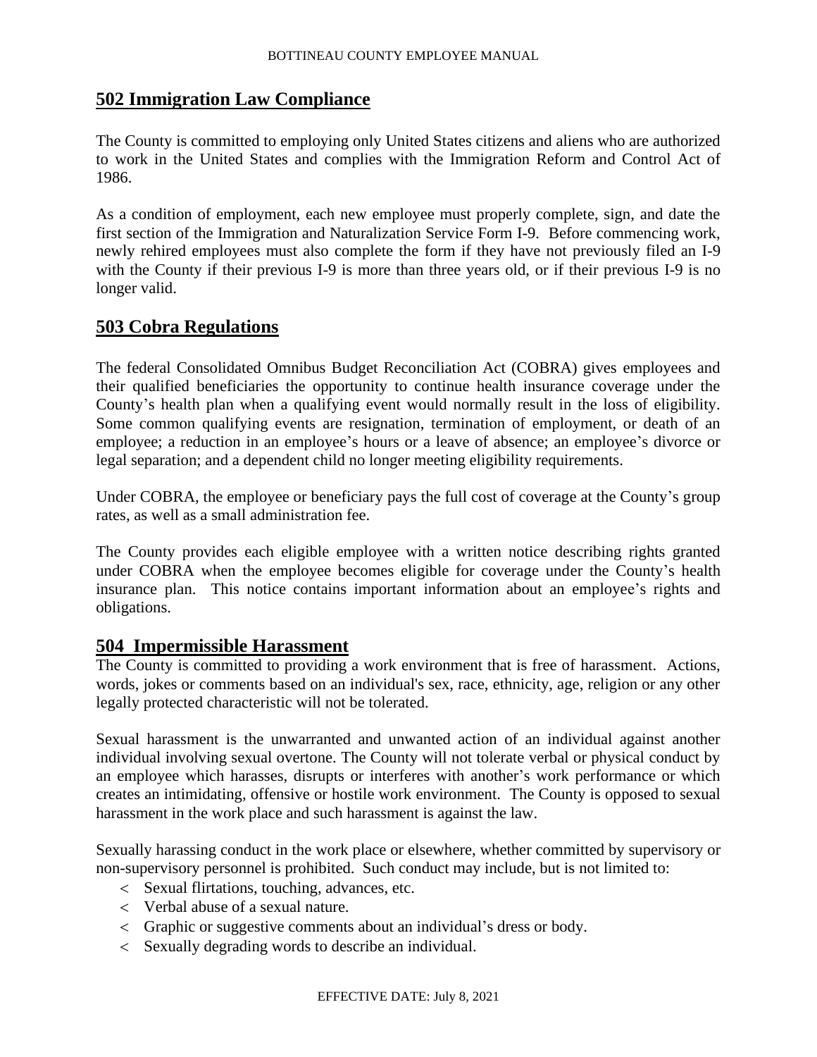## 502 Immigration Law Compliance

The County is committed to employing only United States citizens and aliens who are authorized to work in the United States and complies with the Immigration Reform and Control Act of 1986.

As a condition of employment, each new employee must properly complete, sign, and date the first section of the Immigration and Naturalization Service Form I-9. Before commencing work, newly rehired employees must also complete the form if they have not previously filed an I-9 with the County if their previous I-9 is more than three years old, or if their previous I-9 is no longer valid.

## 503 Cobra Regulations

The federal Consolidated Omnibus Budget Reconciliation Act (COBRA) gives employees and their qualified beneficiaries the opportunity to continue health insurance coverage under the County's health plan when a qualifying event would normally result in the loss of eligibility. Some common qualifying events are resignation, termination of employment, or death of an employee; a reduction in an employee's hours or a leave of absence; an employee's divorce or legal separation; and a dependent child no longer meeting eligibility requirements.

Under COBRA, the employee or beneficiary pays the full cost of coverage at the County's group rates, as well as a small administration fee.

The County provides each eligible employee with a written notice describing rights granted under COBRA when the employee becomes eligible for coverage under the County's health insurance plan. This notice contains important information about an employee's rights and obligations.

## 504 Impermissible Harassment

The County is committed to providing a work environment that is free of harassment. Actions, words, jokes or comments based on an individual's sex, race, ethnicity, age, religion or any other legally protected characteristic will not be tolerated.

Sexual harassment is the unwarranted and unwanted action of an individual against another individual involving sexual overtone. The County will not tolerate verbal or physical conduct by an employee which harasses, disrupts or interferes with another's work performance or which creates an intimidating, offensive or hostile work environment. The County is opposed to sexual harassment in the work place and such harassment is against the law.

Sexually harassing conduct in the work place or elsewhere, whether committed by supervisory or non-supervisory personnel is prohibited. Such conduct may include, but is not limited to:

- Sexual flirtations, touching, advances, etc.
- Verbal abuse of a sexual nature.
- Graphic or suggestive comments about an individual's dress or body.
- Sexually degrading words to describe an individual.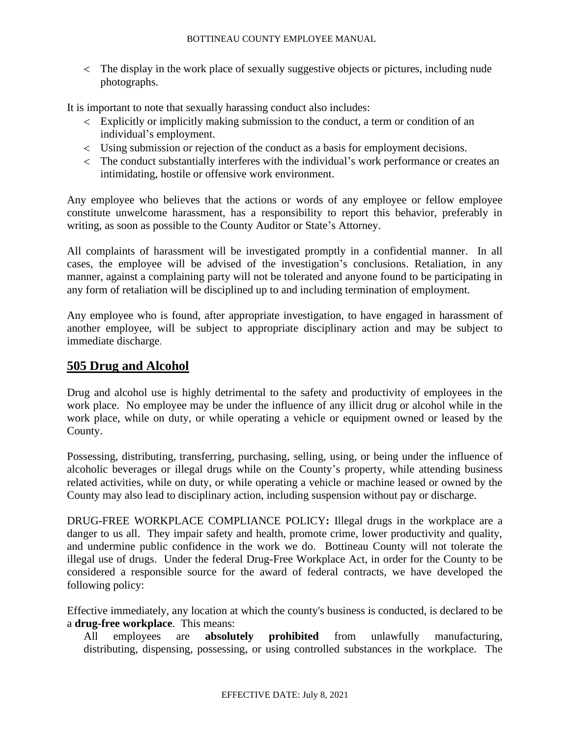- The display in the work place of sexually suggestive objects or pictures, including nude photographs.

It is important to note that sexually harassing conduct also includes:

- Explicitly or implicitly making submission to the conduct, a term or condition of an individual's employment.
- Using submission or rejection of the conduct as a basis for employment decisions.
- The conduct substantially interferes with the individual's work performance or creates an intimidating, hostile or offensive work environment.

Any employee who believes that the actions or words of any employee or fellow employee constitute unwelcome harassment, has a responsibility to report this behavior, preferably in writing, as soon as possible to the County Auditor or State's Attorney.

All complaints of harassment will be investigated promptly in a confidential manner. In all cases, the employee will be advised of the investigation's conclusions. Retaliation, in any manner, against a complaining party will not be tolerated and anyone found to be participating in any form of retaliation will be disciplined up to and including termination of employment.

Any employee who is found, after appropriate investigation, to have engaged in harassment of another employee, will be subject to appropriate disciplinary action and may be subject to immediate discharge.

## 505 Drug and Alcohol

Drug and alcohol use is highly detrimental to the safety and productivity of employees in the work place. No employee may be under the influence of any illicit drug or alcohol while in the work place, while on duty, or while operating a vehicle or equipment owned or leased by the County.

Possessing, distributing, transferring, purchasing, selling, using, or being under the influence of alcoholic beverages or illegal drugs while on the County's property, while attending business related activities, while on duty, or while operating a vehicle or machine leased or owned by the County may also lead to disciplinary action, including suspension without pay or discharge.

DRUG-FREE WORKPLACE COMPLIANCE POLICY**:** Illegal drugs in the workplace are a danger to us all. They impair safety and health, promote crime, lower productivity and quality, and undermine public confidence in the work we do. Bottineau County will not tolerate the illegal use of drugs. Under the federal Drug-Free Workplace Act, in order for the County to be considered a responsible source for the award of federal contracts, we have developed the following policy:

Effective immediately, any location at which the county's business is conducted, is declared to be a **drug-free workplace**. This means:

All employees are **absolutely prohibited** from unlawfully manufacturing, distributing, dispensing, possessing, or using controlled substances in the workplace. The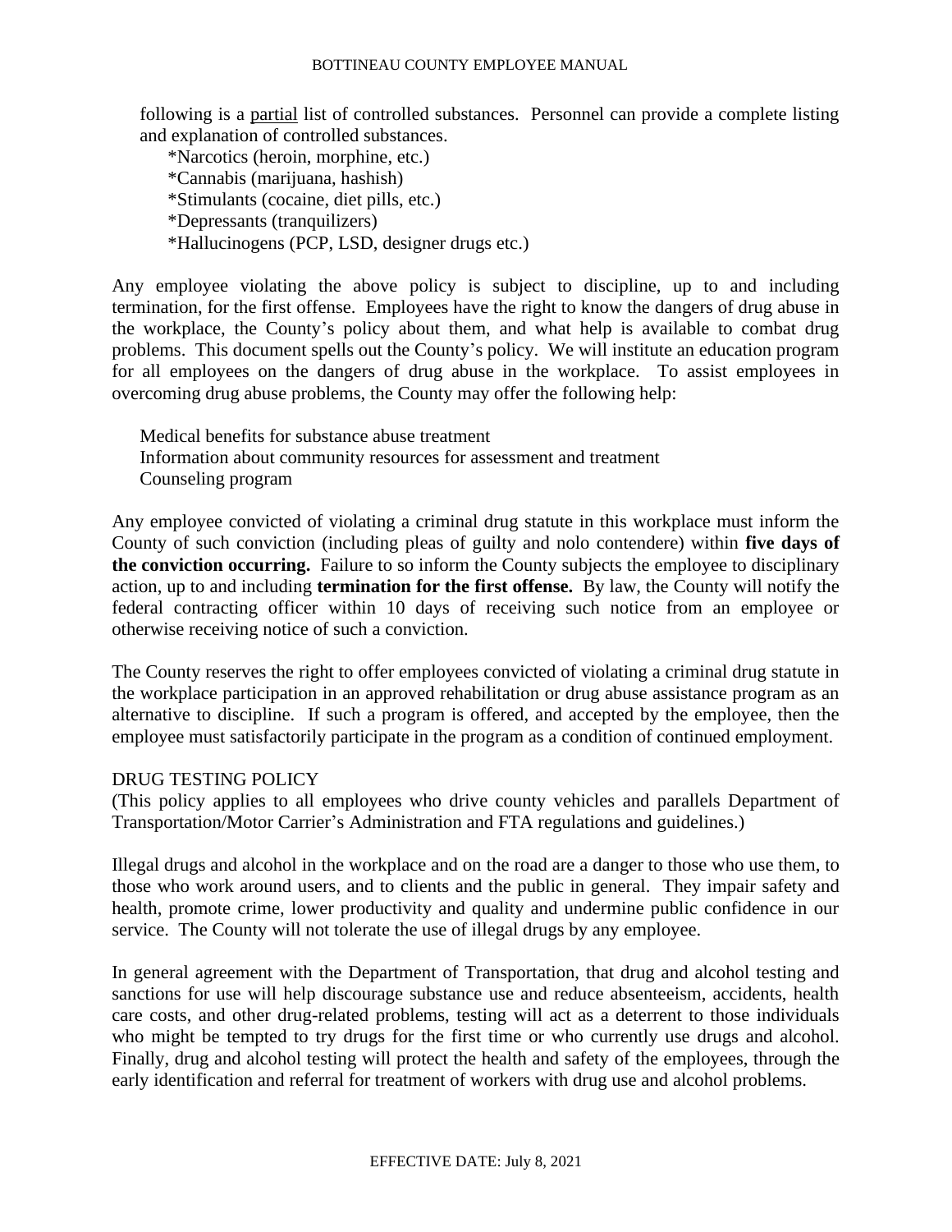following is a partial list of controlled substances. Personnel can provide a complete listing and explanation of controlled substances.

*Narcotics (heroin, morphine, etc.)
*Cannabis (marijuana, hashish)
*Stimulants (cocaine, diet pills, etc.)
*Depressants (tranquilizers)
*Hallucinogens (PCP, LSD, designer drugs etc.)

Any employee violating the above policy is subject to discipline, up to and including termination, for the first offense. Employees have the right to know the dangers of drug abuse in the workplace, the County's policy about them, and what help is available to combat drug problems. This document spells out the County's policy. We will institute an education program for all employees on the dangers of drug abuse in the workplace. To assist employees in overcoming drug abuse problems, the County may offer the following help:

Medical benefits for substance abuse treatment
Information about community resources for assessment and treatment
Counseling program

Any employee convicted of violating a criminal drug statute in this workplace must inform the County of such conviction (including pleas of guilty and nolo contendere) within **five days of the conviction occurring.** Failure to so inform the County subjects the employee to disciplinary action, up to and including **termination for the first offense.** By law, the County will notify the federal contracting officer within 10 days of receiving such notice from an employee or otherwise receiving notice of such a conviction.

The County reserves the right to offer employees convicted of violating a criminal drug statute in the workplace participation in an approved rehabilitation or drug abuse assistance program as an alternative to discipline. If such a program is offered, and accepted by the employee, then the employee must satisfactorily participate in the program as a condition of continued employment.

DRUG TESTING POLICY

(This policy applies to all employees who drive county vehicles and parallels Department of Transportation/Motor Carrier's Administration and FTA regulations and guidelines.)

Illegal drugs and alcohol in the workplace and on the road are a danger to those who use them, to those who work around users, and to clients and the public in general. They impair safety and health, promote crime, lower productivity and quality and undermine public confidence in our service. The County will not tolerate the use of illegal drugs by any employee.

In general agreement with the Department of Transportation, that drug and alcohol testing and sanctions for use will help discourage substance use and reduce absenteeism, accidents, health care costs, and other drug-related problems, testing will act as a deterrent to those individuals who might be tempted to try drugs for the first time or who currently use drugs and alcohol. Finally, drug and alcohol testing will protect the health and safety of the employees, through the early identification and referral for treatment of workers with drug use and alcohol problems.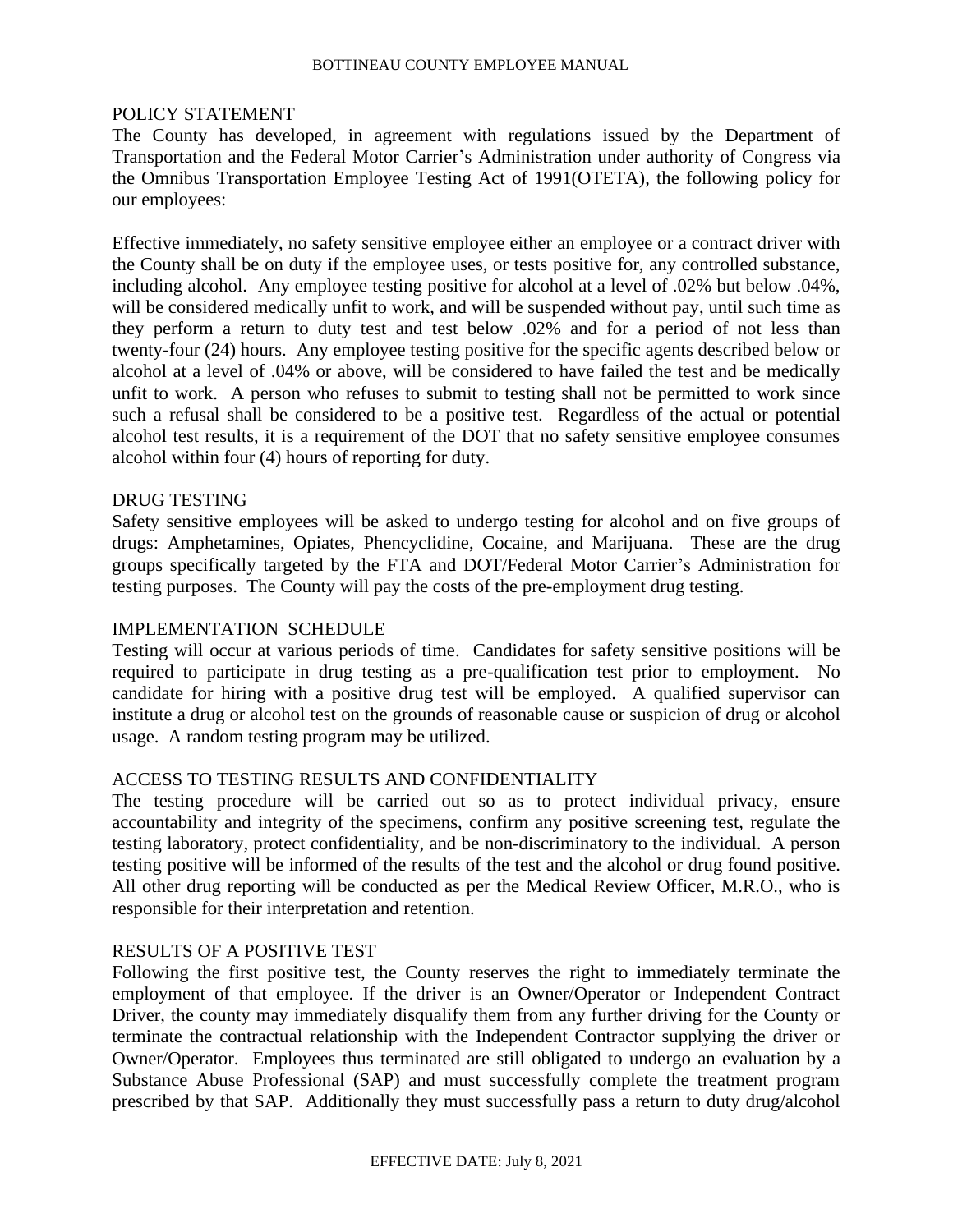## POLICY STATEMENT

The County has developed, in agreement with regulations issued by the Department of Transportation and the Federal Motor Carrier's Administration under authority of Congress via the Omnibus Transportation Employee Testing Act of 1991(OTETA), the following policy for our employees:

Effective immediately, no safety sensitive employee either an employee or a contract driver with the County shall be on duty if the employee uses, or tests positive for, any controlled substance, including alcohol. Any employee testing positive for alcohol at a level of .02% but below .04%, will be considered medically unfit to work, and will be suspended without pay, until such time as they perform a return to duty test and test below .02% and for a period of not less than twenty-four (24) hours. Any employee testing positive for the specific agents described below or alcohol at a level of .04% or above, will be considered to have failed the test and be medically unfit to work. A person who refuses to submit to testing shall not be permitted to work since such a refusal shall be considered to be a positive test. Regardless of the actual or potential alcohol test results, it is a requirement of the DOT that no safety sensitive employee consumes alcohol within four (4) hours of reporting for duty.

## DRUG TESTING

Safety sensitive employees will be asked to undergo testing for alcohol and on five groups of drugs: Amphetamines, Opiates, Phencyclidine, Cocaine, and Marijuana. These are the drug groups specifically targeted by the FTA and DOT/Federal Motor Carrier's Administration for testing purposes. The County will pay the costs of the pre-employment drug testing.

## IMPLEMENTATION SCHEDULE

Testing will occur at various periods of time. Candidates for safety sensitive positions will be required to participate in drug testing as a pre-qualification test prior to employment. No candidate for hiring with a positive drug test will be employed. A qualified supervisor can institute a drug or alcohol test on the grounds of reasonable cause or suspicion of drug or alcohol usage. A random testing program may be utilized.

## ACCESS TO TESTING RESULTS AND CONFIDENTIALITY

The testing procedure will be carried out so as to protect individual privacy, ensure accountability and integrity of the specimens, confirm any positive screening test, regulate the testing laboratory, protect confidentiality, and be non-discriminatory to the individual. A person testing positive will be informed of the results of the test and the alcohol or drug found positive. All other drug reporting will be conducted as per the Medical Review Officer, M.R.O., who is responsible for their interpretation and retention.

## RESULTS OF A POSITIVE TEST

Following the first positive test, the County reserves the right to immediately terminate the employment of that employee. If the driver is an Owner/Operator or Independent Contract Driver, the county may immediately disqualify them from any further driving for the County or terminate the contractual relationship with the Independent Contractor supplying the driver or Owner/Operator. Employees thus terminated are still obligated to undergo an evaluation by a Substance Abuse Professional (SAP) and must successfully complete the treatment program prescribed by that SAP. Additionally they must successfully pass a return to duty drug/alcohol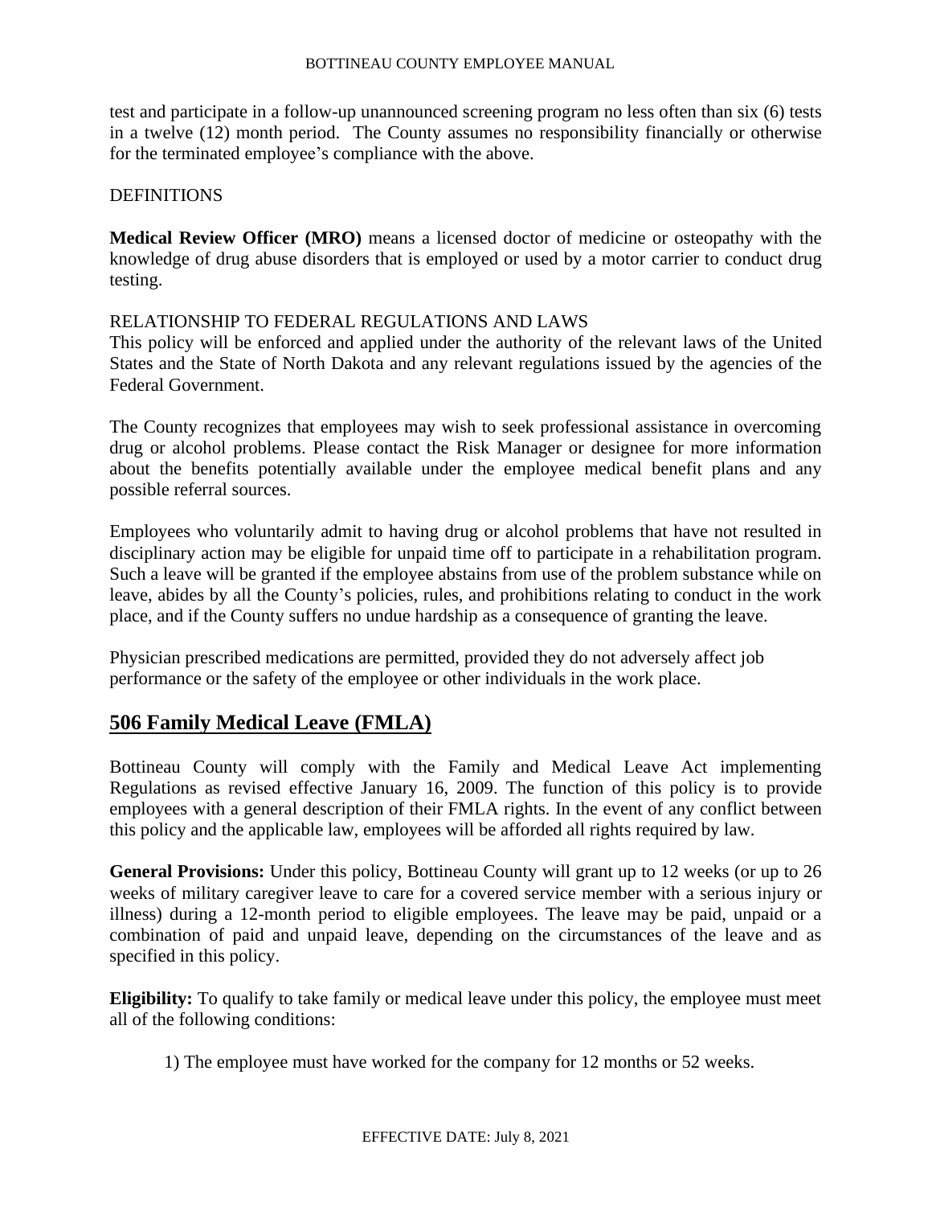test and participate in a follow-up unannounced screening program no less often than six (6) tests in a twelve (12) month period. The County assumes no responsibility financially or otherwise for the terminated employee's compliance with the above.

DEFINITIONS

**Medical Review Officer (MRO)** means a licensed doctor of medicine or osteopathy with the knowledge of drug abuse disorders that is employed or used by a motor carrier to conduct drug testing.

RELATIONSHIP TO FEDERAL REGULATIONS AND LAWS
This policy will be enforced and applied under the authority of the relevant laws of the United States and the State of North Dakota and any relevant regulations issued by the agencies of the Federal Government.

The County recognizes that employees may wish to seek professional assistance in overcoming drug or alcohol problems. Please contact the Risk Manager or designee for more information about the benefits potentially available under the employee medical benefit plans and any possible referral sources.

Employees who voluntarily admit to having drug or alcohol problems that have not resulted in disciplinary action may be eligible for unpaid time off to participate in a rehabilitation program. Such a leave will be granted if the employee abstains from use of the problem substance while on leave, abides by all the County's policies, rules, and prohibitions relating to conduct in the work place, and if the County suffers no undue hardship as a consequence of granting the leave.

Physician prescribed medications are permitted, provided they do not adversely affect job performance or the safety of the employee or other individuals in the work place.

## 506 Family Medical Leave (FMLA)

Bottineau County will comply with the Family and Medical Leave Act implementing Regulations as revised effective January 16, 2009. The function of this policy is to provide employees with a general description of their FMLA rights. In the event of any conflict between this policy and the applicable law, employees will be afforded all rights required by law.

**General Provisions:** Under this policy, Bottineau County will grant up to 12 weeks (or up to 26 weeks of military caregiver leave to care for a covered service member with a serious injury or illness) during a 12-month period to eligible employees. The leave may be paid, unpaid or a combination of paid and unpaid leave, depending on the circumstances of the leave and as specified in this policy.

**Eligibility:** To qualify to take family or medical leave under this policy, the employee must meet all of the following conditions:

1) The employee must have worked for the company for 12 months or 52 weeks.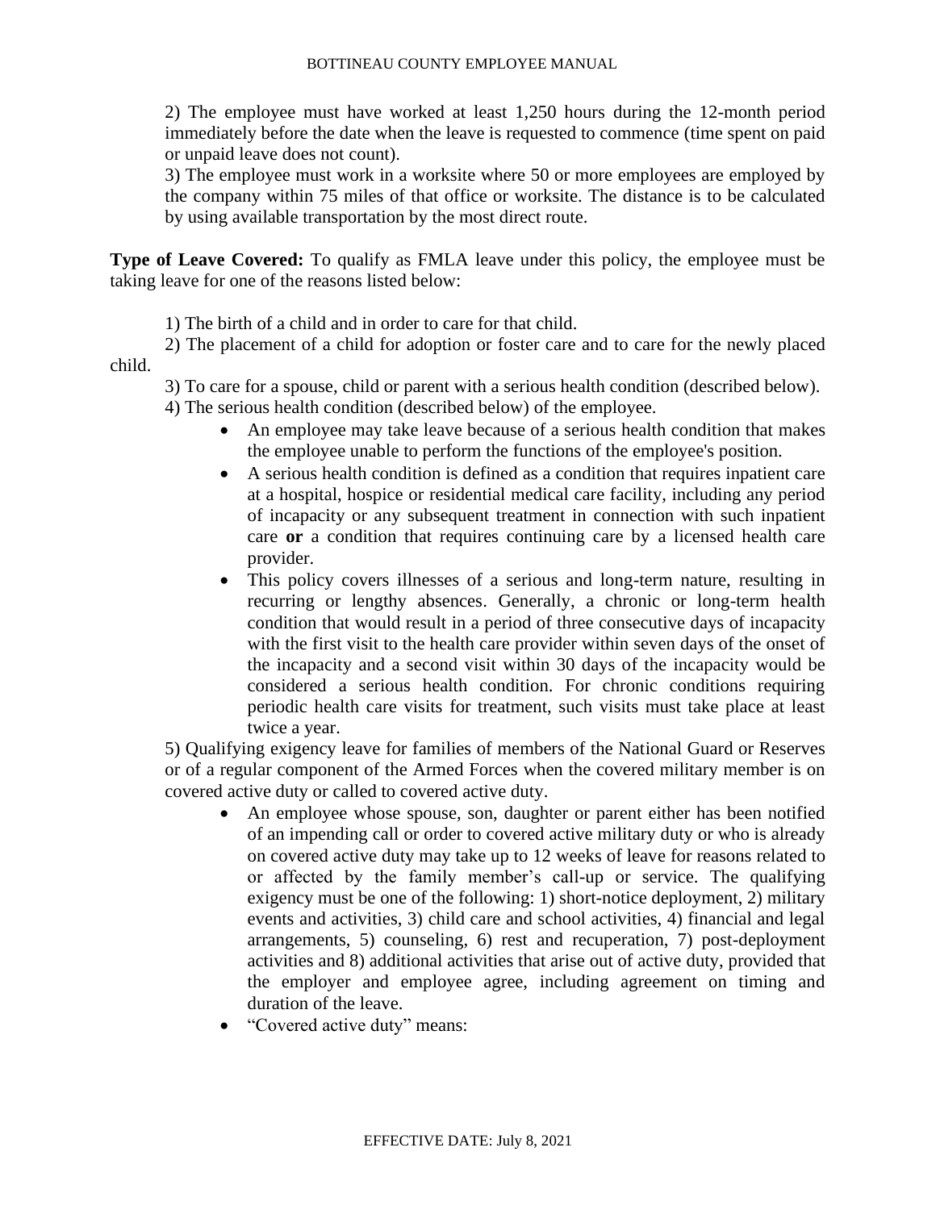2) The employee must have worked at least 1,250 hours during the 12-month period immediately before the date when the leave is requested to commence (time spent on paid or unpaid leave does not count).

3) The employee must work in a worksite where 50 or more employees are employed by the company within 75 miles of that office or worksite. The distance is to be calculated by using available transportation by the most direct route.

**Type of Leave Covered:** To qualify as FMLA leave under this policy, the employee must be taking leave for one of the reasons listed below:

1) The birth of a child and in order to care for that child.

2) The placement of a child for adoption or foster care and to care for the newly placed child.

3) To care for a spouse, child or parent with a serious health condition (described below).

4) The serious health condition (described below) of the employee.

- An employee may take leave because of a serious health condition that makes the employee unable to perform the functions of the employee's position.
- A serious health condition is defined as a condition that requires inpatient care at a hospital, hospice or residential medical care facility, including any period of incapacity or any subsequent treatment in connection with such inpatient care **or** a condition that requires continuing care by a licensed health care provider.
- This policy covers illnesses of a serious and long-term nature, resulting in recurring or lengthy absences. Generally, a chronic or long-term health condition that would result in a period of three consecutive days of incapacity with the first visit to the health care provider within seven days of the onset of the incapacity and a second visit within 30 days of the incapacity would be considered a serious health condition. For chronic conditions requiring periodic health care visits for treatment, such visits must take place at least twice a year.

5) Qualifying exigency leave for families of members of the National Guard or Reserves or of a regular component of the Armed Forces when the covered military member is on covered active duty or called to covered active duty.

- An employee whose spouse, son, daughter or parent either has been notified of an impending call or order to covered active military duty or who is already on covered active duty may take up to 12 weeks of leave for reasons related to or affected by the family member's call-up or service. The qualifying exigency must be one of the following: 1) short-notice deployment, 2) military events and activities, 3) child care and school activities, 4) financial and legal arrangements, 5) counseling, 6) rest and recuperation, 7) post-deployment activities and 8) additional activities that arise out of active duty, provided that the employer and employee agree, including agreement on timing and duration of the leave.
- "Covered active duty" means: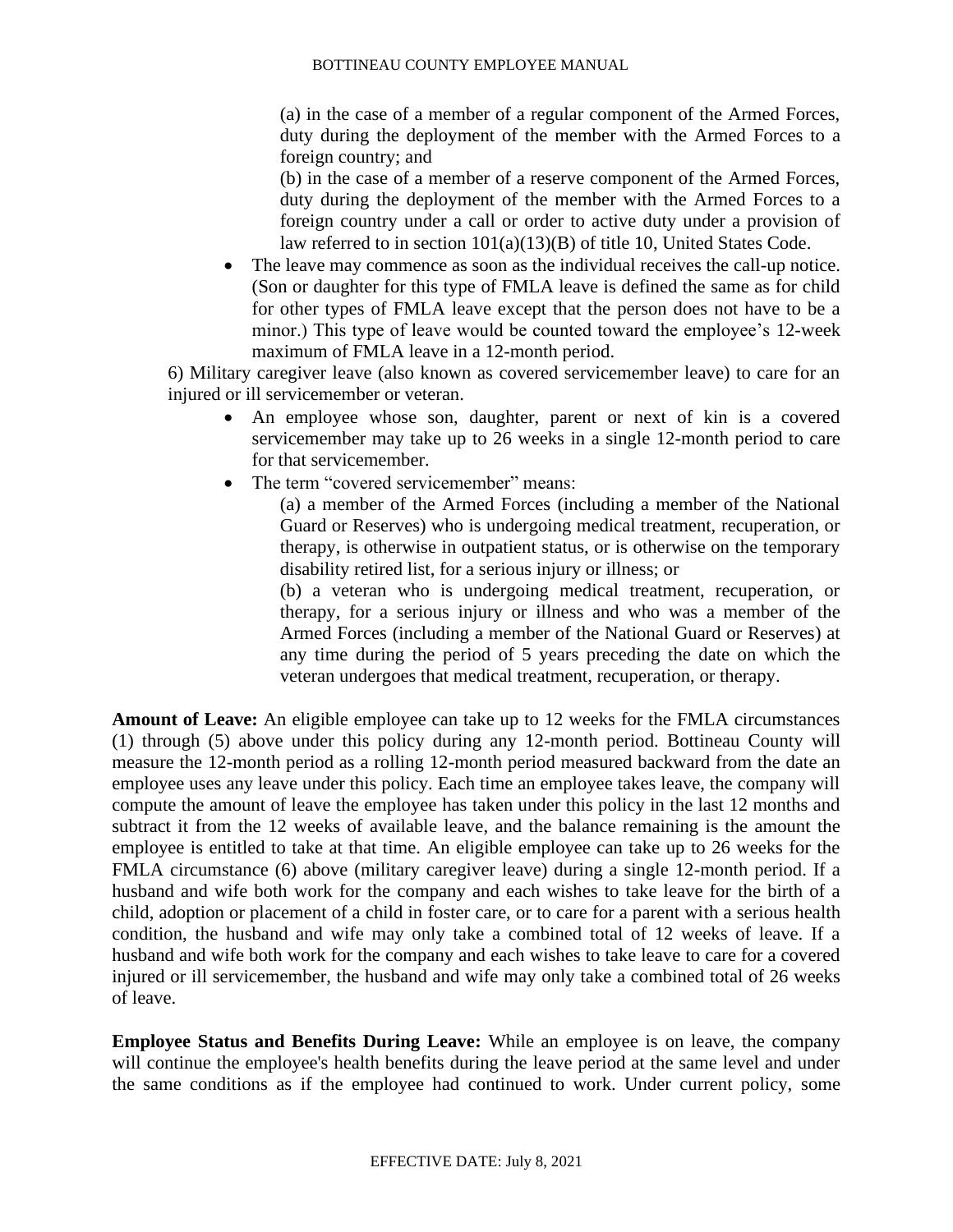(a) in the case of a member of a regular component of the Armed Forces, duty during the deployment of the member with the Armed Forces to a foreign country; and

(b) in the case of a member of a reserve component of the Armed Forces, duty during the deployment of the member with the Armed Forces to a foreign country under a call or order to active duty under a provision of law referred to in section 101(a)(13)(B) of title 10, United States Code.

- The leave may commence as soon as the individual receives the call-up notice. (Son or daughter for this type of FMLA leave is defined the same as for child for other types of FMLA leave except that the person does not have to be a minor.) This type of leave would be counted toward the employee's 12-week maximum of FMLA leave in a 12-month period.

6) Military caregiver leave (also known as covered servicemember leave) to care for an injured or ill servicemember or veteran.

- An employee whose son, daughter, parent or next of kin is a covered servicemember may take up to 26 weeks in a single 12-month period to care for that servicemember.
- The term "covered servicemember" means:

  (a) a member of the Armed Forces (including a member of the National Guard or Reserves) who is undergoing medical treatment, recuperation, or therapy, is otherwise in outpatient status, or is otherwise on the temporary disability retired list, for a serious injury or illness; or

  (b) a veteran who is undergoing medical treatment, recuperation, or therapy, for a serious injury or illness and who was a member of the Armed Forces (including a member of the National Guard or Reserves) at any time during the period of 5 years preceding the date on which the veteran undergoes that medical treatment, recuperation, or therapy.

**Amount of Leave:** An eligible employee can take up to 12 weeks for the FMLA circumstances (1) through (5) above under this policy during any 12-month period. Bottineau County will measure the 12-month period as a rolling 12-month period measured backward from the date an employee uses any leave under this policy. Each time an employee takes leave, the company will compute the amount of leave the employee has taken under this policy in the last 12 months and subtract it from the 12 weeks of available leave, and the balance remaining is the amount the employee is entitled to take at that time. An eligible employee can take up to 26 weeks for the FMLA circumstance (6) above (military caregiver leave) during a single 12-month period. If a husband and wife both work for the company and each wishes to take leave for the birth of a child, adoption or placement of a child in foster care, or to care for a parent with a serious health condition, the husband and wife may only take a combined total of 12 weeks of leave. If a husband and wife both work for the company and each wishes to take leave to care for a covered injured or ill servicemember, the husband and wife may only take a combined total of 26 weeks of leave.

**Employee Status and Benefits During Leave:** While an employee is on leave, the company will continue the employee's health benefits during the leave period at the same level and under the same conditions as if the employee had continued to work. Under current policy, some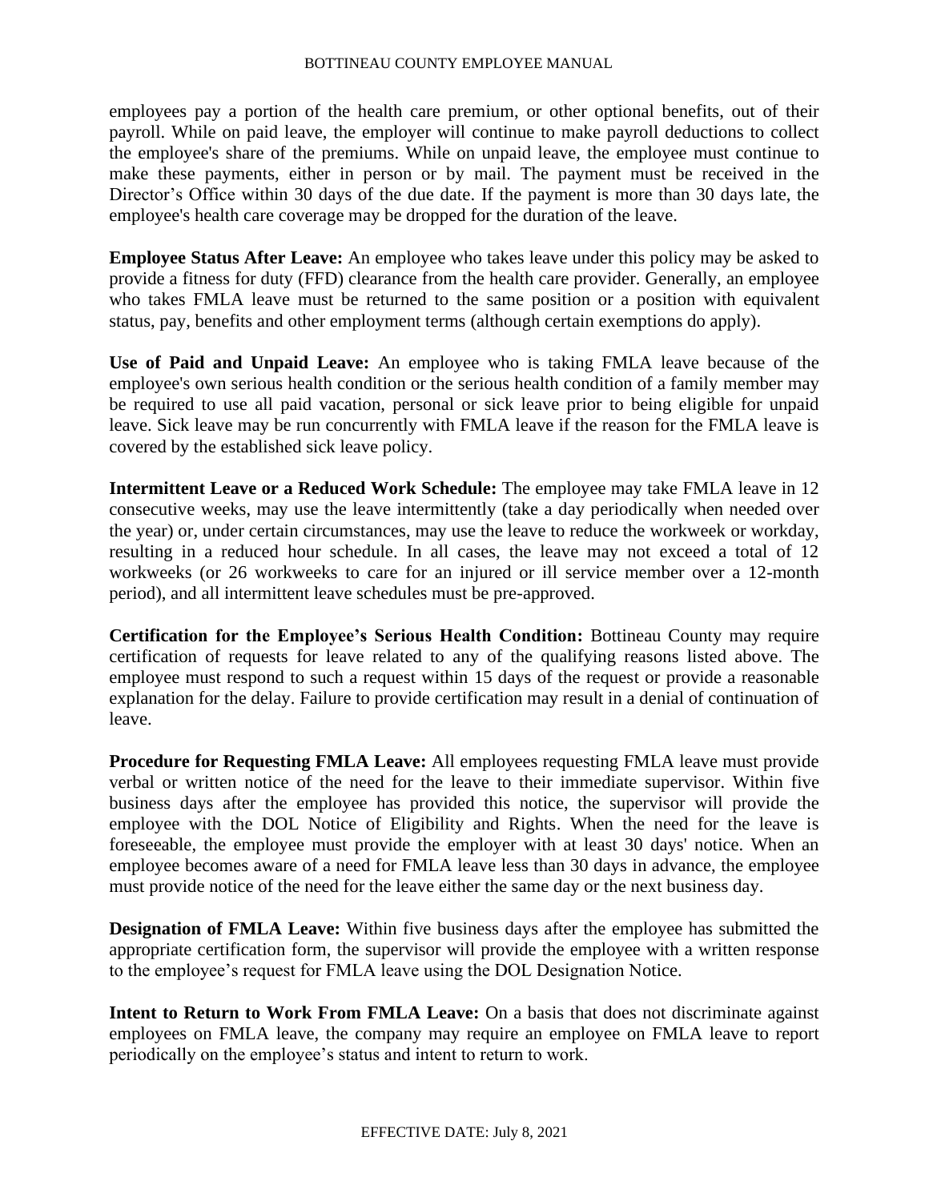employees pay a portion of the health care premium, or other optional benefits, out of their payroll. While on paid leave, the employer will continue to make payroll deductions to collect the employee's share of the premiums. While on unpaid leave, the employee must continue to make these payments, either in person or by mail. The payment must be received in the Director's Office within 30 days of the due date. If the payment is more than 30 days late, the employee's health care coverage may be dropped for the duration of the leave.

**Employee Status After Leave:** An employee who takes leave under this policy may be asked to provide a fitness for duty (FFD) clearance from the health care provider. Generally, an employee who takes FMLA leave must be returned to the same position or a position with equivalent status, pay, benefits and other employment terms (although certain exemptions do apply).

**Use of Paid and Unpaid Leave:** An employee who is taking FMLA leave because of the employee's own serious health condition or the serious health condition of a family member may be required to use all paid vacation, personal or sick leave prior to being eligible for unpaid leave. Sick leave may be run concurrently with FMLA leave if the reason for the FMLA leave is covered by the established sick leave policy.

**Intermittent Leave or a Reduced Work Schedule:** The employee may take FMLA leave in 12 consecutive weeks, may use the leave intermittently (take a day periodically when needed over the year) or, under certain circumstances, may use the leave to reduce the workweek or workday, resulting in a reduced hour schedule. In all cases, the leave may not exceed a total of 12 workweeks (or 26 workweeks to care for an injured or ill service member over a 12-month period), and all intermittent leave schedules must be pre-approved.

**Certification for the Employee's Serious Health Condition:** Bottineau County may require certification of requests for leave related to any of the qualifying reasons listed above. The employee must respond to such a request within 15 days of the request or provide a reasonable explanation for the delay. Failure to provide certification may result in a denial of continuation of leave.

**Procedure for Requesting FMLA Leave:** All employees requesting FMLA leave must provide verbal or written notice of the need for the leave to their immediate supervisor. Within five business days after the employee has provided this notice, the supervisor will provide the employee with the DOL Notice of Eligibility and Rights. When the need for the leave is foreseeable, the employee must provide the employer with at least 30 days' notice. When an employee becomes aware of a need for FMLA leave less than 30 days in advance, the employee must provide notice of the need for the leave either the same day or the next business day.

**Designation of FMLA Leave:** Within five business days after the employee has submitted the appropriate certification form, the supervisor will provide the employee with a written response to the employee's request for FMLA leave using the DOL Designation Notice.

**Intent to Return to Work From FMLA Leave:** On a basis that does not discriminate against employees on FMLA leave, the company may require an employee on FMLA leave to report periodically on the employee's status and intent to return to work.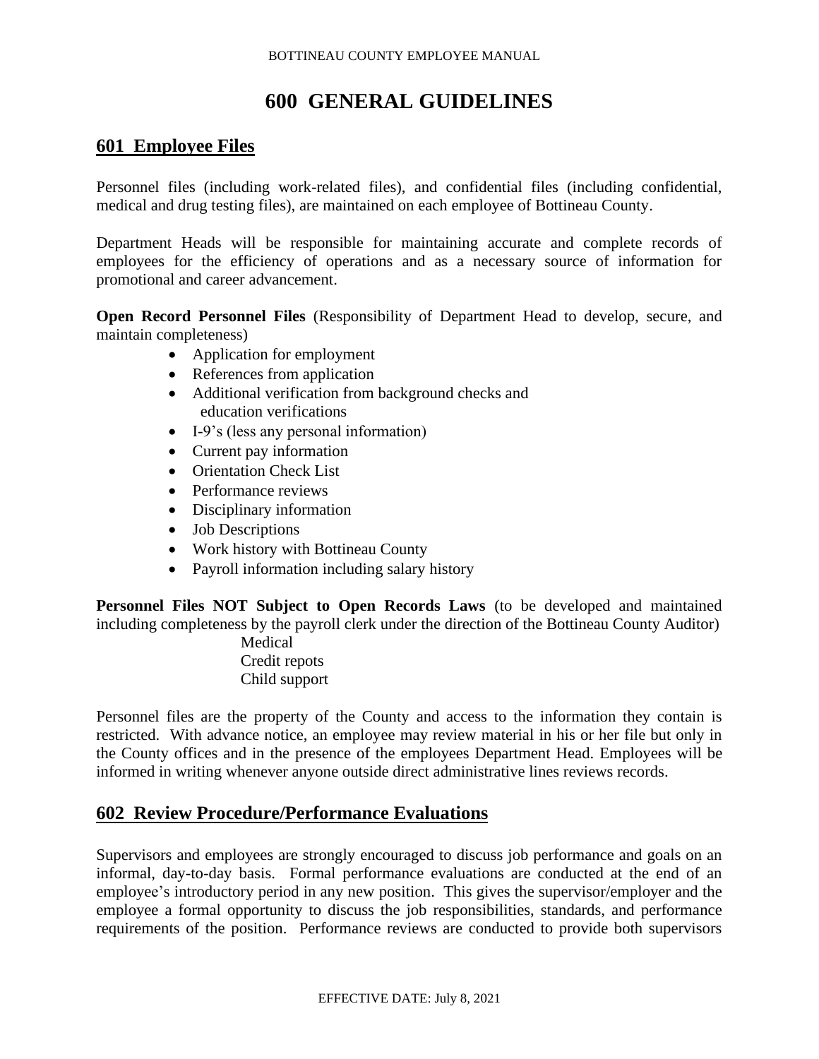# 600 GENERAL GUIDELINES

## 601 Employee Files

Personnel files (including work-related files), and confidential files (including confidential, medical and drug testing files), are maintained on each employee of Bottineau County.

Department Heads will be responsible for maintaining accurate and complete records of employees for the efficiency of operations and as a necessary source of information for promotional and career advancement.

**Open Record Personnel Files** (Responsibility of Department Head to develop, secure, and maintain completeness)

- Application for employment
- References from application
- Additional verification from background checks and education verifications
- I-9's (less any personal information)
- Current pay information
- Orientation Check List
- Performance reviews
- Disciplinary information
- Job Descriptions
- Work history with Bottineau County
- Payroll information including salary history

**Personnel Files NOT Subject to Open Records Laws** (to be developed and maintained including completeness by the payroll clerk under the direction of the Bottineau County Auditor)

Medical
Credit repots
Child support

Personnel files are the property of the County and access to the information they contain is restricted. With advance notice, an employee may review material in his or her file but only in the County offices and in the presence of the employees Department Head. Employees will be informed in writing whenever anyone outside direct administrative lines reviews records.

## 602 Review Procedure/Performance Evaluations

Supervisors and employees are strongly encouraged to discuss job performance and goals on an informal, day-to-day basis. Formal performance evaluations are conducted at the end of an employee's introductory period in any new position. This gives the supervisor/employer and the employee a formal opportunity to discuss the job responsibilities, standards, and performance requirements of the position. Performance reviews are conducted to provide both supervisors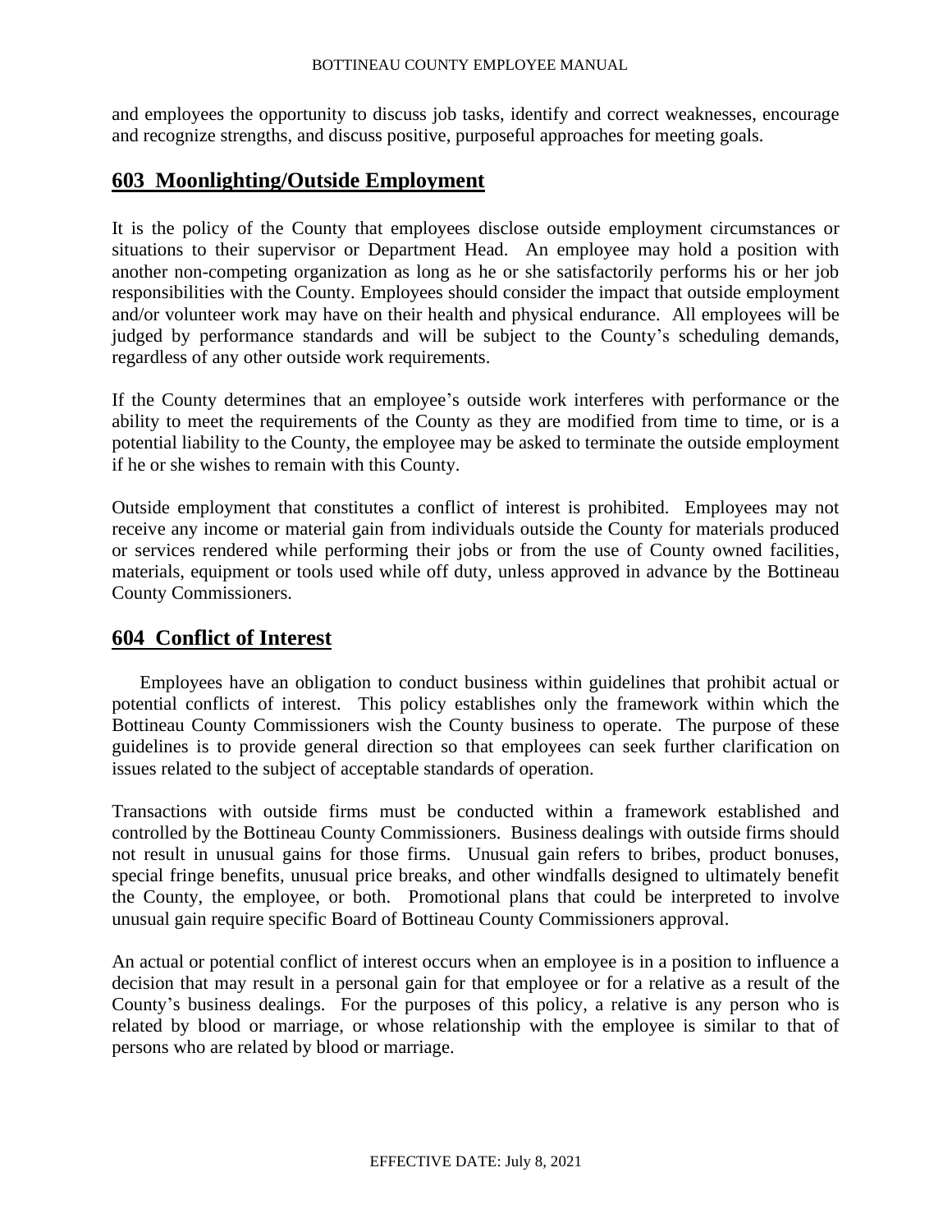and employees the opportunity to discuss job tasks, identify and correct weaknesses, encourage and recognize strengths, and discuss positive, purposeful approaches for meeting goals.

## 603 Moonlighting/Outside Employment

It is the policy of the County that employees disclose outside employment circumstances or situations to their supervisor or Department Head. An employee may hold a position with another non-competing organization as long as he or she satisfactorily performs his or her job responsibilities with the County. Employees should consider the impact that outside employment and/or volunteer work may have on their health and physical endurance. All employees will be judged by performance standards and will be subject to the County's scheduling demands, regardless of any other outside work requirements.

If the County determines that an employee's outside work interferes with performance or the ability to meet the requirements of the County as they are modified from time to time, or is a potential liability to the County, the employee may be asked to terminate the outside employment if he or she wishes to remain with this County.

Outside employment that constitutes a conflict of interest is prohibited. Employees may not receive any income or material gain from individuals outside the County for materials produced or services rendered while performing their jobs or from the use of County owned facilities, materials, equipment or tools used while off duty, unless approved in advance by the Bottineau County Commissioners.

## 604 Conflict of Interest

Employees have an obligation to conduct business within guidelines that prohibit actual or potential conflicts of interest. This policy establishes only the framework within which the Bottineau County Commissioners wish the County business to operate. The purpose of these guidelines is to provide general direction so that employees can seek further clarification on issues related to the subject of acceptable standards of operation.

Transactions with outside firms must be conducted within a framework established and controlled by the Bottineau County Commissioners. Business dealings with outside firms should not result in unusual gains for those firms. Unusual gain refers to bribes, product bonuses, special fringe benefits, unusual price breaks, and other windfalls designed to ultimately benefit the County, the employee, or both. Promotional plans that could be interpreted to involve unusual gain require specific Board of Bottineau County Commissioners approval.

An actual or potential conflict of interest occurs when an employee is in a position to influence a decision that may result in a personal gain for that employee or for a relative as a result of the County's business dealings. For the purposes of this policy, a relative is any person who is related by blood or marriage, or whose relationship with the employee is similar to that of persons who are related by blood or marriage.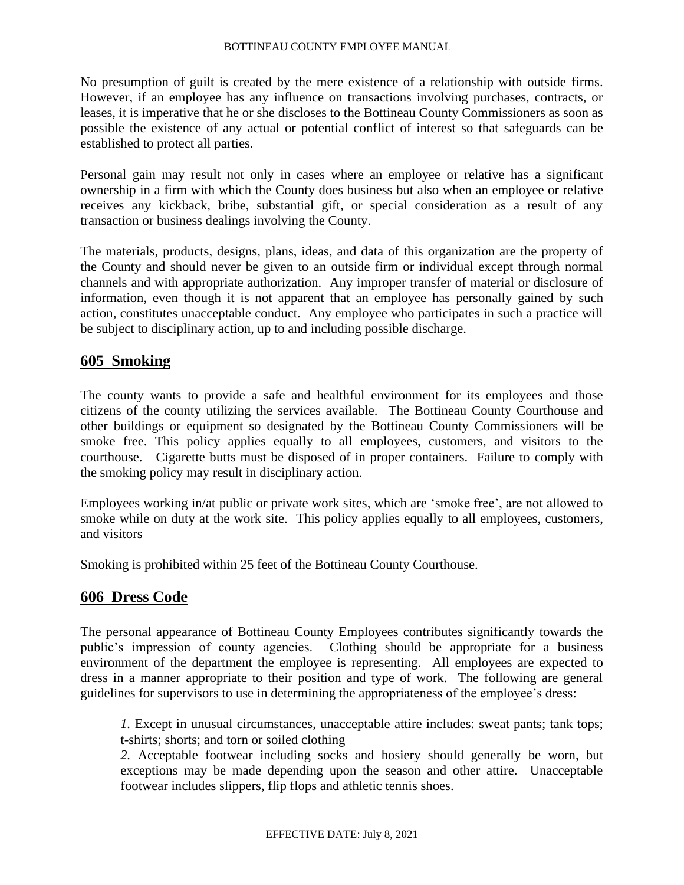No presumption of guilt is created by the mere existence of a relationship with outside firms. However, if an employee has any influence on transactions involving purchases, contracts, or leases, it is imperative that he or she discloses to the Bottineau County Commissioners as soon as possible the existence of any actual or potential conflict of interest so that safeguards can be established to protect all parties.

Personal gain may result not only in cases where an employee or relative has a significant ownership in a firm with which the County does business but also when an employee or relative receives any kickback, bribe, substantial gift, or special consideration as a result of any transaction or business dealings involving the County.

The materials, products, designs, plans, ideas, and data of this organization are the property of the County and should never be given to an outside firm or individual except through normal channels and with appropriate authorization. Any improper transfer of material or disclosure of information, even though it is not apparent that an employee has personally gained by such action, constitutes unacceptable conduct. Any employee who participates in such a practice will be subject to disciplinary action, up to and including possible discharge.

## 605 Smoking

The county wants to provide a safe and healthful environment for its employees and those citizens of the county utilizing the services available. The Bottineau County Courthouse and other buildings or equipment so designated by the Bottineau County Commissioners will be smoke free. This policy applies equally to all employees, customers, and visitors to the courthouse. Cigarette butts must be disposed of in proper containers. Failure to comply with the smoking policy may result in disciplinary action.

Employees working in/at public or private work sites, which are 'smoke free', are not allowed to smoke while on duty at the work site. This policy applies equally to all employees, customers, and visitors

Smoking is prohibited within 25 feet of the Bottineau County Courthouse.

## 606 Dress Code

The personal appearance of Bottineau County Employees contributes significantly towards the public's impression of county agencies. Clothing should be appropriate for a business environment of the department the employee is representing. All employees are expected to dress in a manner appropriate to their position and type of work. The following are general guidelines for supervisors to use in determining the appropriateness of the employee's dress:

*1.* Except in unusual circumstances, unacceptable attire includes: sweat pants; tank tops; t-shirts; shorts; and torn or soiled clothing

*2.* Acceptable footwear including socks and hosiery should generally be worn, but exceptions may be made depending upon the season and other attire. Unacceptable footwear includes slippers, flip flops and athletic tennis shoes.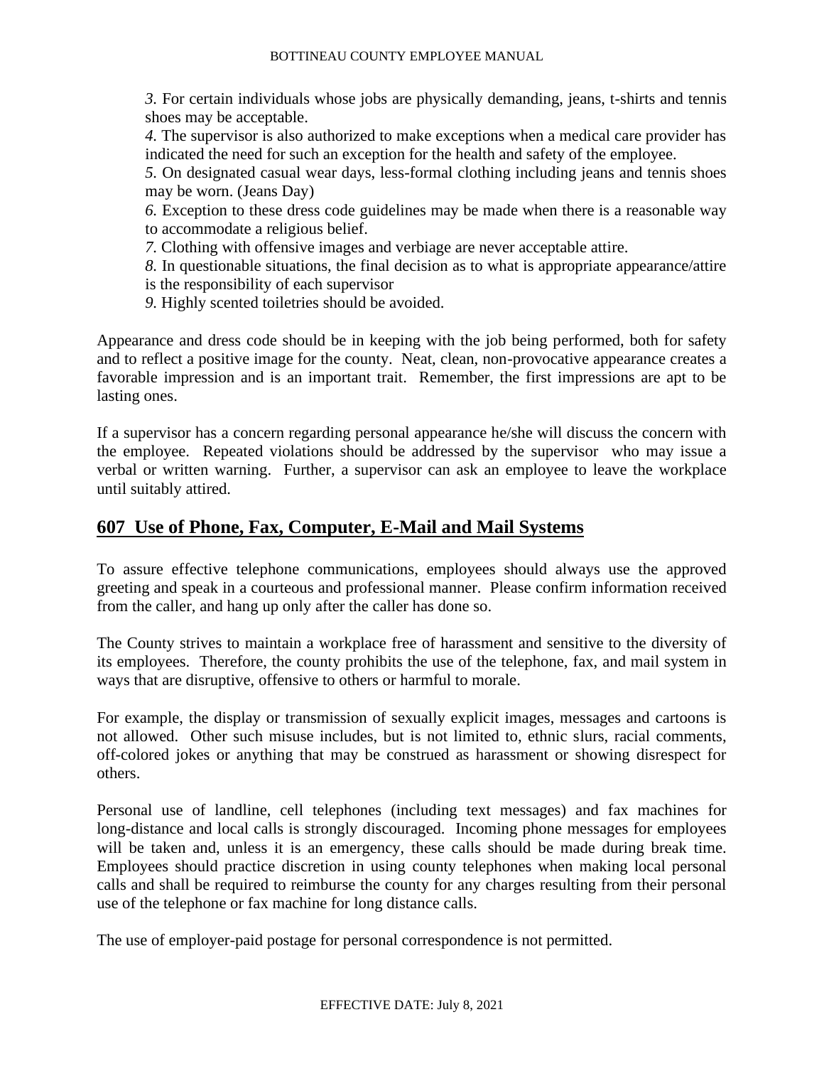*3.* For certain individuals whose jobs are physically demanding, jeans, t-shirts and tennis shoes may be acceptable.
*4.* The supervisor is also authorized to make exceptions when a medical care provider has indicated the need for such an exception for the health and safety of the employee.
*5.* On designated casual wear days, less-formal clothing including jeans and tennis shoes may be worn. (Jeans Day)
*6.* Exception to these dress code guidelines may be made when there is a reasonable way to accommodate a religious belief.
*7.* Clothing with offensive images and verbiage are never acceptable attire.
*8.* In questionable situations, the final decision as to what is appropriate appearance/attire is the responsibility of each supervisor
*9.* Highly scented toiletries should be avoided.

Appearance and dress code should be in keeping with the job being performed, both for safety and to reflect a positive image for the county. Neat, clean, non-provocative appearance creates a favorable impression and is an important trait. Remember, the first impressions are apt to be lasting ones.

If a supervisor has a concern regarding personal appearance he/she will discuss the concern with the employee. Repeated violations should be addressed by the supervisor who may issue a verbal or written warning. Further, a supervisor can ask an employee to leave the workplace until suitably attired.

## 607 Use of Phone, Fax, Computer, E-Mail and Mail Systems

To assure effective telephone communications, employees should always use the approved greeting and speak in a courteous and professional manner. Please confirm information received from the caller, and hang up only after the caller has done so.

The County strives to maintain a workplace free of harassment and sensitive to the diversity of its employees. Therefore, the county prohibits the use of the telephone, fax, and mail system in ways that are disruptive, offensive to others or harmful to morale.

For example, the display or transmission of sexually explicit images, messages and cartoons is not allowed. Other such misuse includes, but is not limited to, ethnic slurs, racial comments, off-colored jokes or anything that may be construed as harassment or showing disrespect for others.

Personal use of landline, cell telephones (including text messages) and fax machines for long-distance and local calls is strongly discouraged. Incoming phone messages for employees will be taken and, unless it is an emergency, these calls should be made during break time. Employees should practice discretion in using county telephones when making local personal calls and shall be required to reimburse the county for any charges resulting from their personal use of the telephone or fax machine for long distance calls.

The use of employer-paid postage for personal correspondence is not permitted.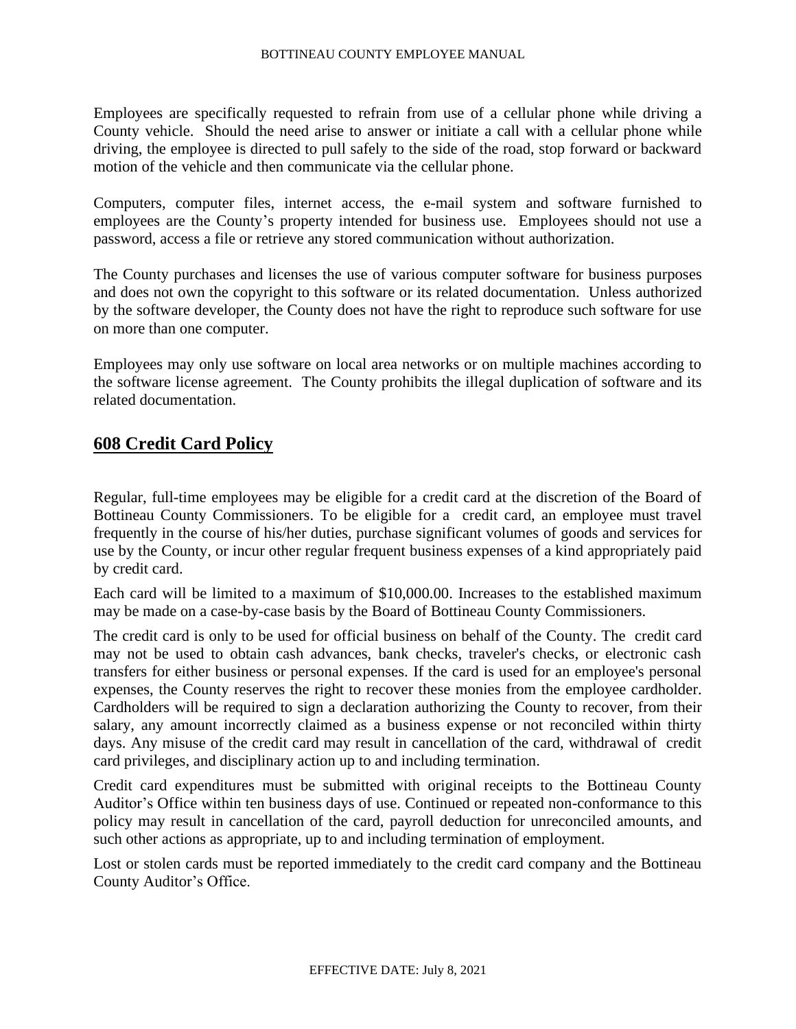Employees are specifically requested to refrain from use of a cellular phone while driving a County vehicle. Should the need arise to answer or initiate a call with a cellular phone while driving, the employee is directed to pull safely to the side of the road, stop forward or backward motion of the vehicle and then communicate via the cellular phone.

Computers, computer files, internet access, the e-mail system and software furnished to employees are the County's property intended for business use. Employees should not use a password, access a file or retrieve any stored communication without authorization.

The County purchases and licenses the use of various computer software for business purposes and does not own the copyright to this software or its related documentation. Unless authorized by the software developer, the County does not have the right to reproduce such software for use on more than one computer.

Employees may only use software on local area networks or on multiple machines according to the software license agreement. The County prohibits the illegal duplication of software and its related documentation.

## 608 Credit Card Policy

Regular, full-time employees may be eligible for a credit card at the discretion of the Board of Bottineau County Commissioners. To be eligible for a credit card, an employee must travel frequently in the course of his/her duties, purchase significant volumes of goods and services for use by the County, or incur other regular frequent business expenses of a kind appropriately paid by credit card.

Each card will be limited to a maximum of $10,000.00. Increases to the established maximum may be made on a case-by-case basis by the Board of Bottineau County Commissioners.

The credit card is only to be used for official business on behalf of the County. The credit card may not be used to obtain cash advances, bank checks, traveler's checks, or electronic cash transfers for either business or personal expenses. If the card is used for an employee's personal expenses, the County reserves the right to recover these monies from the employee cardholder. Cardholders will be required to sign a declaration authorizing the County to recover, from their salary, any amount incorrectly claimed as a business expense or not reconciled within thirty days. Any misuse of the credit card may result in cancellation of the card, withdrawal of credit card privileges, and disciplinary action up to and including termination.

Credit card expenditures must be submitted with original receipts to the Bottineau County Auditor's Office within ten business days of use. Continued or repeated non-conformance to this policy may result in cancellation of the card, payroll deduction for unreconciled amounts, and such other actions as appropriate, up to and including termination of employment.

Lost or stolen cards must be reported immediately to the credit card company and the Bottineau County Auditor's Office.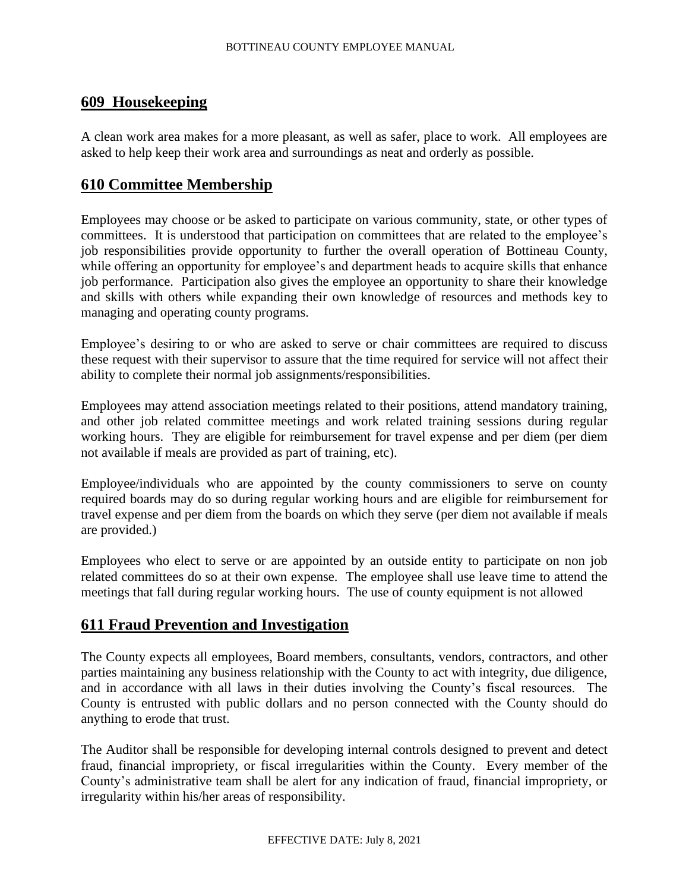## 609 Housekeeping

A clean work area makes for a more pleasant, as well as safer, place to work. All employees are asked to help keep their work area and surroundings as neat and orderly as possible.

## 610 Committee Membership

Employees may choose or be asked to participate on various community, state, or other types of committees. It is understood that participation on committees that are related to the employee's job responsibilities provide opportunity to further the overall operation of Bottineau County, while offering an opportunity for employee's and department heads to acquire skills that enhance job performance. Participation also gives the employee an opportunity to share their knowledge and skills with others while expanding their own knowledge of resources and methods key to managing and operating county programs.

Employee's desiring to or who are asked to serve or chair committees are required to discuss these request with their supervisor to assure that the time required for service will not affect their ability to complete their normal job assignments/responsibilities.

Employees may attend association meetings related to their positions, attend mandatory training, and other job related committee meetings and work related training sessions during regular working hours. They are eligible for reimbursement for travel expense and per diem (per diem not available if meals are provided as part of training, etc).

Employee/individuals who are appointed by the county commissioners to serve on county required boards may do so during regular working hours and are eligible for reimbursement for travel expense and per diem from the boards on which they serve (per diem not available if meals are provided.)

Employees who elect to serve or are appointed by an outside entity to participate on non job related committees do so at their own expense. The employee shall use leave time to attend the meetings that fall during regular working hours. The use of county equipment is not allowed

## 611 Fraud Prevention and Investigation

The County expects all employees, Board members, consultants, vendors, contractors, and other parties maintaining any business relationship with the County to act with integrity, due diligence, and in accordance with all laws in their duties involving the County's fiscal resources. The County is entrusted with public dollars and no person connected with the County should do anything to erode that trust.

The Auditor shall be responsible for developing internal controls designed to prevent and detect fraud, financial impropriety, or fiscal irregularities within the County. Every member of the County's administrative team shall be alert for any indication of fraud, financial impropriety, or irregularity within his/her areas of responsibility.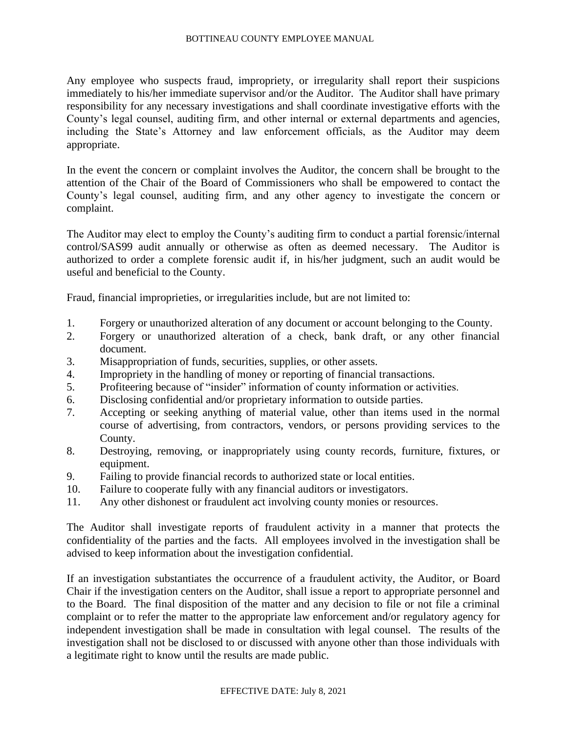Any employee who suspects fraud, impropriety, or irregularity shall report their suspicions immediately to his/her immediate supervisor and/or the Auditor. The Auditor shall have primary responsibility for any necessary investigations and shall coordinate investigative efforts with the County's legal counsel, auditing firm, and other internal or external departments and agencies, including the State's Attorney and law enforcement officials, as the Auditor may deem appropriate.

In the event the concern or complaint involves the Auditor, the concern shall be brought to the attention of the Chair of the Board of Commissioners who shall be empowered to contact the County's legal counsel, auditing firm, and any other agency to investigate the concern or complaint.

The Auditor may elect to employ the County's auditing firm to conduct a partial forensic/internal control/SAS99 audit annually or otherwise as often as deemed necessary. The Auditor is authorized to order a complete forensic audit if, in his/her judgment, such an audit would be useful and beneficial to the County.

Fraud, financial improprieties, or irregularities include, but are not limited to:

1. Forgery or unauthorized alteration of any document or account belonging to the County.
2. Forgery or unauthorized alteration of a check, bank draft, or any other financial document.
3. Misappropriation of funds, securities, supplies, or other assets.
4. Impropriety in the handling of money or reporting of financial transactions.
5. Profiteering because of "insider" information of county information or activities.
6. Disclosing confidential and/or proprietary information to outside parties.
7. Accepting or seeking anything of material value, other than items used in the normal course of advertising, from contractors, vendors, or persons providing services to the County.
8. Destroying, removing, or inappropriately using county records, furniture, fixtures, or equipment.
9. Failing to provide financial records to authorized state or local entities.
10. Failure to cooperate fully with any financial auditors or investigators.
11. Any other dishonest or fraudulent act involving county monies or resources.

The Auditor shall investigate reports of fraudulent activity in a manner that protects the confidentiality of the parties and the facts. All employees involved in the investigation shall be advised to keep information about the investigation confidential.

If an investigation substantiates the occurrence of a fraudulent activity, the Auditor, or Board Chair if the investigation centers on the Auditor, shall issue a report to appropriate personnel and to the Board. The final disposition of the matter and any decision to file or not file a criminal complaint or to refer the matter to the appropriate law enforcement and/or regulatory agency for independent investigation shall be made in consultation with legal counsel. The results of the investigation shall not be disclosed to or discussed with anyone other than those individuals with a legitimate right to know until the results are made public.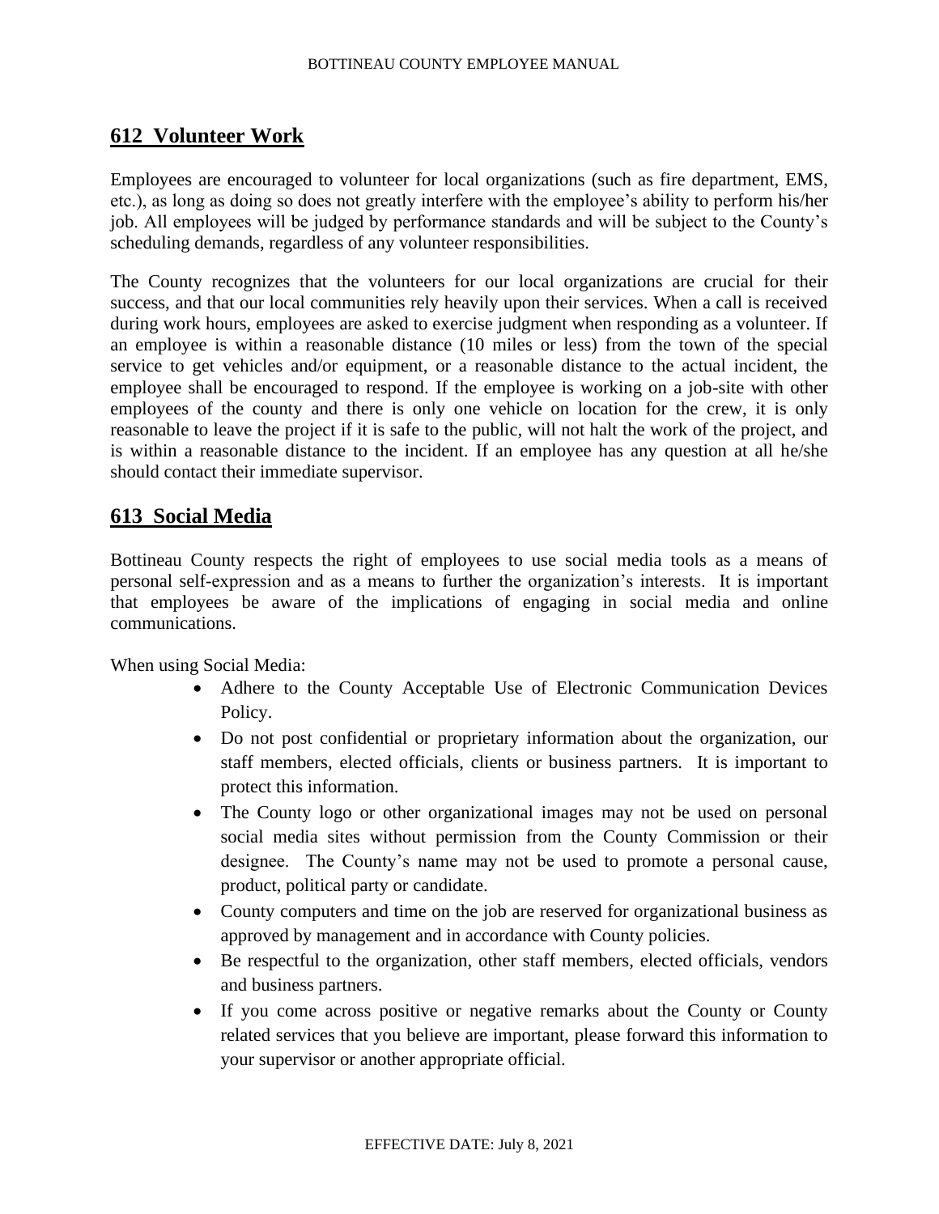## 612 Volunteer Work

Employees are encouraged to volunteer for local organizations (such as fire department, EMS, etc.), as long as doing so does not greatly interfere with the employee's ability to perform his/her job. All employees will be judged by performance standards and will be subject to the County's scheduling demands, regardless of any volunteer responsibilities.

The County recognizes that the volunteers for our local organizations are crucial for their success, and that our local communities rely heavily upon their services. When a call is received during work hours, employees are asked to exercise judgment when responding as a volunteer. If an employee is within a reasonable distance (10 miles or less) from the town of the special service to get vehicles and/or equipment, or a reasonable distance to the actual incident, the employee shall be encouraged to respond. If the employee is working on a job-site with other employees of the county and there is only one vehicle on location for the crew, it is only reasonable to leave the project if it is safe to the public, will not halt the work of the project, and is within a reasonable distance to the incident. If an employee has any question at all he/she should contact their immediate supervisor.

## 613 Social Media

Bottineau County respects the right of employees to use social media tools as a means of personal self-expression and as a means to further the organization's interests. It is important that employees be aware of the implications of engaging in social media and online communications.

When using Social Media:

- Adhere to the County Acceptable Use of Electronic Communication Devices Policy.
- Do not post confidential or proprietary information about the organization, our staff members, elected officials, clients or business partners. It is important to protect this information.
- The County logo or other organizational images may not be used on personal social media sites without permission from the County Commission or their designee. The County's name may not be used to promote a personal cause, product, political party or candidate.
- County computers and time on the job are reserved for organizational business as approved by management and in accordance with County policies.
- Be respectful to the organization, other staff members, elected officials, vendors and business partners.
- If you come across positive or negative remarks about the County or County related services that you believe are important, please forward this information to your supervisor or another appropriate official.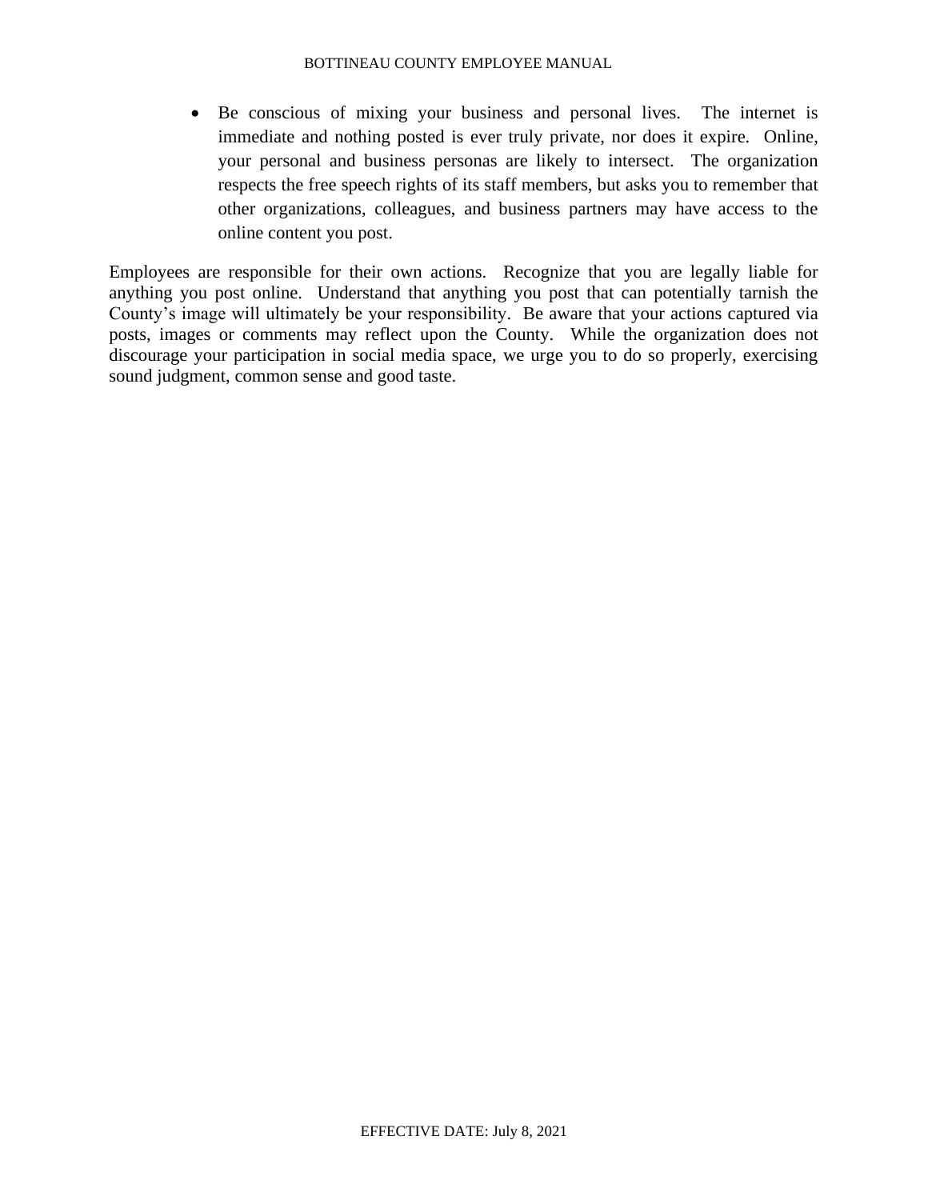- Be conscious of mixing your business and personal lives. The internet is immediate and nothing posted is ever truly private, nor does it expire. Online, your personal and business personas are likely to intersect. The organization respects the free speech rights of its staff members, but asks you to remember that other organizations, colleagues, and business partners may have access to the online content you post.

Employees are responsible for their own actions. Recognize that you are legally liable for anything you post online. Understand that anything you post that can potentially tarnish the County's image will ultimately be your responsibility. Be aware that your actions captured via posts, images or comments may reflect upon the County. While the organization does not discourage your participation in social media space, we urge you to do so properly, exercising sound judgment, common sense and good taste.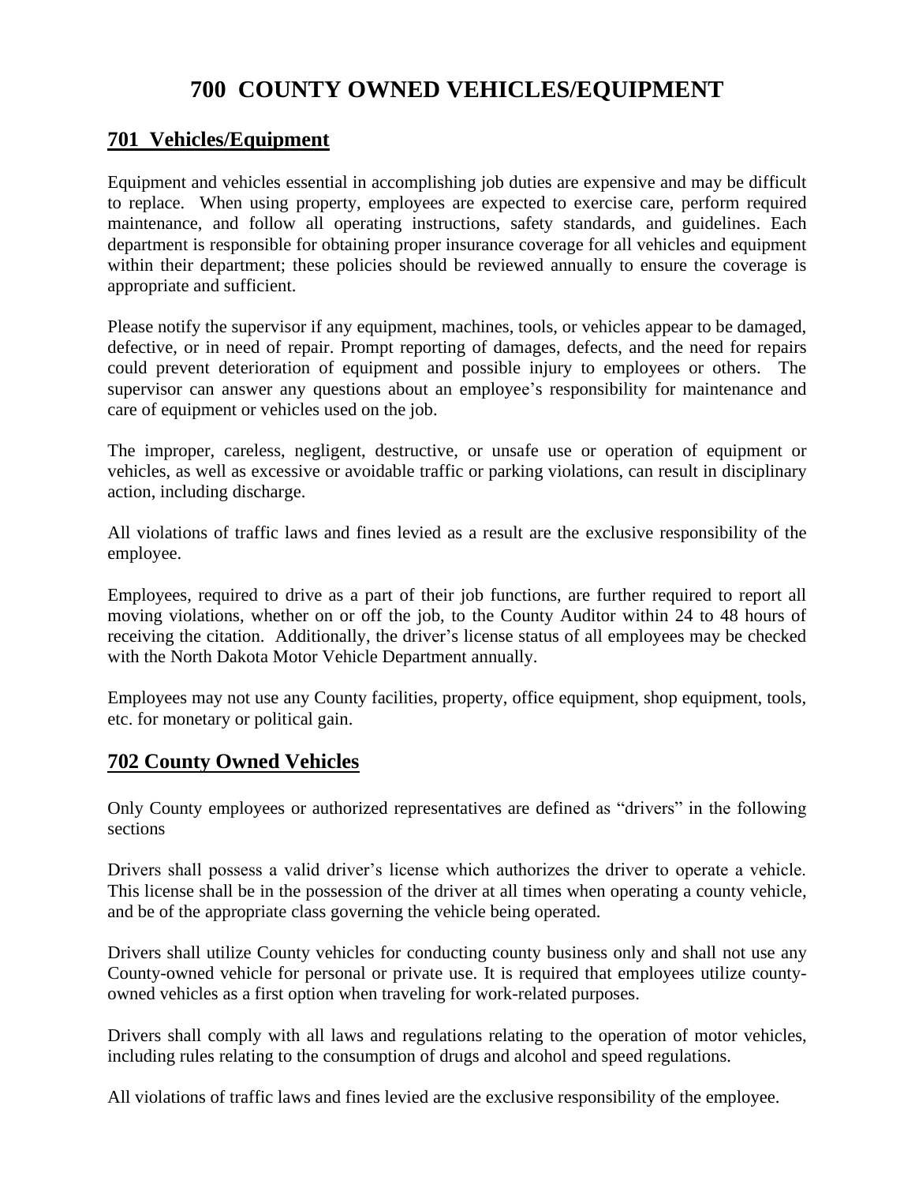# 700 COUNTY OWNED VEHICLES/EQUIPMENT

## 701 Vehicles/Equipment

Equipment and vehicles essential in accomplishing job duties are expensive and may be difficult to replace. When using property, employees are expected to exercise care, perform required maintenance, and follow all operating instructions, safety standards, and guidelines. Each department is responsible for obtaining proper insurance coverage for all vehicles and equipment within their department; these policies should be reviewed annually to ensure the coverage is appropriate and sufficient.

Please notify the supervisor if any equipment, machines, tools, or vehicles appear to be damaged, defective, or in need of repair. Prompt reporting of damages, defects, and the need for repairs could prevent deterioration of equipment and possible injury to employees or others. The supervisor can answer any questions about an employee's responsibility for maintenance and care of equipment or vehicles used on the job.

The improper, careless, negligent, destructive, or unsafe use or operation of equipment or vehicles, as well as excessive or avoidable traffic or parking violations, can result in disciplinary action, including discharge.

All violations of traffic laws and fines levied as a result are the exclusive responsibility of the employee.

Employees, required to drive as a part of their job functions, are further required to report all moving violations, whether on or off the job, to the County Auditor within 24 to 48 hours of receiving the citation. Additionally, the driver's license status of all employees may be checked with the North Dakota Motor Vehicle Department annually.

Employees may not use any County facilities, property, office equipment, shop equipment, tools, etc. for monetary or political gain.

## 702 County Owned Vehicles

Only County employees or authorized representatives are defined as "drivers" in the following sections

Drivers shall possess a valid driver's license which authorizes the driver to operate a vehicle. This license shall be in the possession of the driver at all times when operating a county vehicle, and be of the appropriate class governing the vehicle being operated.

Drivers shall utilize County vehicles for conducting county business only and shall not use any County-owned vehicle for personal or private use. It is required that employees utilize county-owned vehicles as a first option when traveling for work-related purposes.

Drivers shall comply with all laws and regulations relating to the operation of motor vehicles, including rules relating to the consumption of drugs and alcohol and speed regulations.

All violations of traffic laws and fines levied are the exclusive responsibility of the employee.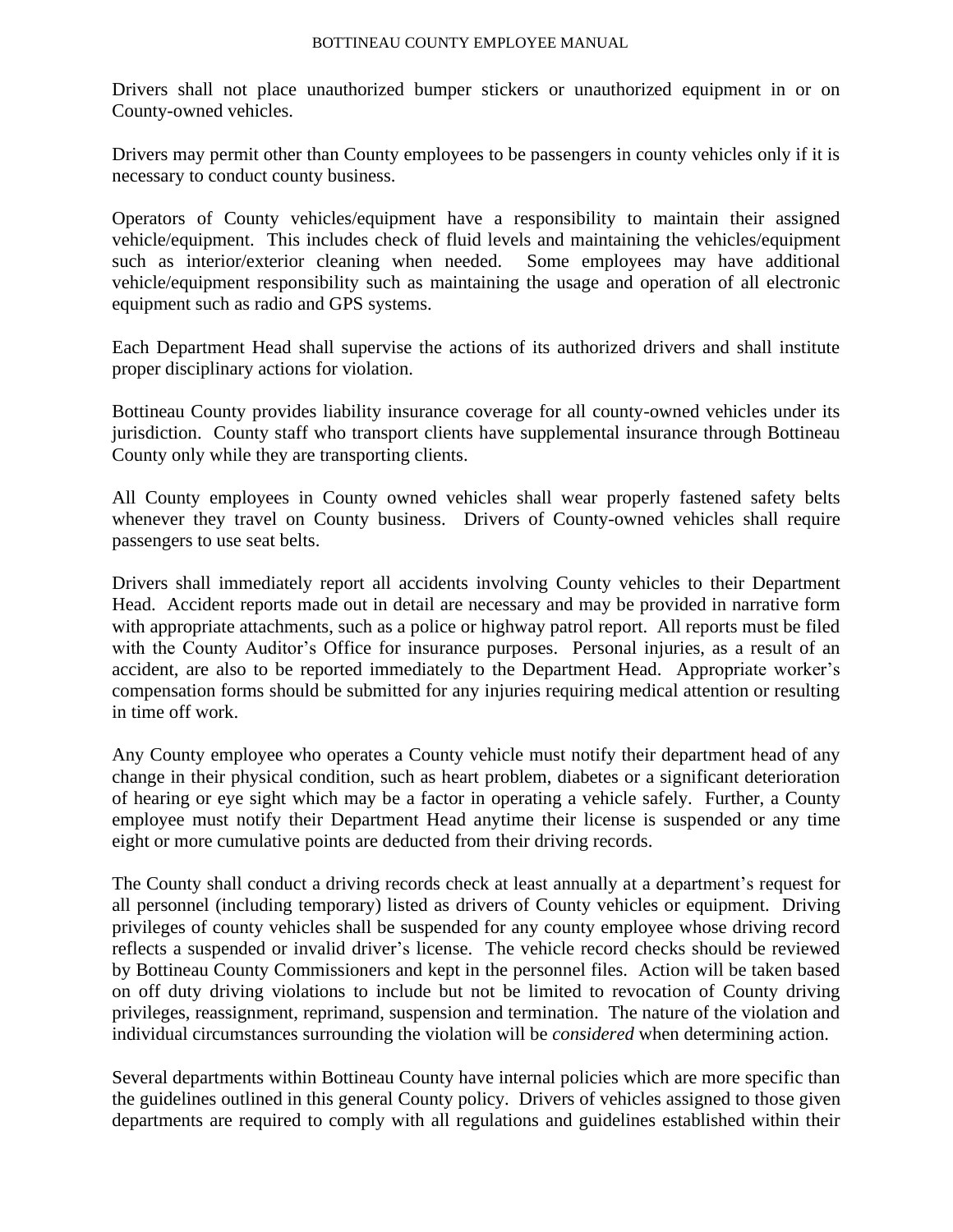Drivers shall not place unauthorized bumper stickers or unauthorized equipment in or on County-owned vehicles.

Drivers may permit other than County employees to be passengers in county vehicles only if it is necessary to conduct county business.

Operators of County vehicles/equipment have a responsibility to maintain their assigned vehicle/equipment. This includes check of fluid levels and maintaining the vehicles/equipment such as interior/exterior cleaning when needed. Some employees may have additional vehicle/equipment responsibility such as maintaining the usage and operation of all electronic equipment such as radio and GPS systems.

Each Department Head shall supervise the actions of its authorized drivers and shall institute proper disciplinary actions for violation.

Bottineau County provides liability insurance coverage for all county-owned vehicles under its jurisdiction. County staff who transport clients have supplemental insurance through Bottineau County only while they are transporting clients.

All County employees in County owned vehicles shall wear properly fastened safety belts whenever they travel on County business. Drivers of County-owned vehicles shall require passengers to use seat belts.

Drivers shall immediately report all accidents involving County vehicles to their Department Head. Accident reports made out in detail are necessary and may be provided in narrative form with appropriate attachments, such as a police or highway patrol report. All reports must be filed with the County Auditor's Office for insurance purposes. Personal injuries, as a result of an accident, are also to be reported immediately to the Department Head. Appropriate worker's compensation forms should be submitted for any injuries requiring medical attention or resulting in time off work.

Any County employee who operates a County vehicle must notify their department head of any change in their physical condition, such as heart problem, diabetes or a significant deterioration of hearing or eye sight which may be a factor in operating a vehicle safely. Further, a County employee must notify their Department Head anytime their license is suspended or any time eight or more cumulative points are deducted from their driving records.

The County shall conduct a driving records check at least annually at a department's request for all personnel (including temporary) listed as drivers of County vehicles or equipment. Driving privileges of county vehicles shall be suspended for any county employee whose driving record reflects a suspended or invalid driver's license. The vehicle record checks should be reviewed by Bottineau County Commissioners and kept in the personnel files. Action will be taken based on off duty driving violations to include but not be limited to revocation of County driving privileges, reassignment, reprimand, suspension and termination. The nature of the violation and individual circumstances surrounding the violation will be *considered* when determining action.

Several departments within Bottineau County have internal policies which are more specific than the guidelines outlined in this general County policy. Drivers of vehicles assigned to those given departments are required to comply with all regulations and guidelines established within their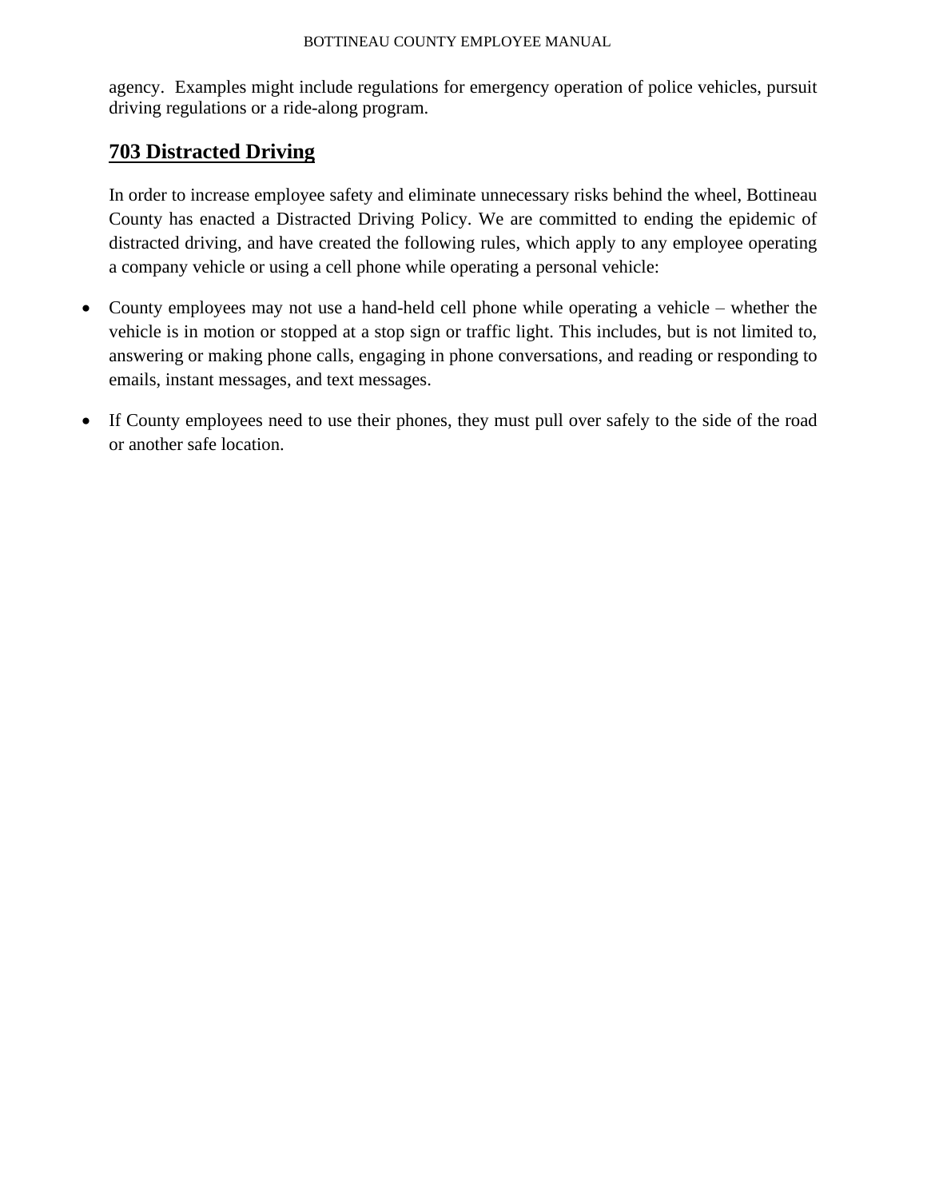agency. Examples might include regulations for emergency operation of police vehicles, pursuit driving regulations or a ride-along program.

## 703 Distracted Driving

In order to increase employee safety and eliminate unnecessary risks behind the wheel, Bottineau County has enacted a Distracted Driving Policy. We are committed to ending the epidemic of distracted driving, and have created the following rules, which apply to any employee operating a company vehicle or using a cell phone while operating a personal vehicle:

- County employees may not use a hand-held cell phone while operating a vehicle – whether the vehicle is in motion or stopped at a stop sign or traffic light. This includes, but is not limited to, answering or making phone calls, engaging in phone conversations, and reading or responding to emails, instant messages, and text messages.
- If County employees need to use their phones, they must pull over safely to the side of the road or another safe location.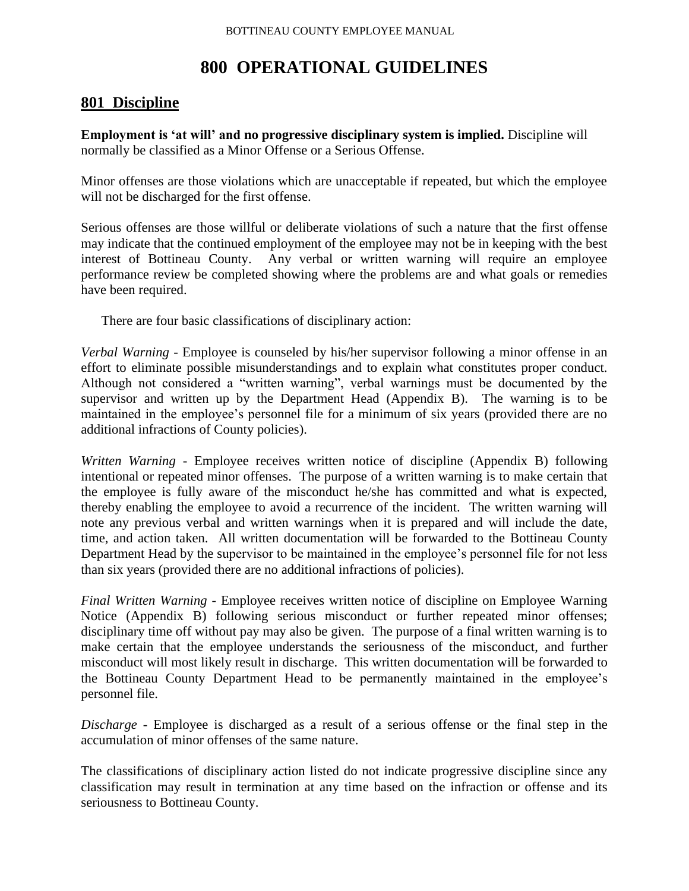# 800 OPERATIONAL GUIDELINES

## 801 Discipline

**Employment is 'at will' and no progressive disciplinary system is implied.** Discipline will normally be classified as a Minor Offense or a Serious Offense.

Minor offenses are those violations which are unacceptable if repeated, but which the employee will not be discharged for the first offense.

Serious offenses are those willful or deliberate violations of such a nature that the first offense may indicate that the continued employment of the employee may not be in keeping with the best interest of Bottineau County. Any verbal or written warning will require an employee performance review be completed showing where the problems are and what goals or remedies have been required.

There are four basic classifications of disciplinary action:

*Verbal Warning* - Employee is counseled by his/her supervisor following a minor offense in an effort to eliminate possible misunderstandings and to explain what constitutes proper conduct. Although not considered a "written warning", verbal warnings must be documented by the supervisor and written up by the Department Head (Appendix B). The warning is to be maintained in the employee's personnel file for a minimum of six years (provided there are no additional infractions of County policies).

*Written Warning* - Employee receives written notice of discipline (Appendix B) following intentional or repeated minor offenses. The purpose of a written warning is to make certain that the employee is fully aware of the misconduct he/she has committed and what is expected, thereby enabling the employee to avoid a recurrence of the incident. The written warning will note any previous verbal and written warnings when it is prepared and will include the date, time, and action taken. All written documentation will be forwarded to the Bottineau County Department Head by the supervisor to be maintained in the employee's personnel file for not less than six years (provided there are no additional infractions of policies).

*Final Written Warning* - Employee receives written notice of discipline on Employee Warning Notice (Appendix B) following serious misconduct or further repeated minor offenses; disciplinary time off without pay may also be given. The purpose of a final written warning is to make certain that the employee understands the seriousness of the misconduct, and further misconduct will most likely result in discharge. This written documentation will be forwarded to the Bottineau County Department Head to be permanently maintained in the employee's personnel file.

*Discharge* - Employee is discharged as a result of a serious offense or the final step in the accumulation of minor offenses of the same nature.

The classifications of disciplinary action listed do not indicate progressive discipline since any classification may result in termination at any time based on the infraction or offense and its seriousness to Bottineau County.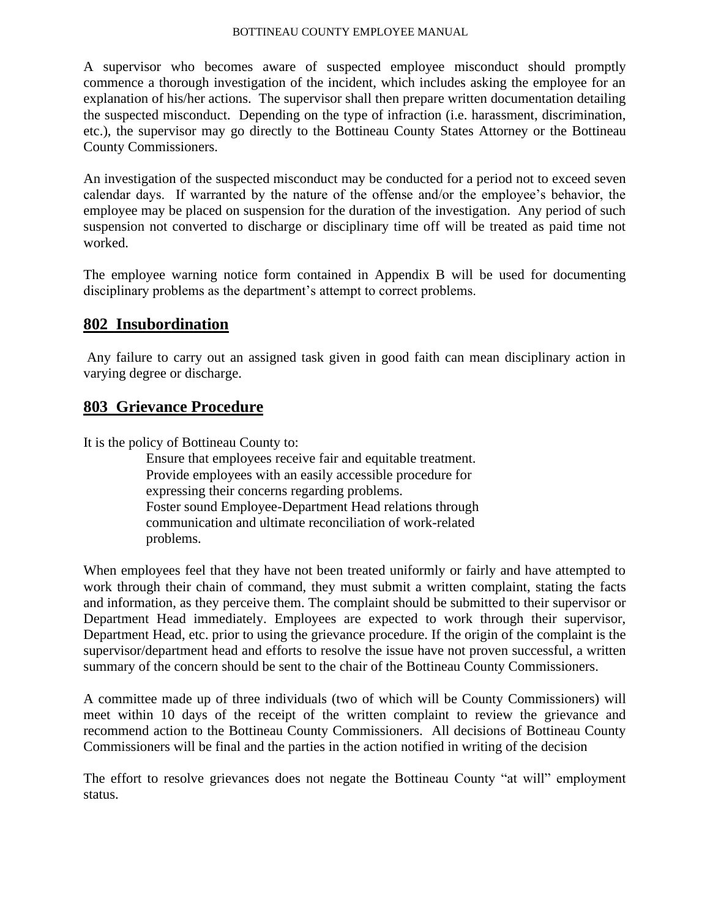A supervisor who becomes aware of suspected employee misconduct should promptly commence a thorough investigation of the incident, which includes asking the employee for an explanation of his/her actions. The supervisor shall then prepare written documentation detailing the suspected misconduct. Depending on the type of infraction (i.e. harassment, discrimination, etc.), the supervisor may go directly to the Bottineau County States Attorney or the Bottineau County Commissioners.

An investigation of the suspected misconduct may be conducted for a period not to exceed seven calendar days. If warranted by the nature of the offense and/or the employee's behavior, the employee may be placed on suspension for the duration of the investigation. Any period of such suspension not converted to discharge or disciplinary time off will be treated as paid time not worked.

The employee warning notice form contained in Appendix B will be used for documenting disciplinary problems as the department's attempt to correct problems.

## 802 Insubordination

Any failure to carry out an assigned task given in good faith can mean disciplinary action in varying degree or discharge.

## 803 Grievance Procedure

It is the policy of Bottineau County to:

Ensure that employees receive fair and equitable treatment.
Provide employees with an easily accessible procedure for expressing their concerns regarding problems.
Foster sound Employee-Department Head relations through communication and ultimate reconciliation of work-related problems.

When employees feel that they have not been treated uniformly or fairly and have attempted to work through their chain of command, they must submit a written complaint, stating the facts and information, as they perceive them. The complaint should be submitted to their supervisor or Department Head immediately. Employees are expected to work through their supervisor, Department Head, etc. prior to using the grievance procedure. If the origin of the complaint is the supervisor/department head and efforts to resolve the issue have not proven successful, a written summary of the concern should be sent to the chair of the Bottineau County Commissioners.

A committee made up of three individuals (two of which will be County Commissioners) will meet within 10 days of the receipt of the written complaint to review the grievance and recommend action to the Bottineau County Commissioners. All decisions of Bottineau County Commissioners will be final and the parties in the action notified in writing of the decision

The effort to resolve grievances does not negate the Bottineau County "at will" employment status.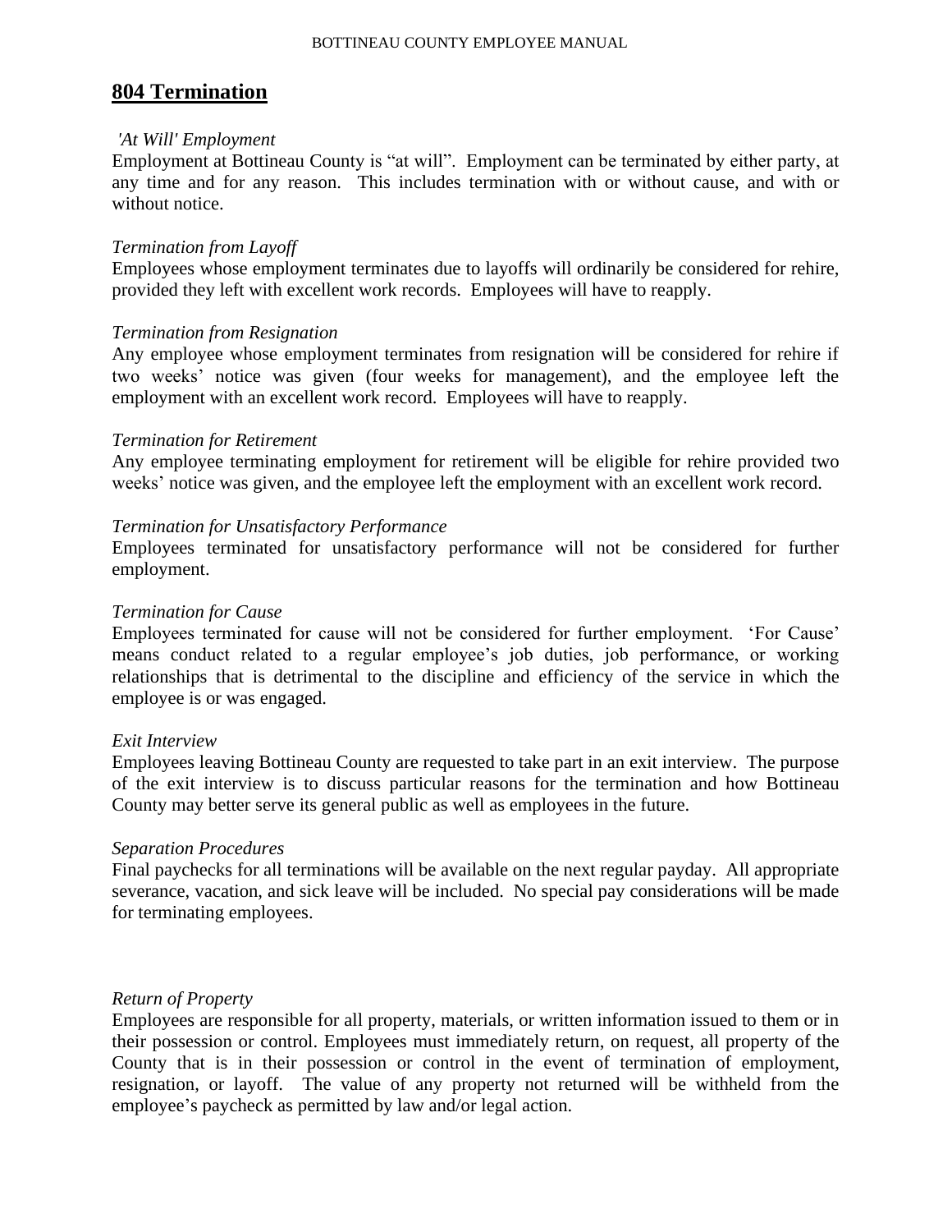## 804 Termination

*'At Will' Employment*

Employment at Bottineau County is "at will". Employment can be terminated by either party, at any time and for any reason. This includes termination with or without cause, and with or without notice.

*Termination from Layoff*

Employees whose employment terminates due to layoffs will ordinarily be considered for rehire, provided they left with excellent work records. Employees will have to reapply.

*Termination from Resignation*

Any employee whose employment terminates from resignation will be considered for rehire if two weeks' notice was given (four weeks for management), and the employee left the employment with an excellent work record. Employees will have to reapply.

*Termination for Retirement*

Any employee terminating employment for retirement will be eligible for rehire provided two weeks' notice was given, and the employee left the employment with an excellent work record.

*Termination for Unsatisfactory Performance*

Employees terminated for unsatisfactory performance will not be considered for further employment.

*Termination for Cause*

Employees terminated for cause will not be considered for further employment. 'For Cause' means conduct related to a regular employee's job duties, job performance, or working relationships that is detrimental to the discipline and efficiency of the service in which the employee is or was engaged.

*Exit Interview*

Employees leaving Bottineau County are requested to take part in an exit interview. The purpose of the exit interview is to discuss particular reasons for the termination and how Bottineau County may better serve its general public as well as employees in the future.

*Separation Procedures*

Final paychecks for all terminations will be available on the next regular payday. All appropriate severance, vacation, and sick leave will be included. No special pay considerations will be made for terminating employees.

*Return of Property*

Employees are responsible for all property, materials, or written information issued to them or in their possession or control. Employees must immediately return, on request, all property of the County that is in their possession or control in the event of termination of employment, resignation, or layoff. The value of any property not returned will be withheld from the employee's paycheck as permitted by law and/or legal action.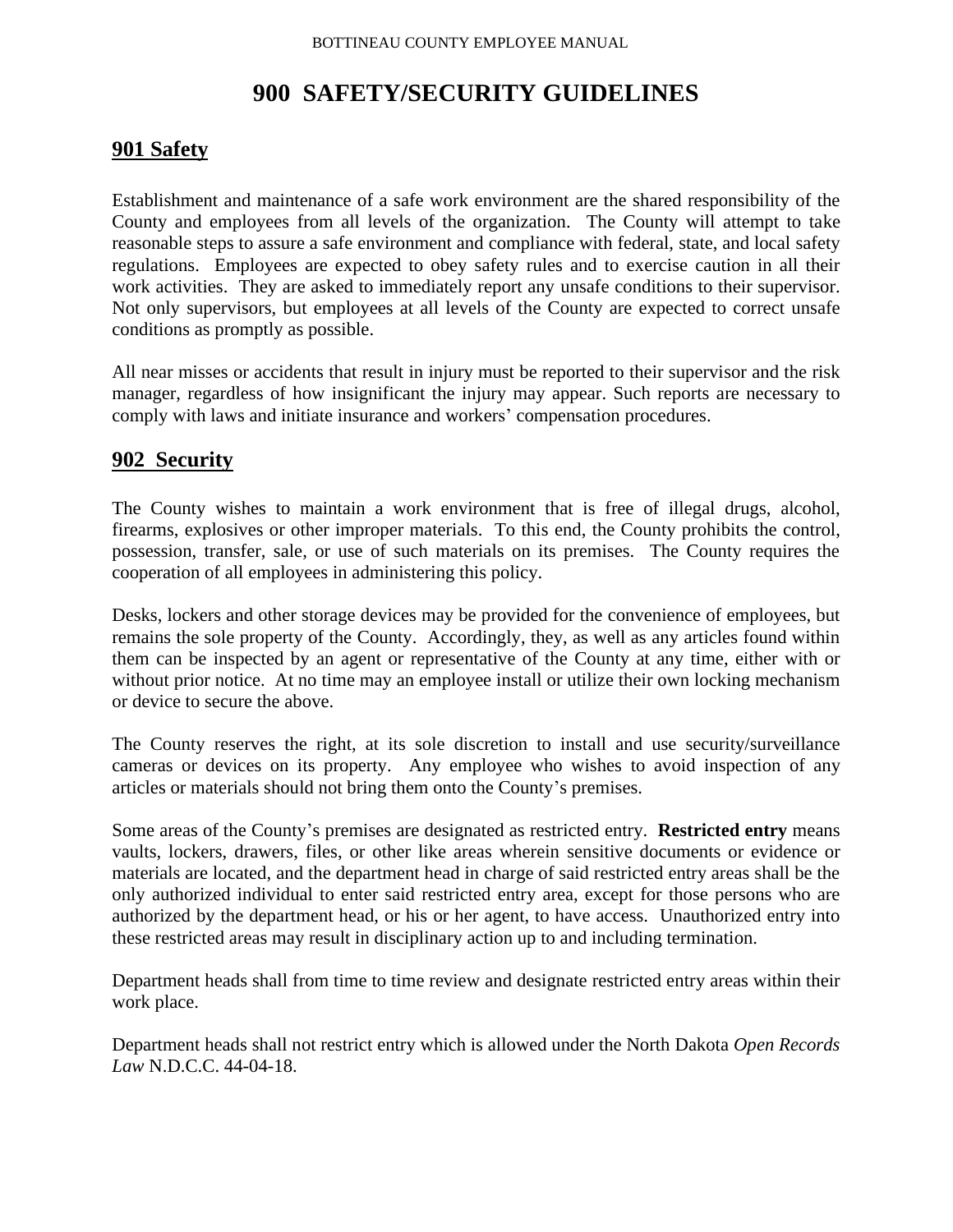# 900 SAFETY/SECURITY GUIDELINES

## 901 Safety

Establishment and maintenance of a safe work environment are the shared responsibility of the County and employees from all levels of the organization. The County will attempt to take reasonable steps to assure a safe environment and compliance with federal, state, and local safety regulations. Employees are expected to obey safety rules and to exercise caution in all their work activities. They are asked to immediately report any unsafe conditions to their supervisor. Not only supervisors, but employees at all levels of the County are expected to correct unsafe conditions as promptly as possible.

All near misses or accidents that result in injury must be reported to their supervisor and the risk manager, regardless of how insignificant the injury may appear. Such reports are necessary to comply with laws and initiate insurance and workers' compensation procedures.

## 902 Security

The County wishes to maintain a work environment that is free of illegal drugs, alcohol, firearms, explosives or other improper materials. To this end, the County prohibits the control, possession, transfer, sale, or use of such materials on its premises. The County requires the cooperation of all employees in administering this policy.

Desks, lockers and other storage devices may be provided for the convenience of employees, but remains the sole property of the County. Accordingly, they, as well as any articles found within them can be inspected by an agent or representative of the County at any time, either with or without prior notice. At no time may an employee install or utilize their own locking mechanism or device to secure the above.

The County reserves the right, at its sole discretion to install and use security/surveillance cameras or devices on its property. Any employee who wishes to avoid inspection of any articles or materials should not bring them onto the County's premises.

Some areas of the County's premises are designated as restricted entry. **Restricted entry** means vaults, lockers, drawers, files, or other like areas wherein sensitive documents or evidence or materials are located, and the department head in charge of said restricted entry areas shall be the only authorized individual to enter said restricted entry area, except for those persons who are authorized by the department head, or his or her agent, to have access. Unauthorized entry into these restricted areas may result in disciplinary action up to and including termination.

Department heads shall from time to time review and designate restricted entry areas within their work place.

Department heads shall not restrict entry which is allowed under the North Dakota *Open Records Law* N.D.C.C. 44-04-18.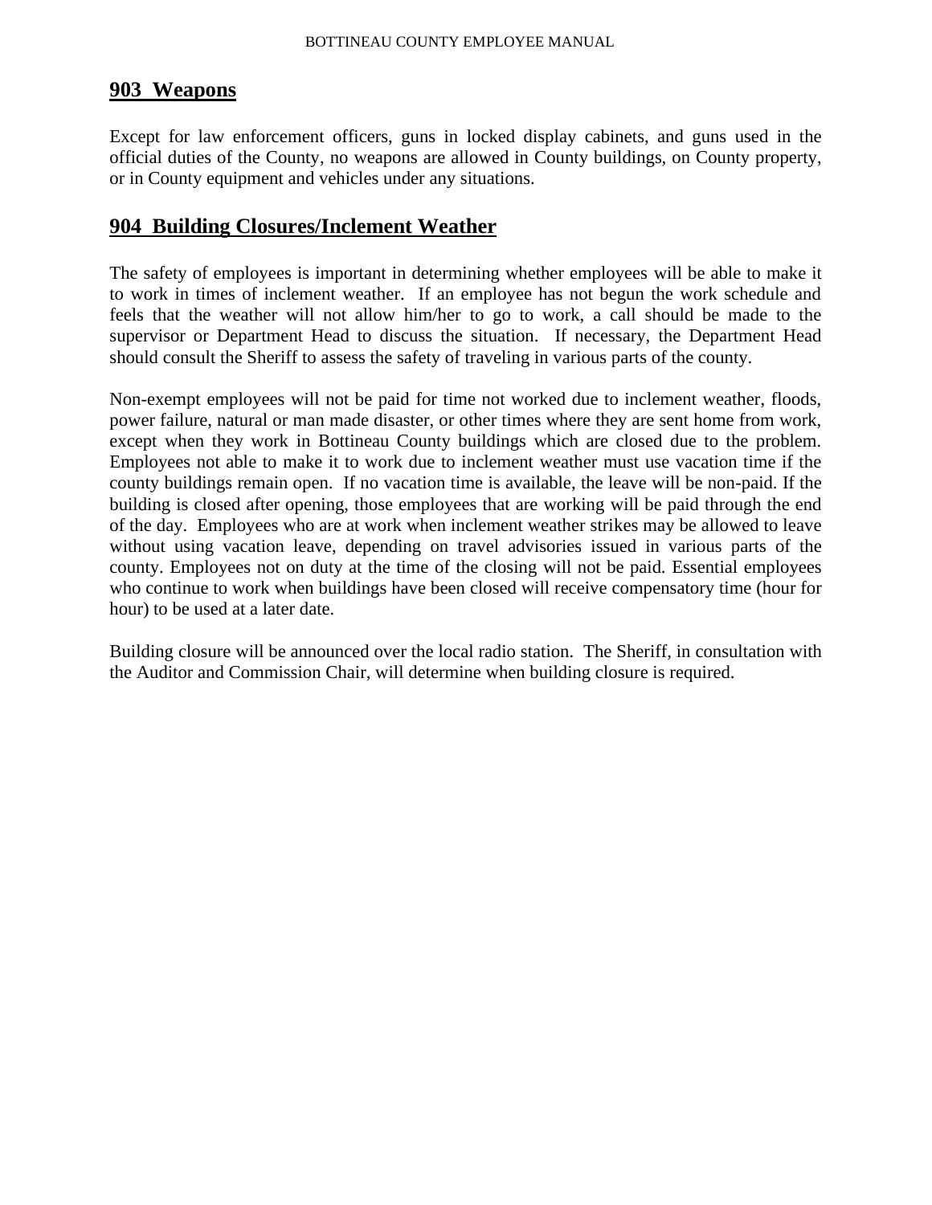## 903 Weapons

Except for law enforcement officers, guns in locked display cabinets, and guns used in the official duties of the County, no weapons are allowed in County buildings, on County property, or in County equipment and vehicles under any situations.

## 904 Building Closures/Inclement Weather

The safety of employees is important in determining whether employees will be able to make it to work in times of inclement weather. If an employee has not begun the work schedule and feels that the weather will not allow him/her to go to work, a call should be made to the supervisor or Department Head to discuss the situation. If necessary, the Department Head should consult the Sheriff to assess the safety of traveling in various parts of the county.

Non-exempt employees will not be paid for time not worked due to inclement weather, floods, power failure, natural or man made disaster, or other times where they are sent home from work, except when they work in Bottineau County buildings which are closed due to the problem. Employees not able to make it to work due to inclement weather must use vacation time if the county buildings remain open. If no vacation time is available, the leave will be non-paid. If the building is closed after opening, those employees that are working will be paid through the end of the day. Employees who are at work when inclement weather strikes may be allowed to leave without using vacation leave, depending on travel advisories issued in various parts of the county. Employees not on duty at the time of the closing will not be paid. Essential employees who continue to work when buildings have been closed will receive compensatory time (hour for hour) to be used at a later date.

Building closure will be announced over the local radio station. The Sheriff, in consultation with the Auditor and Commission Chair, will determine when building closure is required.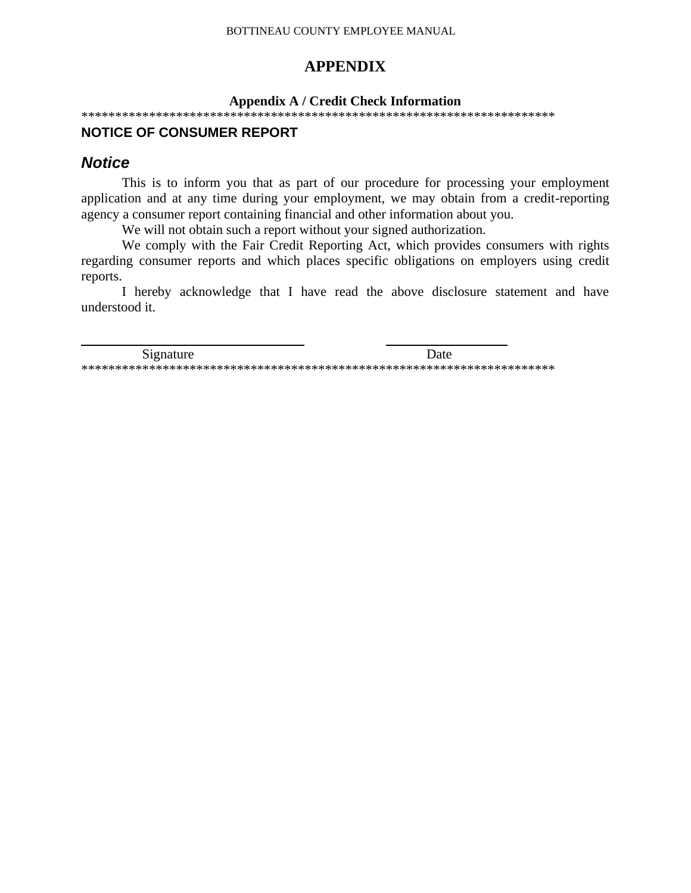# APPENDIX

### Appendix A / Credit Check Information

**********************************************************************

## NOTICE OF CONSUMER REPORT

### *Notice*

This is to inform you that as part of our procedure for processing your employment application and at any time during your employment, we may obtain from a credit-reporting agency a consumer report containing financial and other information about you.

We will not obtain such a report without your signed authorization.

We comply with the Fair Credit Reporting Act, which provides consumers with rights regarding consumer reports and which places specific obligations on employers using credit reports.

I hereby acknowledge that I have read the above disclosure statement and have understood it.

\_\_\_\_\_\_\_\_\_\_\_\_\_\_\_\_\_\_\_\_\_\_\_\_\_\_\_\_\_\_ \_\_\_\_\_\_\_\_\_\_\_\_\_\_\_\_
Signature Date

**********************************************************************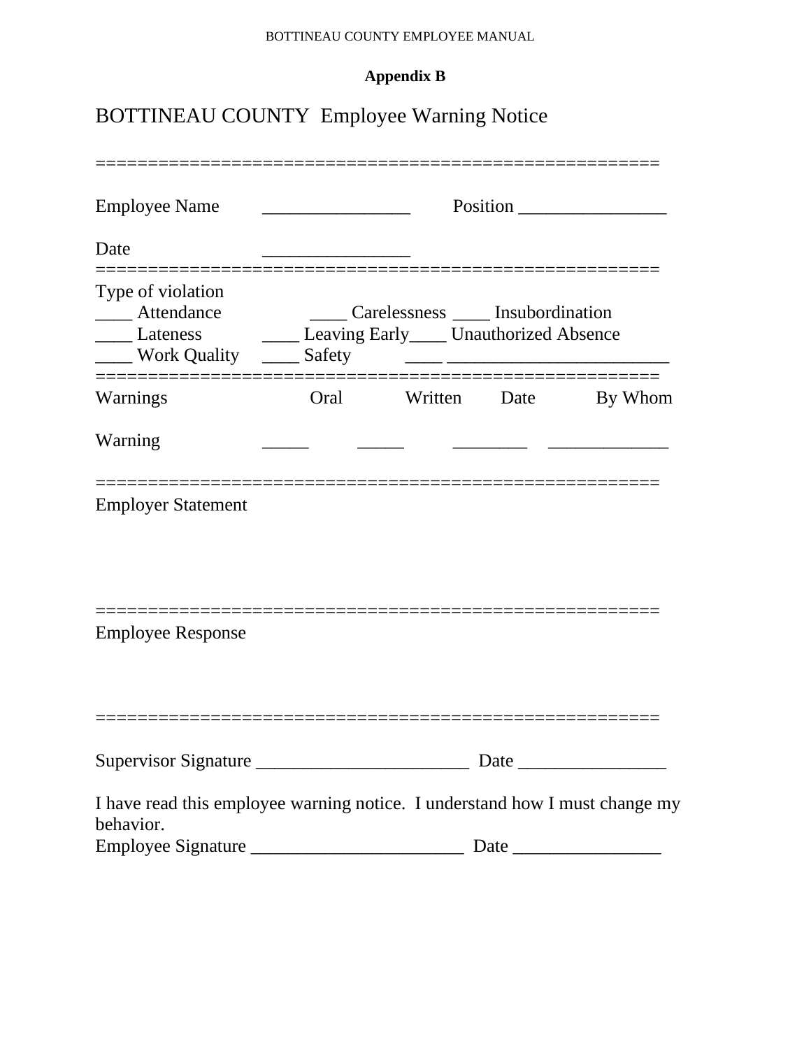**Appendix B**

# BOTTINEAU COUNTY Employee Warning Notice

======================================================

Employee Name ________________ Position ________________

Date ________________

======================================================

Type of violation

____ Attendance ____ Carelessness ____ Insubordination

____ Lateness ____ Leaving Early____ Unauthorized Absence

____ Work Quality ____ Safety ____ ________________________

======================================================

| Warnings | Oral | Written | Date | By Whom |
|---|---|---|---|---|
| Warning | _____ | _____ | ________ | _____________ |

======================================================

Employer Statement

======================================================

Employee Response

======================================================

Supervisor Signature _______________________ Date ________________

I have read this employee warning notice. I understand how I must change my behavior.

Employee Signature _______________________ Date ________________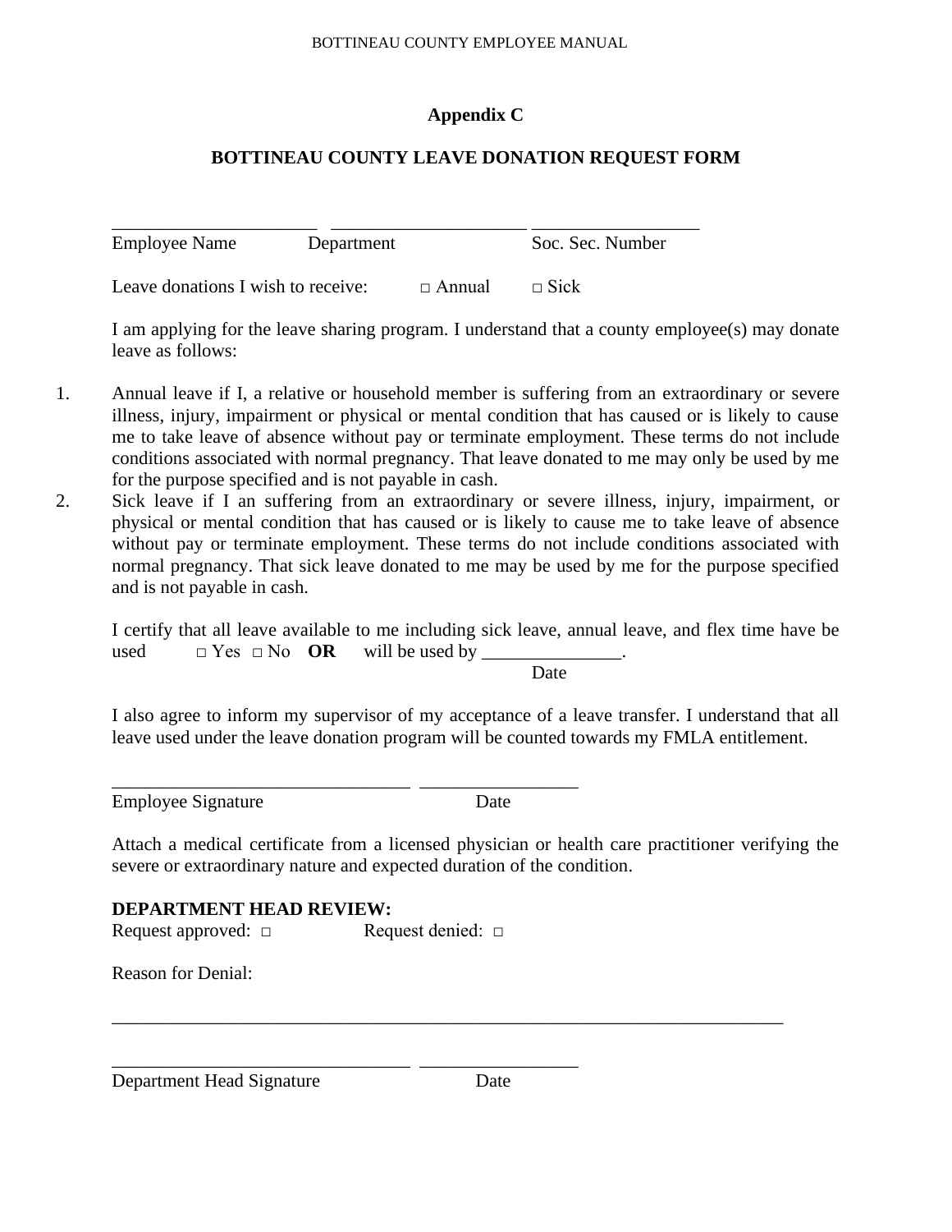## Appendix C

## BOTTINEAU COUNTY LEAVE DONATION REQUEST FORM

______________________ ______________________ __________________

Employee Name Department Soc. Sec. Number

Leave donations I wish to receive: □ Annual □ Sick

I am applying for the leave sharing program. I understand that a county employee(s) may donate leave as follows:

1. Annual leave if I, a relative or household member is suffering from an extraordinary or severe illness, injury, impairment or physical or mental condition that has caused or is likely to cause me to take leave of absence without pay or terminate employment. These terms do not include conditions associated with normal pregnancy. That leave donated to me may only be used by me for the purpose specified and is not payable in cash.
2. Sick leave if I an suffering from an extraordinary or severe illness, injury, impairment, or physical or mental condition that has caused or is likely to cause me to take leave of absence without pay or terminate employment. These terms do not include conditions associated with normal pregnancy. That sick leave donated to me may be used by me for the purpose specified and is not payable in cash.

I certify that all leave available to me including sick leave, annual leave, and flex time have be used □ Yes □ No **OR** will be used by _______________.
Date

I also agree to inform my supervisor of my acceptance of a leave transfer. I understand that all leave used under the leave donation program will be counted towards my FMLA entitlement.

________________________________ _________________

Employee Signature Date

Attach a medical certificate from a licensed physician or health care practitioner verifying the severe or extraordinary nature and expected duration of the condition.

**DEPARTMENT HEAD REVIEW:**
Request approved: □ Request denied: □

Reason for Denial:

________________________________________________________________________

________________________________ _________________

Department Head Signature Date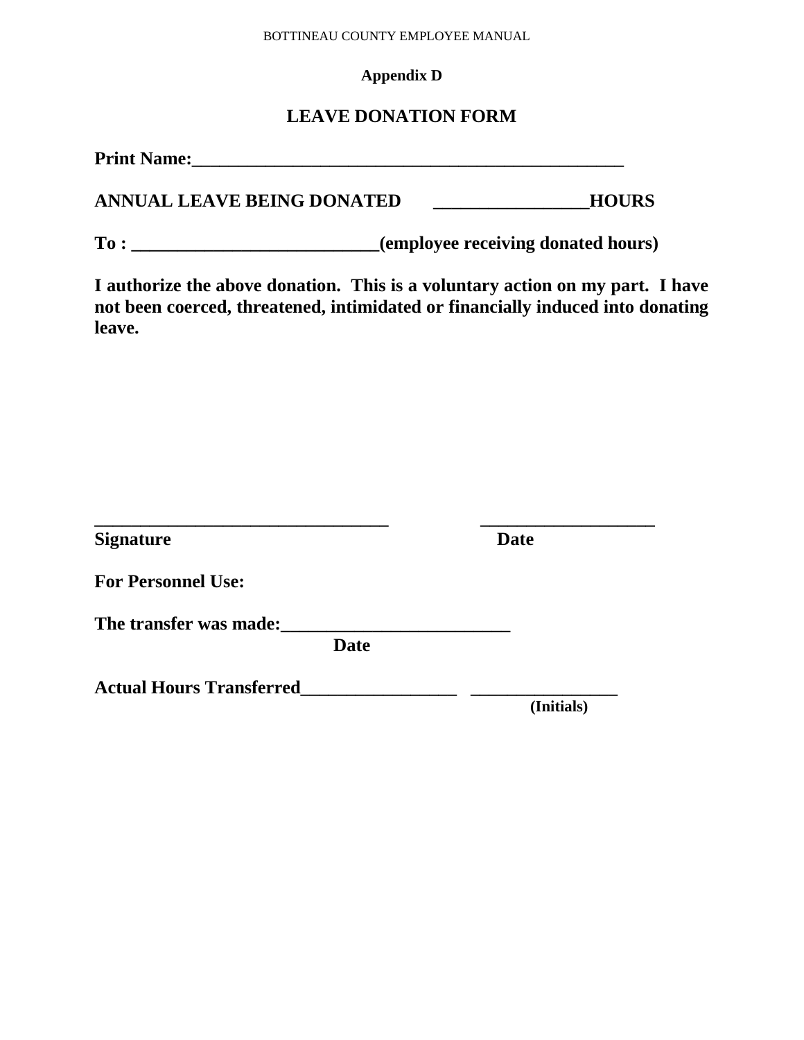## Appendix D

# LEAVE DONATION FORM

**Print Name:________________________________________________**

**ANNUAL LEAVE BEING DONATED \_\_\_\_\_\_\_\_\_\_\_\_\_\_\_\_\_HOURS**

**To : ___________________________(employee receiving donated hours)**

**I authorize the above donation. This is a voluntary action on my part. I have not been coerced, threatened, intimidated or financially induced into donating leave.**

**_________________________________ \_\_\_\_\_\_\_\_\_\_\_\_\_\_\_\_\_\_\_**
**Signature Date**

**For Personnel Use:**

**The transfer was made:_________________________**
**Date**

**Actual Hours Transferred_________________ \_\_\_\_\_\_\_\_\_\_\_\_\_\_\_\_**
**(Initials)**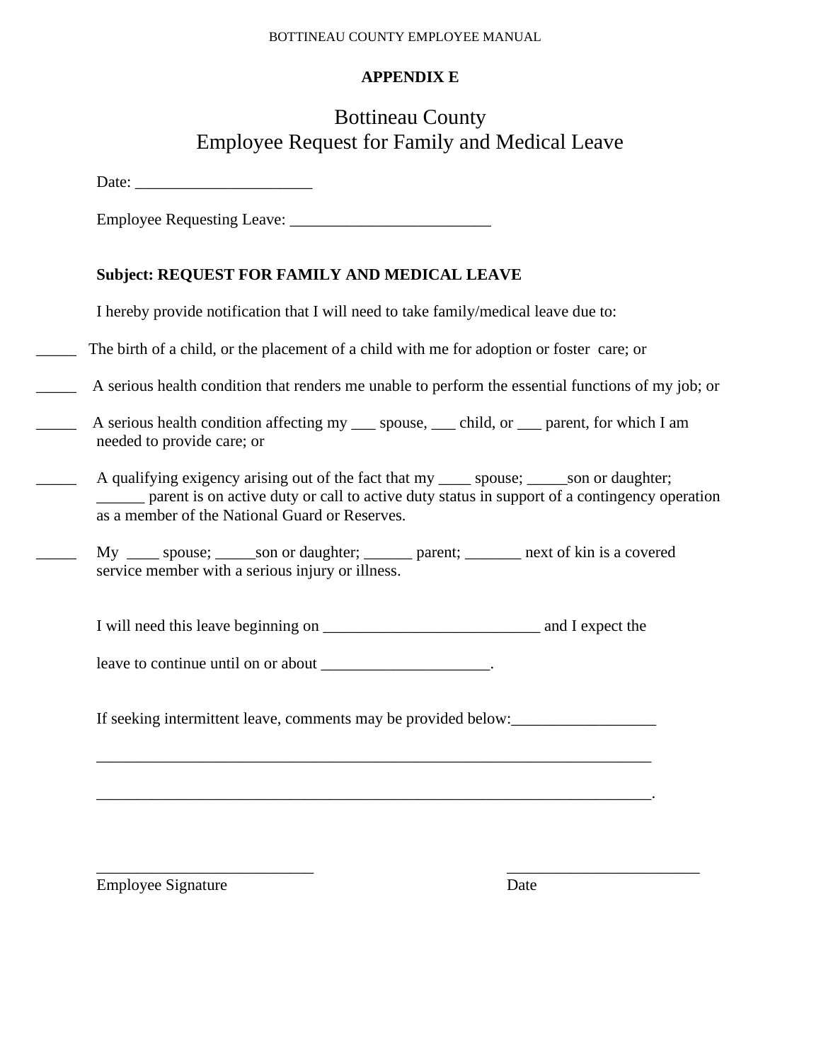**APPENDIX E**

# Bottineau County
## Employee Request for Family and Medical Leave

Date: ______________________

Employee Requesting Leave: _________________________

**Subject: REQUEST FOR FAMILY AND MEDICAL LEAVE**

I hereby provide notification that I will need to take family/medical leave due to:

_____ The birth of a child, or the placement of a child with me for adoption or foster care; or

_____ A serious health condition that renders me unable to perform the essential functions of my job; or

_____ A serious health condition affecting my ___ spouse, ___ child, or ___ parent, for which I am needed to provide care; or

_____ A qualifying exigency arising out of the fact that my ____ spouse; _____son or daughter; ______ parent is on active duty or call to active duty status in support of a contingency operation as a member of the National Guard or Reserves.

_____ My ____ spouse; _____son or daughter; ______ parent; _______ next of kin is a covered service member with a serious injury or illness.

I will need this leave beginning on ___________________________ and I expect the

leave to continue until on or about _____________________.

If seeking intermittent leave, comments may be provided below:__________________

_______________________________________________________________________

_______________________________________________________________________.

___________________________ ________________________

Employee Signature Date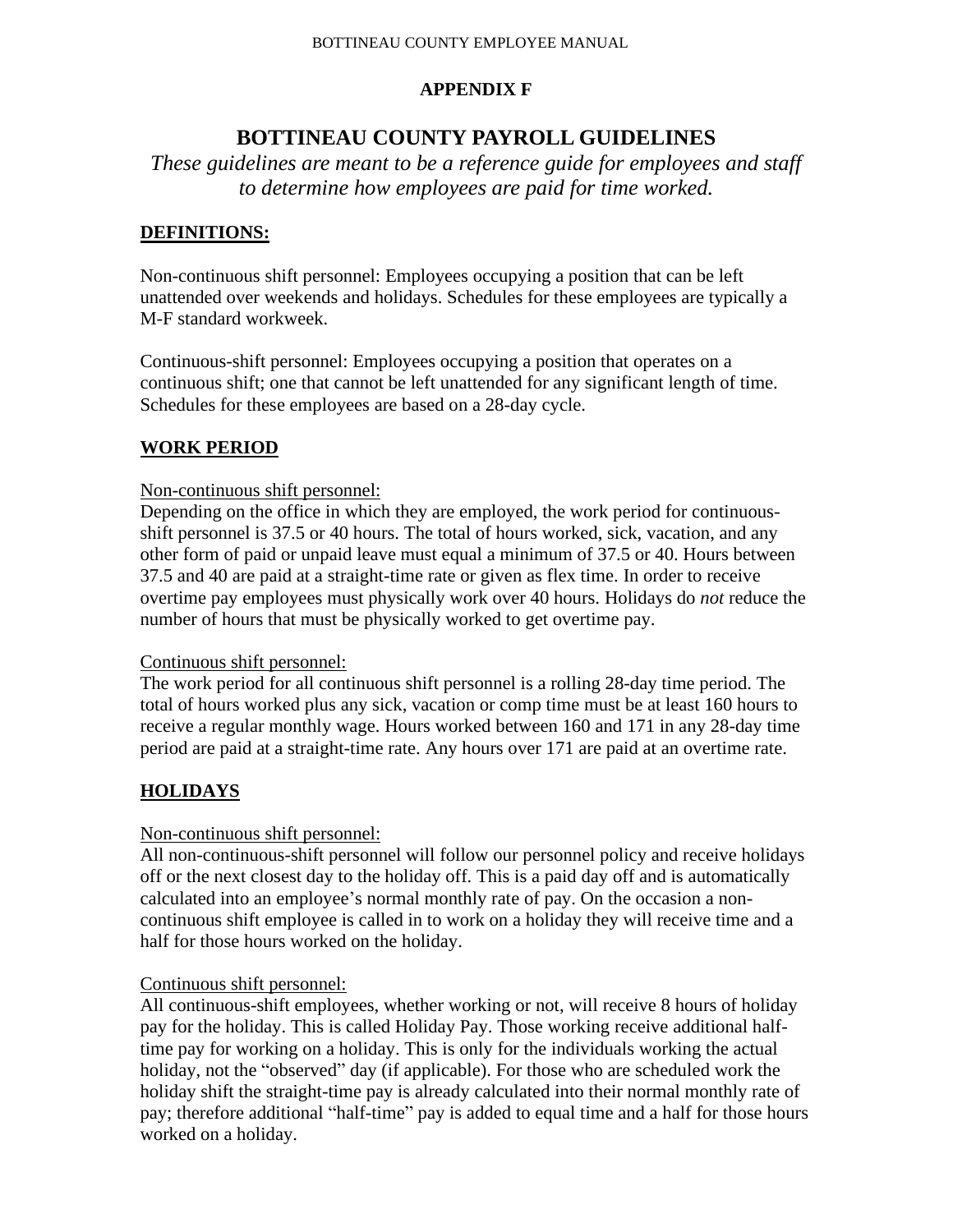## APPENDIX F

# BOTTINEAU COUNTY PAYROLL GUIDELINES

*These guidelines are meant to be a reference guide for employees and staff to determine how employees are paid for time worked.*

### DEFINITIONS:

Non-continuous shift personnel: Employees occupying a position that can be left unattended over weekends and holidays. Schedules for these employees are typically a M-F standard workweek.

Continuous-shift personnel: Employees occupying a position that operates on a continuous shift; one that cannot be left unattended for any significant length of time. Schedules for these employees are based on a 28-day cycle.

### WORK PERIOD

Non-continuous shift personnel:
Depending on the office in which they are employed, the work period for continuous-shift personnel is 37.5 or 40 hours. The total of hours worked, sick, vacation, and any other form of paid or unpaid leave must equal a minimum of 37.5 or 40. Hours between 37.5 and 40 are paid at a straight-time rate or given as flex time. In order to receive overtime pay employees must physically work over 40 hours. Holidays do *not* reduce the number of hours that must be physically worked to get overtime pay.

Continuous shift personnel:
The work period for all continuous shift personnel is a rolling 28-day time period. The total of hours worked plus any sick, vacation or comp time must be at least 160 hours to receive a regular monthly wage. Hours worked between 160 and 171 in any 28-day time period are paid at a straight-time rate. Any hours over 171 are paid at an overtime rate.

### HOLIDAYS

Non-continuous shift personnel:
All non-continuous-shift personnel will follow our personnel policy and receive holidays off or the next closest day to the holiday off. This is a paid day off and is automatically calculated into an employee's normal monthly rate of pay. On the occasion a non-continuous shift employee is called in to work on a holiday they will receive time and a half for those hours worked on the holiday.

Continuous shift personnel:
All continuous-shift employees, whether working or not, will receive 8 hours of holiday pay for the holiday. This is called Holiday Pay. Those working receive additional half-time pay for working on a holiday. This is only for the individuals working the actual holiday, not the "observed" day (if applicable). For those who are scheduled work the holiday shift the straight-time pay is already calculated into their normal monthly rate of pay; therefore additional "half-time" pay is added to equal time and a half for those hours worked on a holiday.